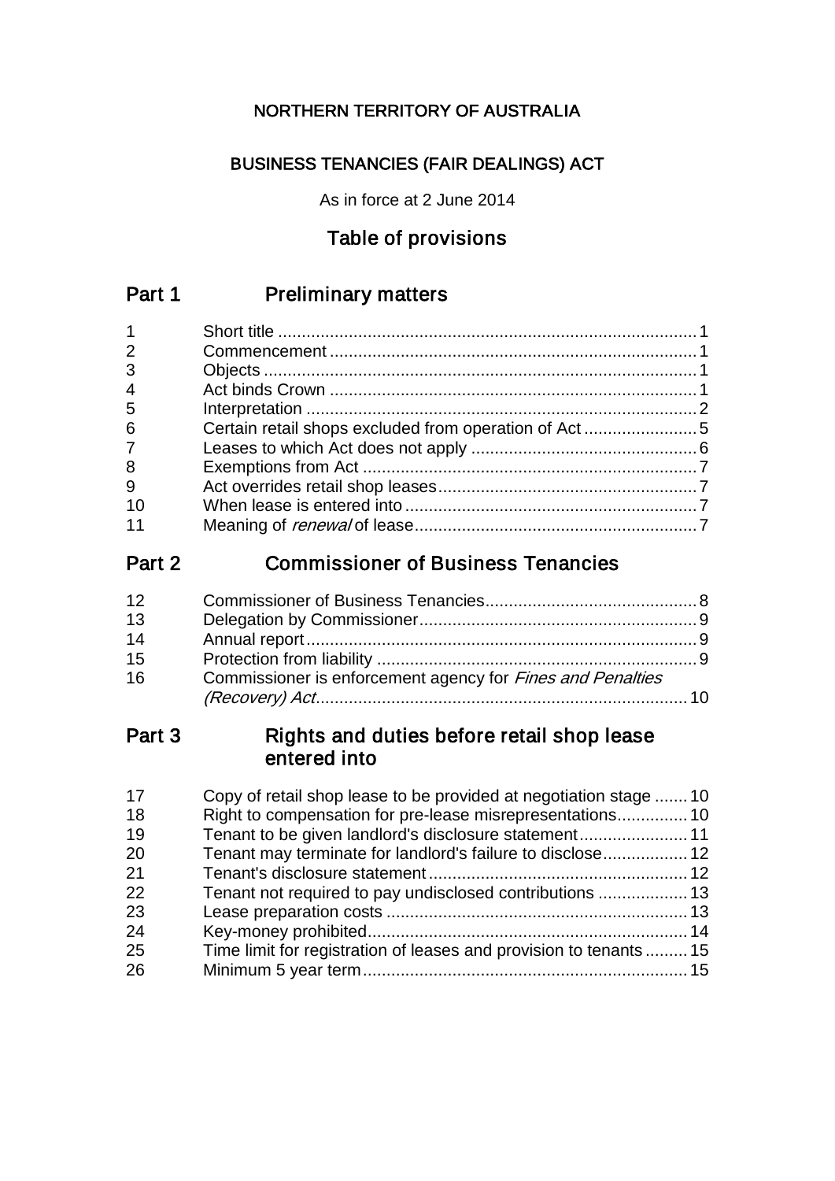NORTHERN TERRITORY OF AUSTRALIA

BUSINESS TENANCIES (FAIR DEALINGS) ACT

As in force at 2 June 2014

# Table of provisions

## Part 1 Preliminary matters

| | | |
|---|---|---|
| 1 | Short title | 1 |
| 2 | Commencement | 1 |
| 3 | Objects | 1 |
| 4 | Act binds Crown | 1 |
| 5 | Interpretation | 2 |
| 6 | Certain retail shops excluded from operation of Act | 5 |
| 7 | Leases to which Act does not apply | 6 |
| 8 | Exemptions from Act | 7 |
| 9 | Act overrides retail shop leases | 7 |
| 10 | When lease is entered into | 7 |
| 11 | Meaning of *renewal* of lease | 7 |

## Part 2 Commissioner of Business Tenancies

| | | |
|---|---|---|
| 12 | Commissioner of Business Tenancies | 8 |
| 13 | Delegation by Commissioner | 9 |
| 14 | Annual report | 9 |
| 15 | Protection from liability | 9 |
| 16 | Commissioner is enforcement agency for *Fines and Penalties (Recovery) Act* | 10 |

## Part 3 Rights and duties before retail shop lease entered into

| | | |
|---|---|---|
| 17 | Copy of retail shop lease to be provided at negotiation stage | 10 |
| 18 | Right to compensation for pre-lease misrepresentations | 10 |
| 19 | Tenant to be given landlord's disclosure statement | 11 |
| 20 | Tenant may terminate for landlord's failure to disclose | 12 |
| 21 | Tenant's disclosure statement | 12 |
| 22 | Tenant not required to pay undisclosed contributions | 13 |
| 23 | Lease preparation costs | 13 |
| 24 | Key-money prohibited | 14 |
| 25 | Time limit for registration of leases and provision to tenants | 15 |
| 26 | Minimum 5 year term | 15 |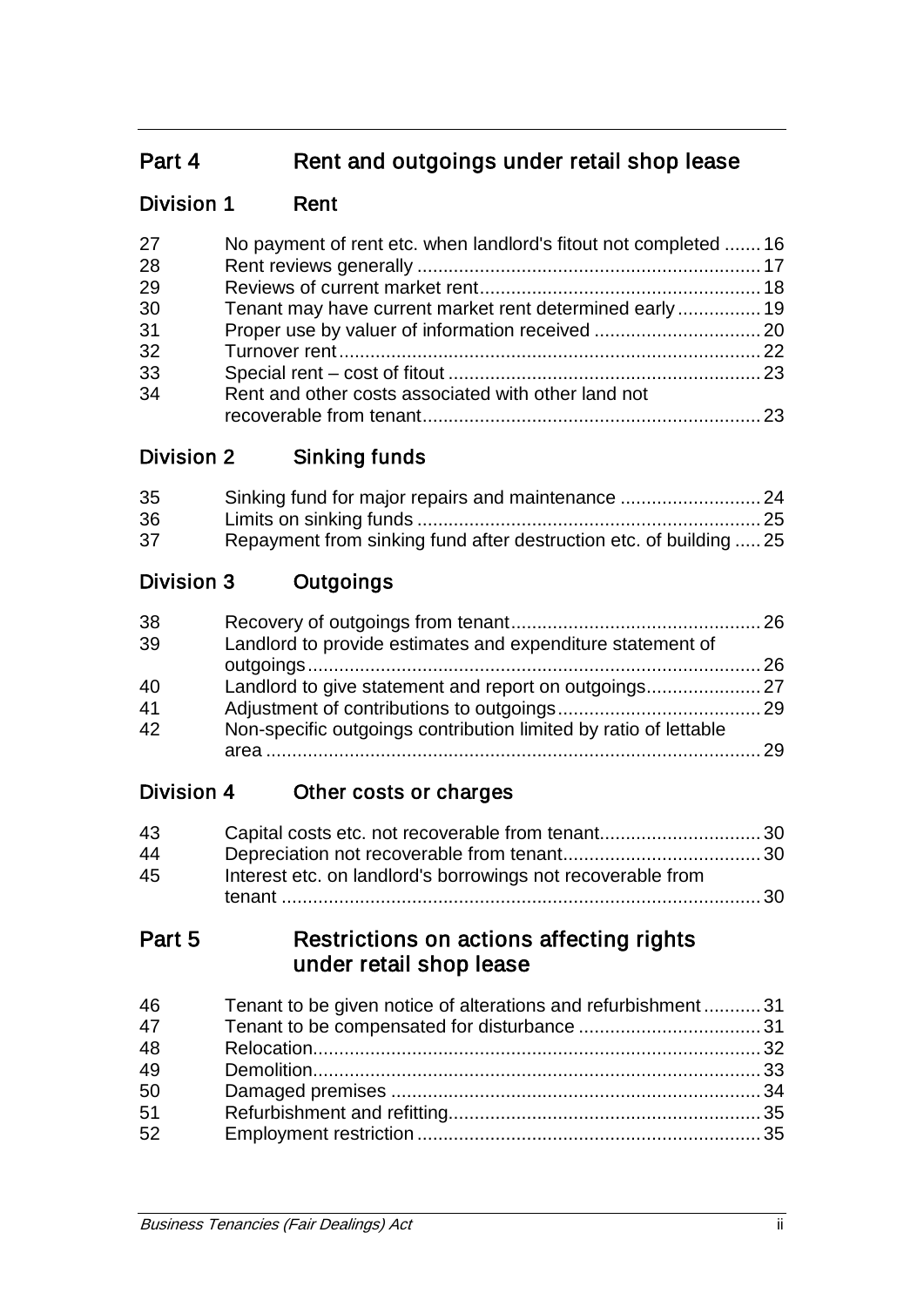## Part 4 Rent and outgoings under retail shop lease

### Division 1 Rent

| | | |
|---|---|---|
| 27 | No payment of rent etc. when landlord's fitout not completed | 16 |
| 28 | Rent reviews generally | 17 |
| 29 | Reviews of current market rent | 18 |
| 30 | Tenant may have current market rent determined early | 19 |
| 31 | Proper use by valuer of information received | 20 |
| 32 | Turnover rent | 22 |
| 33 | Special rent – cost of fitout | 23 |
| 34 | Rent and other costs associated with other land not recoverable from tenant | 23 |

### Division 2 Sinking funds

| | | |
|---|---|---|
| 35 | Sinking fund for major repairs and maintenance | 24 |
| 36 | Limits on sinking funds | 25 |
| 37 | Repayment from sinking fund after destruction etc. of building | 25 |

### Division 3 Outgoings

| | | |
|---|---|---|
| 38 | Recovery of outgoings from tenant | 26 |
| 39 | Landlord to provide estimates and expenditure statement of outgoings | 26 |
| 40 | Landlord to give statement and report on outgoings | 27 |
| 41 | Adjustment of contributions to outgoings | 29 |
| 42 | Non-specific outgoings contribution limited by ratio of lettable area | 29 |

### Division 4 Other costs or charges

| | | |
|---|---|---|
| 43 | Capital costs etc. not recoverable from tenant | 30 |
| 44 | Depreciation not recoverable from tenant | 30 |
| 45 | Interest etc. on landlord's borrowings not recoverable from tenant | 30 |

## Part 5 Restrictions on actions affecting rights under retail shop lease

| | | |
|---|---|---|
| 46 | Tenant to be given notice of alterations and refurbishment | 31 |
| 47 | Tenant to be compensated for disturbance | 31 |
| 48 | Relocation | 32 |
| 49 | Demolition | 33 |
| 50 | Damaged premises | 34 |
| 51 | Refurbishment and refitting | 35 |
| 52 | Employment restriction | 35 |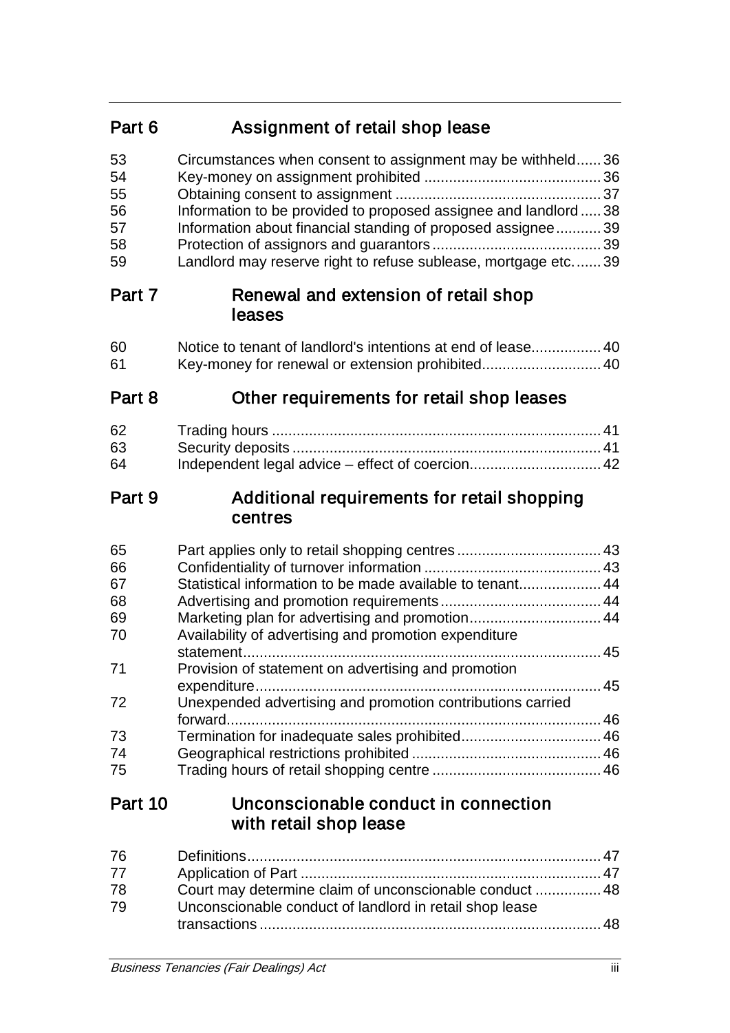## Part 6 Assignment of retail shop lease

| | | |
|---|---|---|
| 53 | Circumstances when consent to assignment may be withheld | 36 |
| 54 | Key-money on assignment prohibited | 36 |
| 55 | Obtaining consent to assignment | 37 |
| 56 | Information to be provided to proposed assignee and landlord | 38 |
| 57 | Information about financial standing of proposed assignee | 39 |
| 58 | Protection of assignors and guarantors | 39 |
| 59 | Landlord may reserve right to refuse sublease, mortgage etc. | 39 |

## Part 7 Renewal and extension of retail shop leases

| | | |
|---|---|---|
| 60 | Notice to tenant of landlord's intentions at end of lease | 40 |
| 61 | Key-money for renewal or extension prohibited | 40 |

## Part 8 Other requirements for retail shop leases

| | | |
|---|---|---|
| 62 | Trading hours | 41 |
| 63 | Security deposits | 41 |
| 64 | Independent legal advice – effect of coercion | 42 |

## Part 9 Additional requirements for retail shopping centres

| | | |
|---|---|---|
| 65 | Part applies only to retail shopping centres | 43 |
| 66 | Confidentiality of turnover information | 43 |
| 67 | Statistical information to be made available to tenant | 44 |
| 68 | Advertising and promotion requirements | 44 |
| 69 | Marketing plan for advertising and promotion | 44 |
| 70 | Availability of advertising and promotion expenditure statement | 45 |
| 71 | Provision of statement on advertising and promotion expenditure | 45 |
| 72 | Unexpended advertising and promotion contributions carried forward | 46 |
| 73 | Termination for inadequate sales prohibited | 46 |
| 74 | Geographical restrictions prohibited | 46 |
| 75 | Trading hours of retail shopping centre | 46 |

## Part 10 Unconscionable conduct in connection with retail shop lease

| | | |
|---|---|---|
| 76 | Definitions | 47 |
| 77 | Application of Part | 47 |
| 78 | Court may determine claim of unconscionable conduct | 48 |
| 79 | Unconscionable conduct of landlord in retail shop lease transactions | 48 |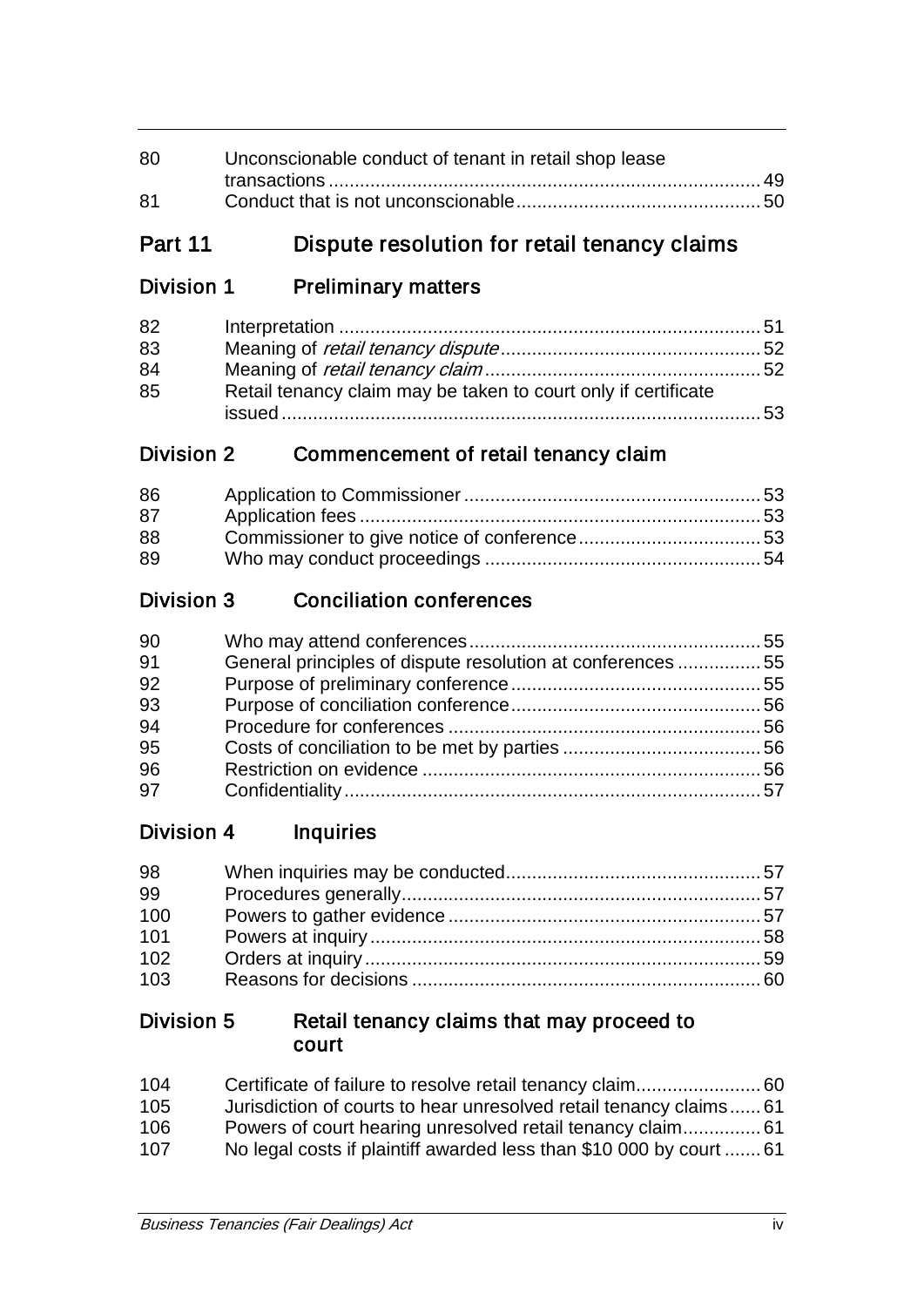| | | |
|---|---|---|
| 80 | Unconscionable conduct of tenant in retail shop lease transactions | 49 |
| 81 | Conduct that is not unconscionable | 50 |

## Part 11 Dispute resolution for retail tenancy claims

### Division 1 Preliminary matters

| | | |
|---|---|---|
| 82 | Interpretation | 51 |
| 83 | Meaning of *retail tenancy dispute* | 52 |
| 84 | Meaning of *retail tenancy claim* | 52 |
| 85 | Retail tenancy claim may be taken to court only if certificate issued | 53 |

### Division 2 Commencement of retail tenancy claim

| | | |
|---|---|---|
| 86 | Application to Commissioner | 53 |
| 87 | Application fees | 53 |
| 88 | Commissioner to give notice of conference | 53 |
| 89 | Who may conduct proceedings | 54 |

### Division 3 Conciliation conferences

| | | |
|---|---|---|
| 90 | Who may attend conferences | 55 |
| 91 | General principles of dispute resolution at conferences | 55 |
| 92 | Purpose of preliminary conference | 55 |
| 93 | Purpose of conciliation conference | 56 |
| 94 | Procedure for conferences | 56 |
| 95 | Costs of conciliation to be met by parties | 56 |
| 96 | Restriction on evidence | 56 |
| 97 | Confidentiality | 57 |

### Division 4 Inquiries

| | | |
|---|---|---|
| 98 | When inquiries may be conducted | 57 |
| 99 | Procedures generally | 57 |
| 100 | Powers to gather evidence | 57 |
| 101 | Powers at inquiry | 58 |
| 102 | Orders at inquiry | 59 |
| 103 | Reasons for decisions | 60 |

### Division 5 Retail tenancy claims that may proceed to court

| | | |
|---|---|---|
| 104 | Certificate of failure to resolve retail tenancy claim | 60 |
| 105 | Jurisdiction of courts to hear unresolved retail tenancy claims | 61 |
| 106 | Powers of court hearing unresolved retail tenancy claim | 61 |
| 107 | No legal costs if plaintiff awarded less than $10 000 by court | 61 |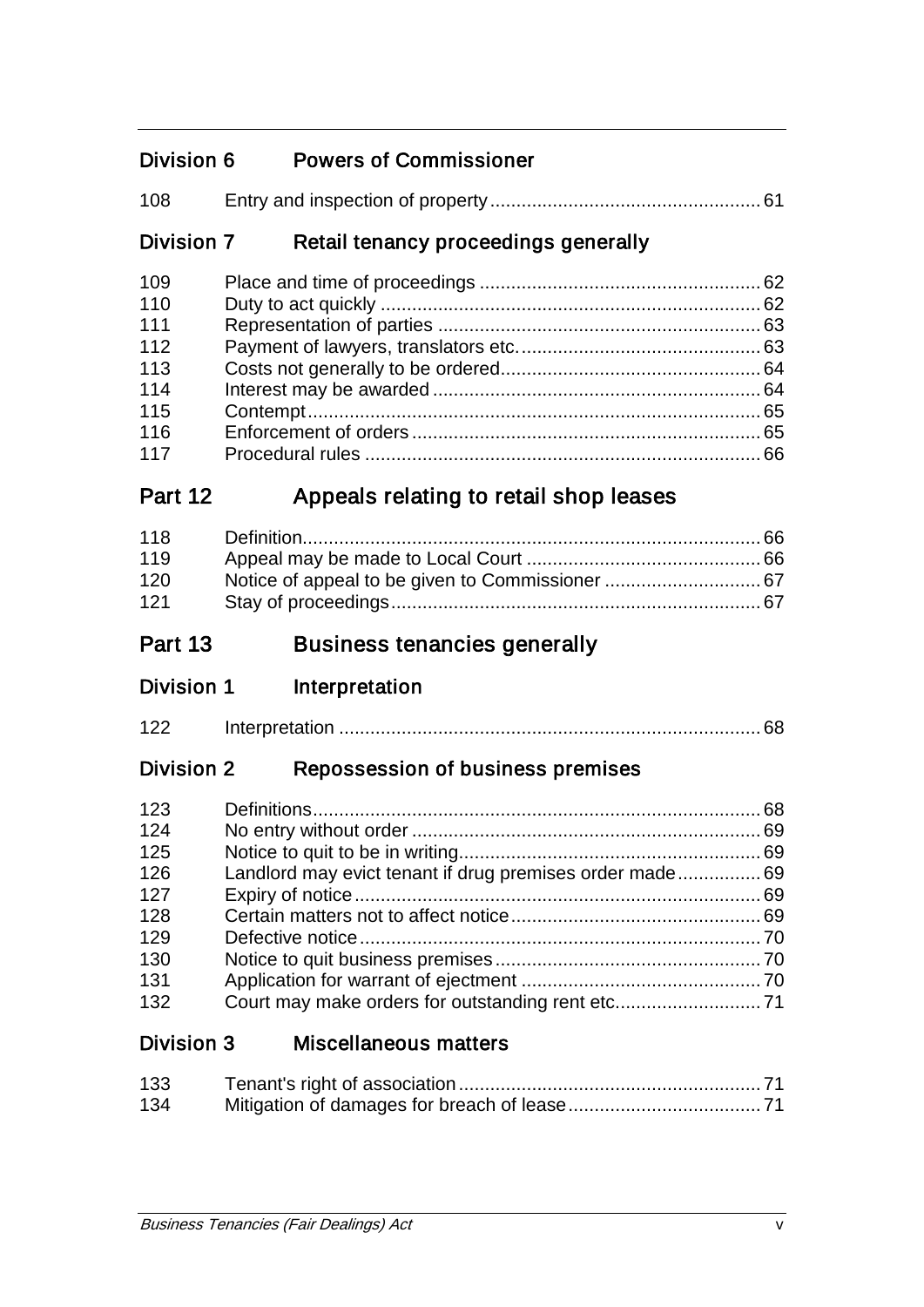## Division 6 Powers of Commissioner

| | | |
|---|---|---|
| 108 | Entry and inspection of property | 61 |

## Division 7 Retail tenancy proceedings generally

| | | |
|---|---|---|
| 109 | Place and time of proceedings | 62 |
| 110 | Duty to act quickly | 62 |
| 111 | Representation of parties | 63 |
| 112 | Payment of lawyers, translators etc. | 63 |
| 113 | Costs not generally to be ordered | 64 |
| 114 | Interest may be awarded | 64 |
| 115 | Contempt | 65 |
| 116 | Enforcement of orders | 65 |
| 117 | Procedural rules | 66 |

# Part 12 Appeals relating to retail shop leases

| | | |
|---|---|---|
| 118 | Definition | 66 |
| 119 | Appeal may be made to Local Court | 66 |
| 120 | Notice of appeal to be given to Commissioner | 67 |
| 121 | Stay of proceedings | 67 |

# Part 13 Business tenancies generally

## Division 1 Interpretation

| | | |
|---|---|---|
| 122 | Interpretation | 68 |

## Division 2 Repossession of business premises

| | | |
|---|---|---|
| 123 | Definitions | 68 |
| 124 | No entry without order | 69 |
| 125 | Notice to quit to be in writing | 69 |
| 126 | Landlord may evict tenant if drug premises order made | 69 |
| 127 | Expiry of notice | 69 |
| 128 | Certain matters not to affect notice | 69 |
| 129 | Defective notice | 70 |
| 130 | Notice to quit business premises | 70 |
| 131 | Application for warrant of ejectment | 70 |
| 132 | Court may make orders for outstanding rent etc. | 71 |

## Division 3 Miscellaneous matters

| | | |
|---|---|---|
| 133 | Tenant's right of association | 71 |
| 134 | Mitigation of damages for breach of lease | 71 |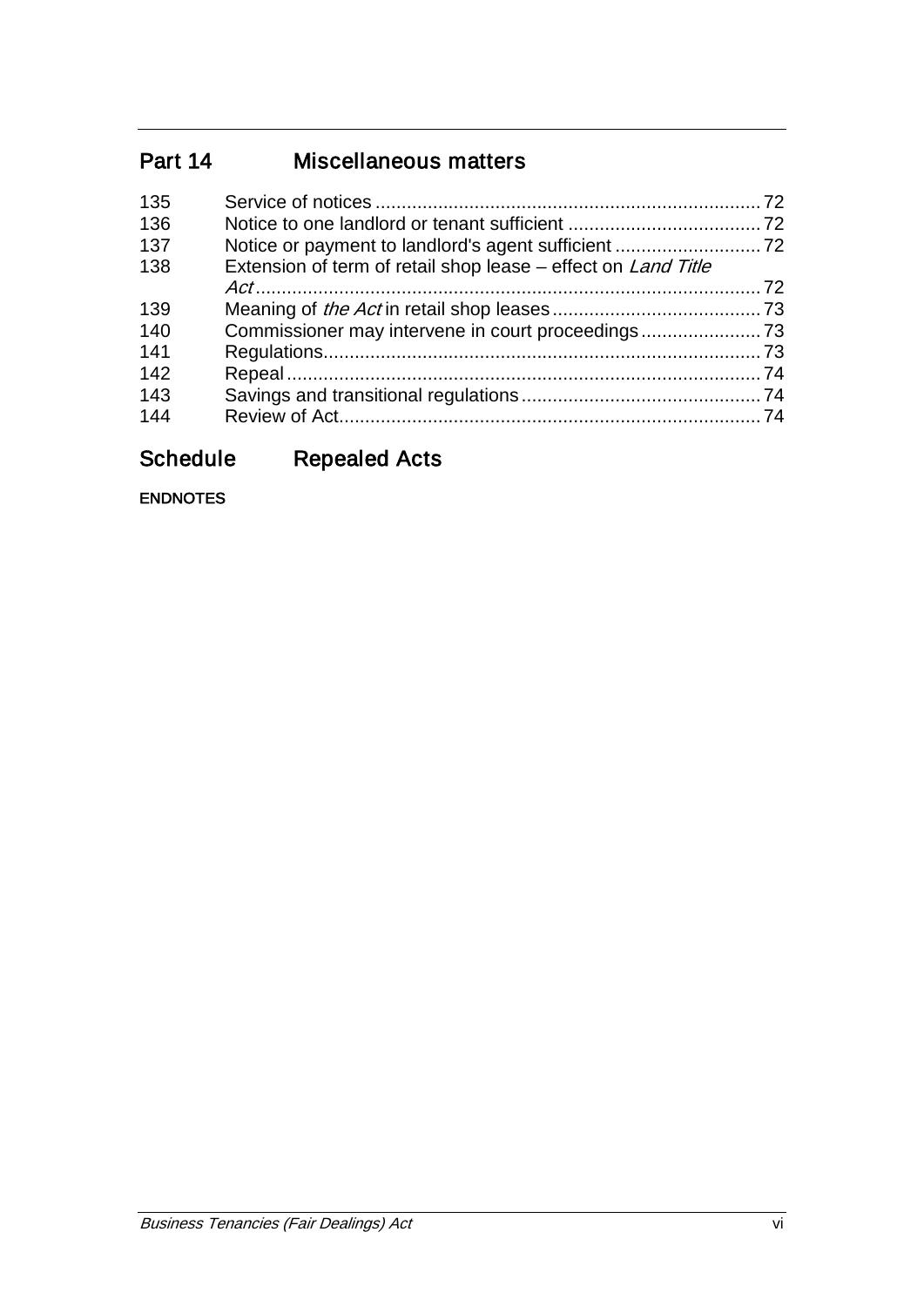## Part 14 Miscellaneous matters

| | | |
|---|---|---|
| 135 | Service of notices | 72 |
| 136 | Notice to one landlord or tenant sufficient | 72 |
| 137 | Notice or payment to landlord's agent sufficient | 72 |
| 138 | Extension of term of retail shop lease – effect on *Land Title Act* | 72 |
| 139 | Meaning of *the Act* in retail shop leases | 73 |
| 140 | Commissioner may intervene in court proceedings | 73 |
| 141 | Regulations | 73 |
| 142 | Repeal | 74 |
| 143 | Savings and transitional regulations | 74 |
| 144 | Review of Act | 74 |

## Schedule Repealed Acts

**ENDNOTES**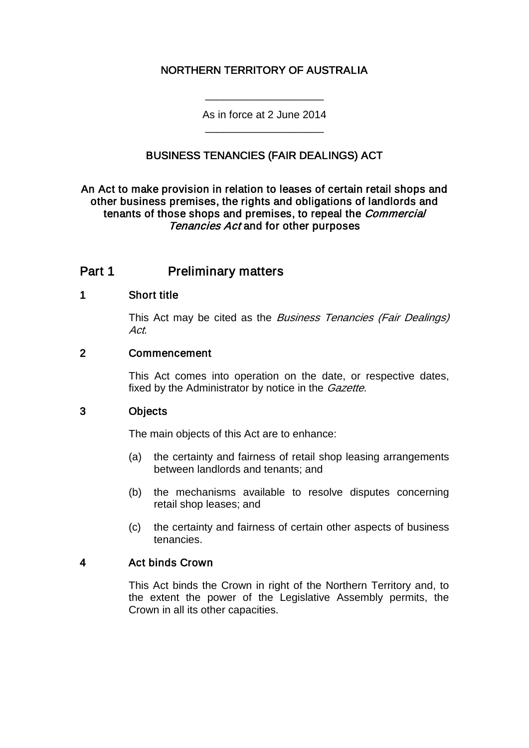NORTHERN TERRITORY OF AUSTRALIA

As in force at 2 June 2014

# BUSINESS TENANCIES (FAIR DEALINGS) ACT

**An Act to make provision in relation to leases of certain retail shops and other business premises, the rights and obligations of landlords and tenants of those shops and premises, to repeal the *Commercial Tenancies Act* and for other purposes**

## Part 1 Preliminary matters

### 1 Short title

This Act may be cited as the *Business Tenancies (Fair Dealings) Act*.

### 2 Commencement

This Act comes into operation on the date, or respective dates, fixed by the Administrator by notice in the *Gazette*.

### 3 Objects

The main objects of this Act are to enhance:

(a) the certainty and fairness of retail shop leasing arrangements between landlords and tenants; and

(b) the mechanisms available to resolve disputes concerning retail shop leases; and

(c) the certainty and fairness of certain other aspects of business tenancies.

### 4 Act binds Crown

This Act binds the Crown in right of the Northern Territory and, to the extent the power of the Legislative Assembly permits, the Crown in all its other capacities.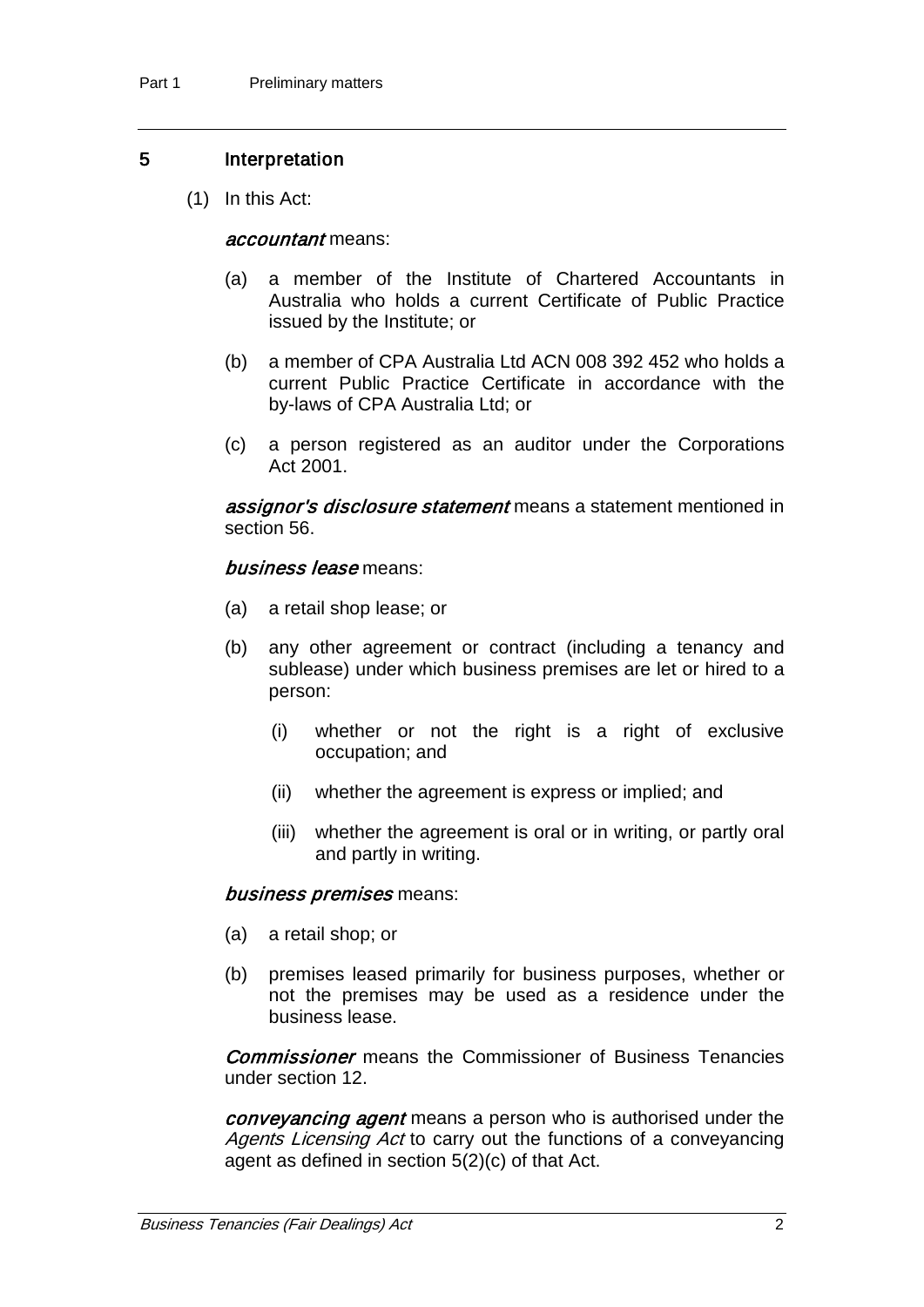## 5 Interpretation

(1) In this Act:

***accountant*** means:

(a) a member of the Institute of Chartered Accountants in Australia who holds a current Certificate of Public Practice issued by the Institute; or

(b) a member of CPA Australia Ltd ACN 008 392 452 who holds a current Public Practice Certificate in accordance with the by-laws of CPA Australia Ltd; or

(c) a person registered as an auditor under the Corporations Act 2001.

***assignor's disclosure statement*** means a statement mentioned in section 56.

***business lease*** means:

(a) a retail shop lease; or

(b) any other agreement or contract (including a tenancy and sublease) under which business premises are let or hired to a person:

(i) whether or not the right is a right of exclusive occupation; and

(ii) whether the agreement is express or implied; and

(iii) whether the agreement is oral or in writing, or partly oral and partly in writing.

***business premises*** means:

(a) a retail shop; or

(b) premises leased primarily for business purposes, whether or not the premises may be used as a residence under the business lease.

***Commissioner*** means the Commissioner of Business Tenancies under section 12.

***conveyancing agent*** means a person who is authorised under the *Agents Licensing Act* to carry out the functions of a conveyancing agent as defined in section 5(2)(c) of that Act.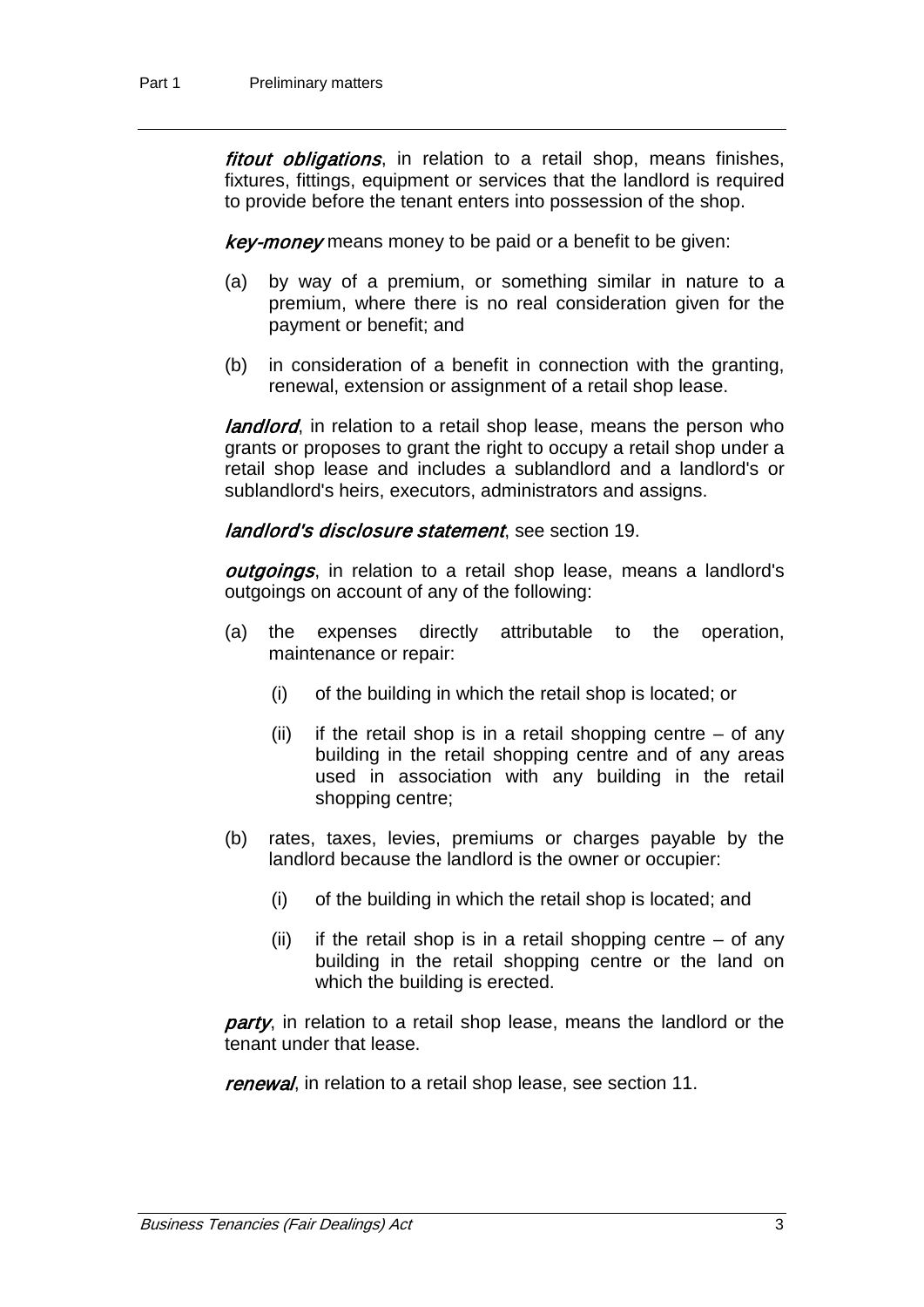***fitout obligations***, in relation to a retail shop, means finishes, fixtures, fittings, equipment or services that the landlord is required to provide before the tenant enters into possession of the shop.

***key-money*** means money to be paid or a benefit to be given:

(a) by way of a premium, or something similar in nature to a premium, where there is no real consideration given for the payment or benefit; and

(b) in consideration of a benefit in connection with the granting, renewal, extension or assignment of a retail shop lease.

***landlord***, in relation to a retail shop lease, means the person who grants or proposes to grant the right to occupy a retail shop under a retail shop lease and includes a sublandlord and a landlord's or sublandlord's heirs, executors, administrators and assigns.

***landlord's disclosure statement***, see section 19.

***outgoings***, in relation to a retail shop lease, means a landlord's outgoings on account of any of the following:

(a) the expenses directly attributable to the operation, maintenance or repair:

(i) of the building in which the retail shop is located; or

(ii) if the retail shop is in a retail shopping centre – of any building in the retail shopping centre and of any areas used in association with any building in the retail shopping centre;

(b) rates, taxes, levies, premiums or charges payable by the landlord because the landlord is the owner or occupier:

(i) of the building in which the retail shop is located; and

(ii) if the retail shop is in a retail shopping centre – of any building in the retail shopping centre or the land on which the building is erected.

***party***, in relation to a retail shop lease, means the landlord or the tenant under that lease.

***renewal***, in relation to a retail shop lease, see section 11.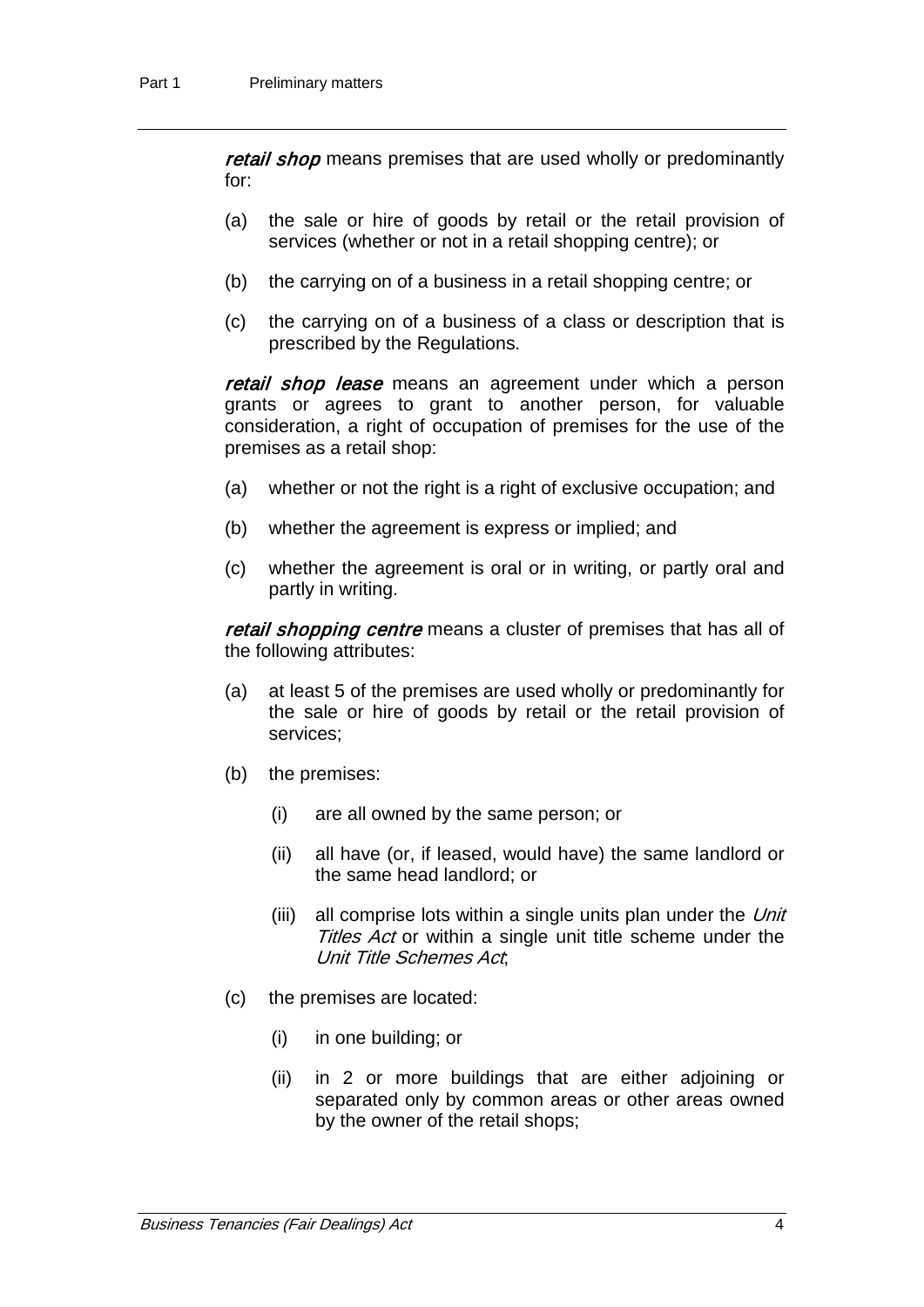***retail shop*** means premises that are used wholly or predominantly for:

(a) the sale or hire of goods by retail or the retail provision of services (whether or not in a retail shopping centre); or

(b) the carrying on of a business in a retail shopping centre; or

(c) the carrying on of a business of a class or description that is prescribed by the Regulations.

***retail shop lease*** means an agreement under which a person grants or agrees to grant to another person, for valuable consideration, a right of occupation of premises for the use of the premises as a retail shop:

(a) whether or not the right is a right of exclusive occupation; and

(b) whether the agreement is express or implied; and

(c) whether the agreement is oral or in writing, or partly oral and partly in writing.

***retail shopping centre*** means a cluster of premises that has all of the following attributes:

(a) at least 5 of the premises are used wholly or predominantly for the sale or hire of goods by retail or the retail provision of services;

(b) the premises:

  (i) are all owned by the same person; or

  (ii) all have (or, if leased, would have) the same landlord or the same head landlord; or

  (iii) all comprise lots within a single units plan under the *Unit Titles Act* or within a single unit title scheme under the *Unit Title Schemes Act*;

(c) the premises are located:

  (i) in one building; or

  (ii) in 2 or more buildings that are either adjoining or separated only by common areas or other areas owned by the owner of the retail shops;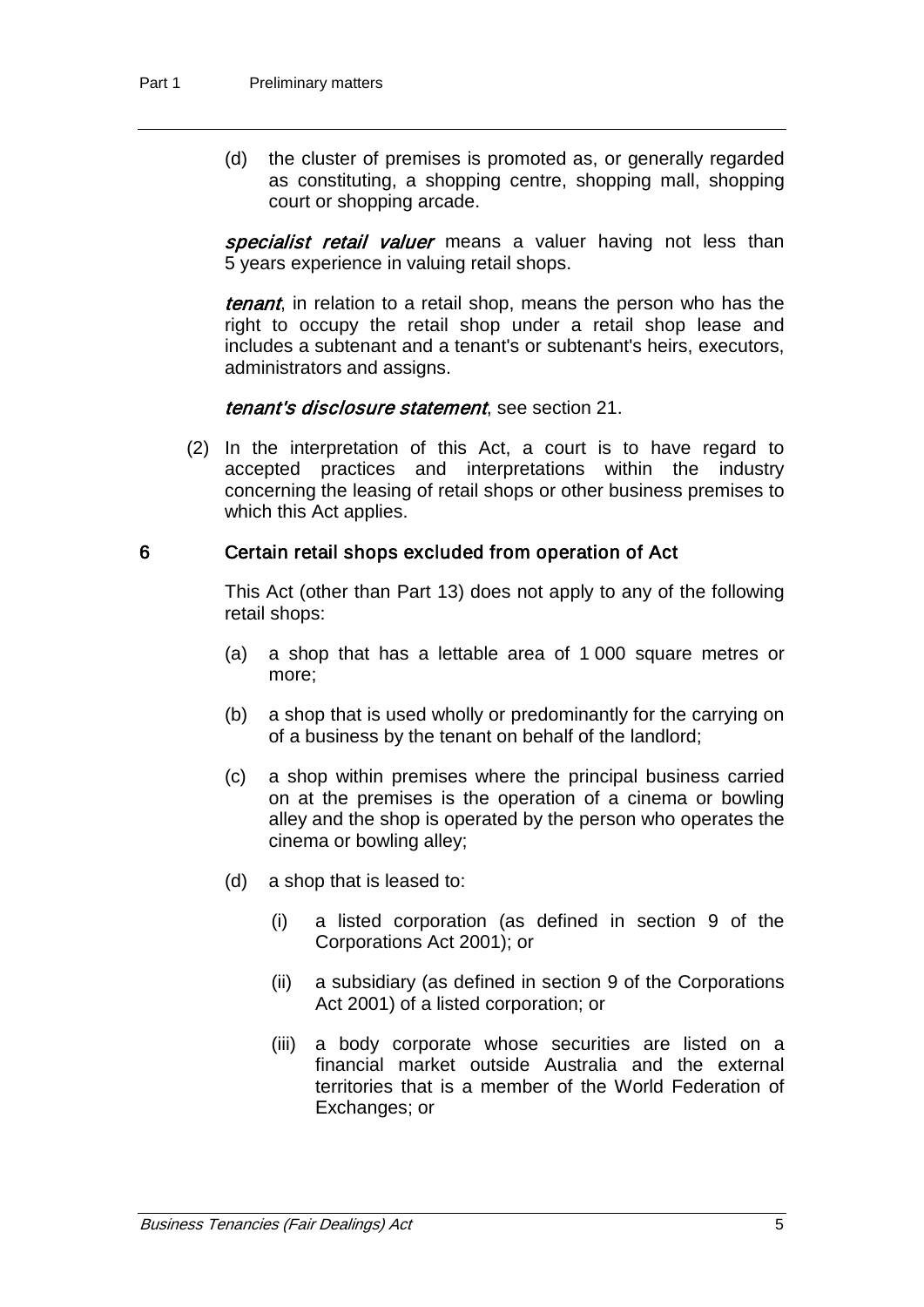(d) the cluster of premises is promoted as, or generally regarded as constituting, a shopping centre, shopping mall, shopping court or shopping arcade.

***specialist retail valuer*** means a valuer having not less than 5 years experience in valuing retail shops.

***tenant***, in relation to a retail shop, means the person who has the right to occupy the retail shop under a retail shop lease and includes a subtenant and a tenant's or subtenant's heirs, executors, administrators and assigns.

***tenant's disclosure statement***, see section 21.

(2) In the interpretation of this Act, a court is to have regard to accepted practices and interpretations within the industry concerning the leasing of retail shops or other business premises to which this Act applies.

## 6 Certain retail shops excluded from operation of Act

This Act (other than Part 13) does not apply to any of the following retail shops:

(a) a shop that has a lettable area of 1 000 square metres or more;

(b) a shop that is used wholly or predominantly for the carrying on of a business by the tenant on behalf of the landlord;

(c) a shop within premises where the principal business carried on at the premises is the operation of a cinema or bowling alley and the shop is operated by the person who operates the cinema or bowling alley;

(d) a shop that is leased to:

(i) a listed corporation (as defined in section 9 of the Corporations Act 2001); or

(ii) a subsidiary (as defined in section 9 of the Corporations Act 2001) of a listed corporation; or

(iii) a body corporate whose securities are listed on a financial market outside Australia and the external territories that is a member of the World Federation of Exchanges; or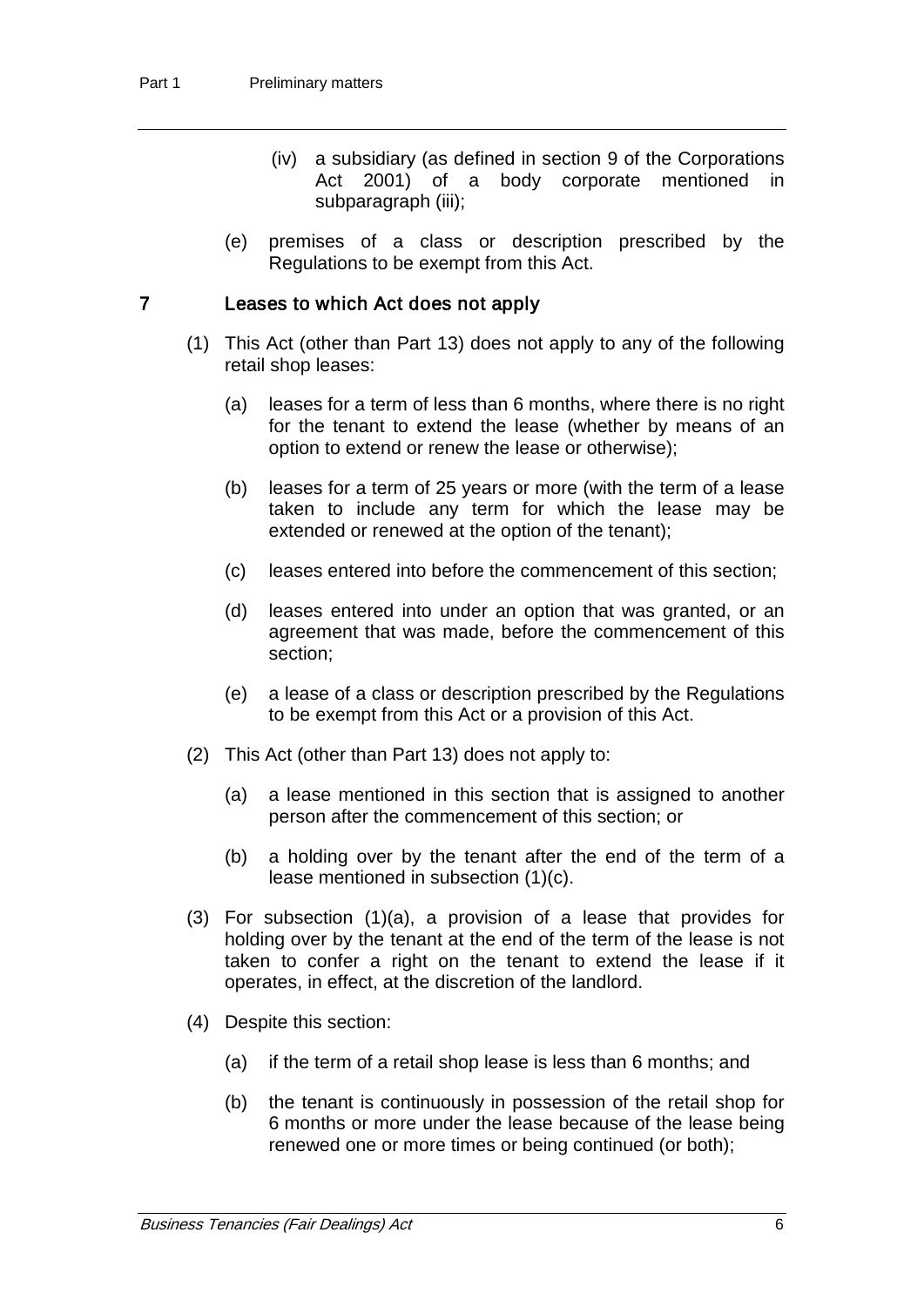(iv) a subsidiary (as defined in section 9 of the Corporations Act 2001) of a body corporate mentioned in subparagraph (iii);

(e) premises of a class or description prescribed by the Regulations to be exempt from this Act.

## 7 Leases to which Act does not apply

(1) This Act (other than Part 13) does not apply to any of the following retail shop leases:

(a) leases for a term of less than 6 months, where there is no right for the tenant to extend the lease (whether by means of an option to extend or renew the lease or otherwise);

(b) leases for a term of 25 years or more (with the term of a lease taken to include any term for which the lease may be extended or renewed at the option of the tenant);

(c) leases entered into before the commencement of this section;

(d) leases entered into under an option that was granted, or an agreement that was made, before the commencement of this section;

(e) a lease of a class or description prescribed by the Regulations to be exempt from this Act or a provision of this Act.

(2) This Act (other than Part 13) does not apply to:

(a) a lease mentioned in this section that is assigned to another person after the commencement of this section; or

(b) a holding over by the tenant after the end of the term of a lease mentioned in subsection (1)(c).

(3) For subsection (1)(a), a provision of a lease that provides for holding over by the tenant at the end of the term of the lease is not taken to confer a right on the tenant to extend the lease if it operates, in effect, at the discretion of the landlord.

(4) Despite this section:

(a) if the term of a retail shop lease is less than 6 months; and

(b) the tenant is continuously in possession of the retail shop for 6 months or more under the lease because of the lease being renewed one or more times or being continued (or both);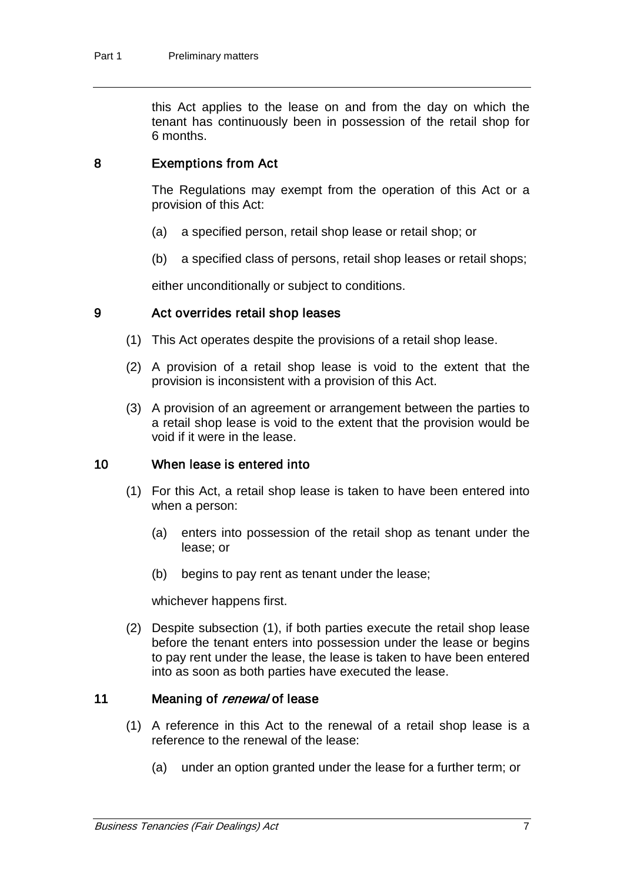this Act applies to the lease on and from the day on which the tenant has continuously been in possession of the retail shop for 6 months.

## 8 Exemptions from Act

The Regulations may exempt from the operation of this Act or a provision of this Act:

(a) a specified person, retail shop lease or retail shop; or

(b) a specified class of persons, retail shop leases or retail shops;

either unconditionally or subject to conditions.

## 9 Act overrides retail shop leases

(1) This Act operates despite the provisions of a retail shop lease.

(2) A provision of a retail shop lease is void to the extent that the provision is inconsistent with a provision of this Act.

(3) A provision of an agreement or arrangement between the parties to a retail shop lease is void to the extent that the provision would be void if it were in the lease.

## 10 When lease is entered into

(1) For this Act, a retail shop lease is taken to have been entered into when a person:

(a) enters into possession of the retail shop as tenant under the lease; or

(b) begins to pay rent as tenant under the lease;

whichever happens first.

(2) Despite subsection (1), if both parties execute the retail shop lease before the tenant enters into possession under the lease or begins to pay rent under the lease, the lease is taken to have been entered into as soon as both parties have executed the lease.

## 11 Meaning of *renewal* of lease

(1) A reference in this Act to the renewal of a retail shop lease is a reference to the renewal of the lease:

(a) under an option granted under the lease for a further term; or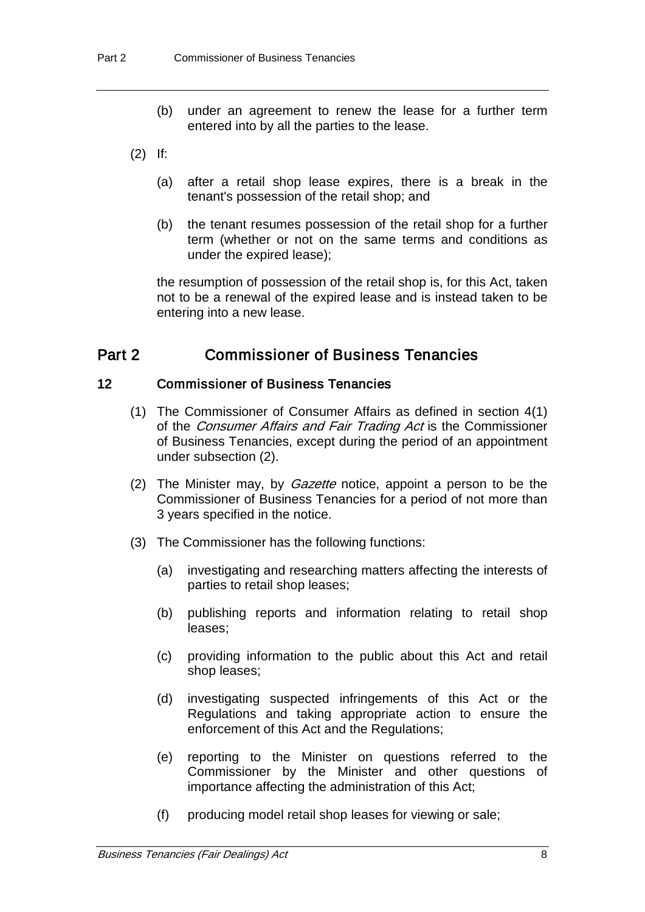(b) under an agreement to renew the lease for a further term entered into by all the parties to the lease.

(2) If:

(a) after a retail shop lease expires, there is a break in the tenant's possession of the retail shop; and

(b) the tenant resumes possession of the retail shop for a further term (whether or not on the same terms and conditions as under the expired lease);

the resumption of possession of the retail shop is, for this Act, taken not to be a renewal of the expired lease and is instead taken to be entering into a new lease.

## Part 2 Commissioner of Business Tenancies

### 12 Commissioner of Business Tenancies

(1) The Commissioner of Consumer Affairs as defined in section 4(1) of the *Consumer Affairs and Fair Trading Act* is the Commissioner of Business Tenancies, except during the period of an appointment under subsection (2).

(2) The Minister may, by *Gazette* notice, appoint a person to be the Commissioner of Business Tenancies for a period of not more than 3 years specified in the notice.

(3) The Commissioner has the following functions:

(a) investigating and researching matters affecting the interests of parties to retail shop leases;

(b) publishing reports and information relating to retail shop leases;

(c) providing information to the public about this Act and retail shop leases;

(d) investigating suspected infringements of this Act or the Regulations and taking appropriate action to ensure the enforcement of this Act and the Regulations;

(e) reporting to the Minister on questions referred to the Commissioner by the Minister and other questions of importance affecting the administration of this Act;

(f) producing model retail shop leases for viewing or sale;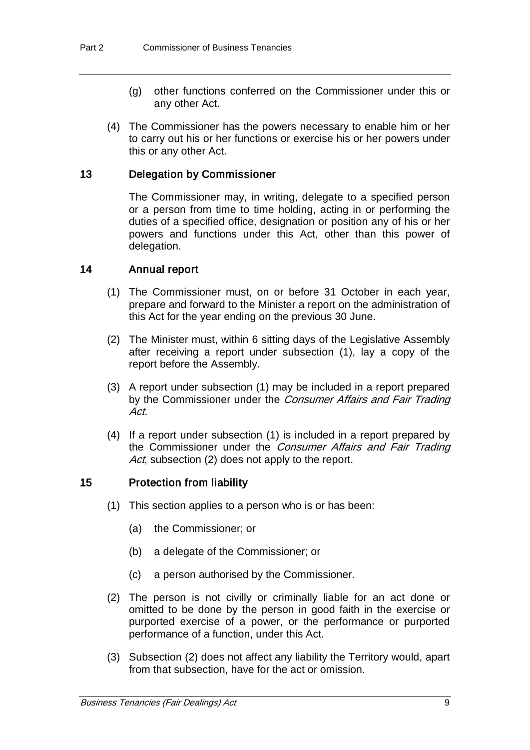(g) other functions conferred on the Commissioner under this or any other Act.

(4) The Commissioner has the powers necessary to enable him or her to carry out his or her functions or exercise his or her powers under this or any other Act.

## 13 Delegation by Commissioner

The Commissioner may, in writing, delegate to a specified person or a person from time to time holding, acting in or performing the duties of a specified office, designation or position any of his or her powers and functions under this Act, other than this power of delegation.

## 14 Annual report

(1) The Commissioner must, on or before 31 October in each year, prepare and forward to the Minister a report on the administration of this Act for the year ending on the previous 30 June.

(2) The Minister must, within 6 sitting days of the Legislative Assembly after receiving a report under subsection (1), lay a copy of the report before the Assembly.

(3) A report under subsection (1) may be included in a report prepared by the Commissioner under the *Consumer Affairs and Fair Trading Act*.

(4) If a report under subsection (1) is included in a report prepared by the Commissioner under the *Consumer Affairs and Fair Trading Act*, subsection (2) does not apply to the report.

## 15 Protection from liability

(1) This section applies to a person who is or has been:

(a) the Commissioner; or

(b) a delegate of the Commissioner; or

(c) a person authorised by the Commissioner.

(2) The person is not civilly or criminally liable for an act done or omitted to be done by the person in good faith in the exercise or purported exercise of a power, or the performance or purported performance of a function, under this Act.

(3) Subsection (2) does not affect any liability the Territory would, apart from that subsection, have for the act or omission.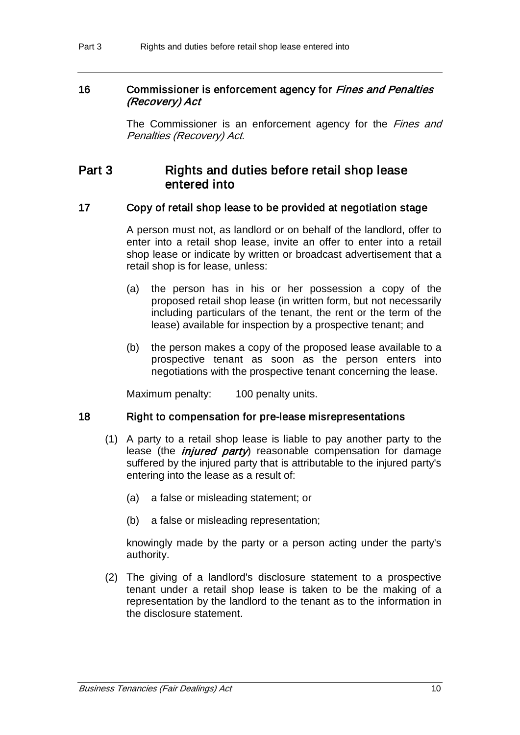### 16 Commissioner is enforcement agency for *Fines and Penalties (Recovery) Act*

The Commissioner is an enforcement agency for the *Fines and Penalties (Recovery) Act*.

## Part 3 Rights and duties before retail shop lease entered into

### 17 Copy of retail shop lease to be provided at negotiation stage

A person must not, as landlord or on behalf of the landlord, offer to enter into a retail shop lease, invite an offer to enter into a retail shop lease or indicate by written or broadcast advertisement that a retail shop is for lease, unless:

(a) the person has in his or her possession a copy of the proposed retail shop lease (in written form, but not necessarily including particulars of the tenant, the rent or the term of the lease) available for inspection by a prospective tenant; and

(b) the person makes a copy of the proposed lease available to a prospective tenant as soon as the person enters into negotiations with the prospective tenant concerning the lease.

Maximum penalty: 100 penalty units.

### 18 Right to compensation for pre-lease misrepresentations

(1) A party to a retail shop lease is liable to pay another party to the lease (the ***injured party***) reasonable compensation for damage suffered by the injured party that is attributable to the injured party's entering into the lease as a result of:

(a) a false or misleading statement; or

(b) a false or misleading representation;

knowingly made by the party or a person acting under the party's authority.

(2) The giving of a landlord's disclosure statement to a prospective tenant under a retail shop lease is taken to be the making of a representation by the landlord to the tenant as to the information in the disclosure statement.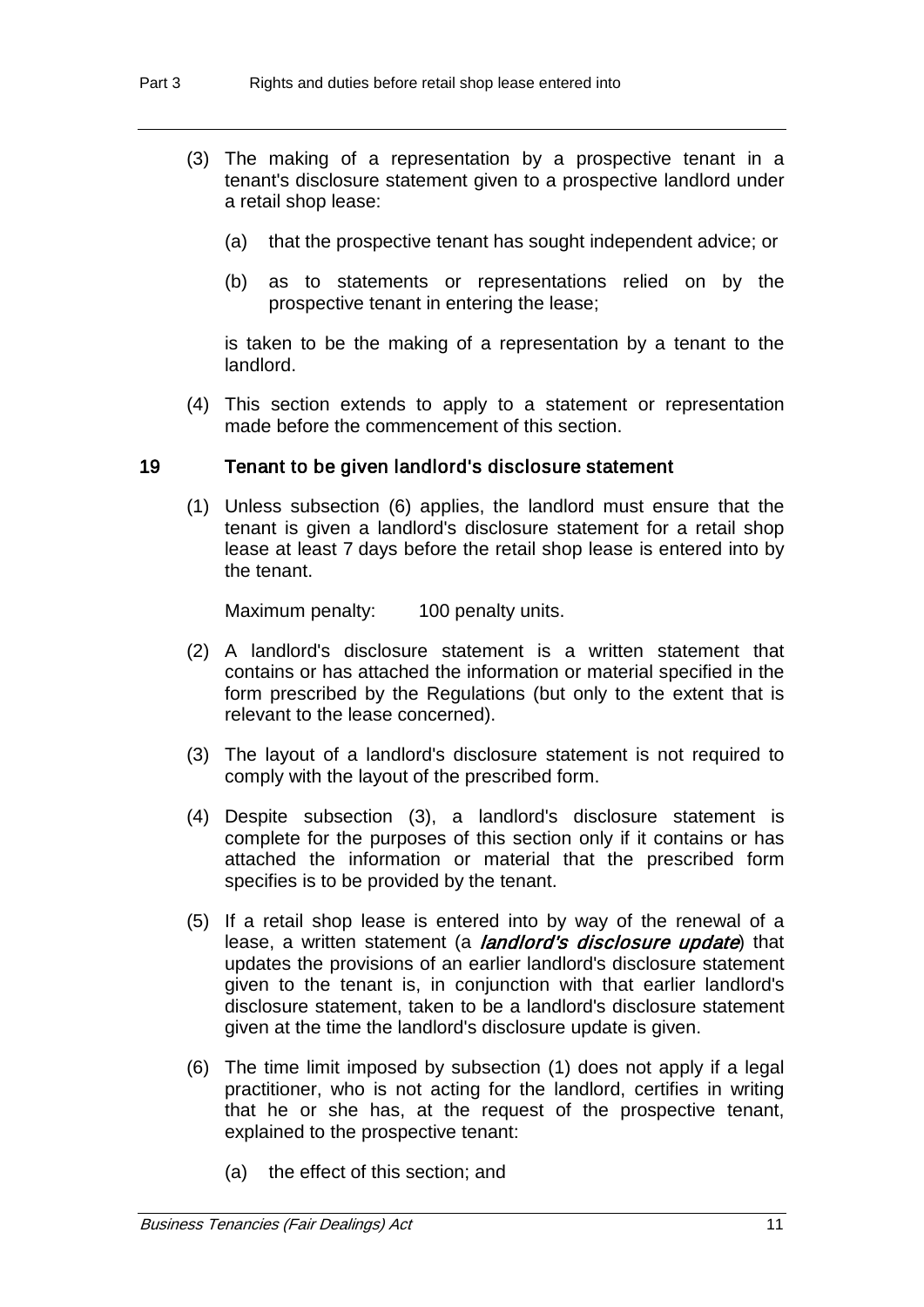(3) The making of a representation by a prospective tenant in a tenant's disclosure statement given to a prospective landlord under a retail shop lease:

(a) that the prospective tenant has sought independent advice; or

(b) as to statements or representations relied on by the prospective tenant in entering the lease;

is taken to be the making of a representation by a tenant to the landlord.

(4) This section extends to apply to a statement or representation made before the commencement of this section.

## 19 Tenant to be given landlord's disclosure statement

(1) Unless subsection (6) applies, the landlord must ensure that the tenant is given a landlord's disclosure statement for a retail shop lease at least 7 days before the retail shop lease is entered into by the tenant.

Maximum penalty: 100 penalty units.

(2) A landlord's disclosure statement is a written statement that contains or has attached the information or material specified in the form prescribed by the Regulations (but only to the extent that is relevant to the lease concerned).

(3) The layout of a landlord's disclosure statement is not required to comply with the layout of the prescribed form.

(4) Despite subsection (3), a landlord's disclosure statement is complete for the purposes of this section only if it contains or has attached the information or material that the prescribed form specifies is to be provided by the tenant.

(5) If a retail shop lease is entered into by way of the renewal of a lease, a written statement (a ***landlord's disclosure update***) that updates the provisions of an earlier landlord's disclosure statement given to the tenant is, in conjunction with that earlier landlord's disclosure statement, taken to be a landlord's disclosure statement given at the time the landlord's disclosure update is given.

(6) The time limit imposed by subsection (1) does not apply if a legal practitioner, who is not acting for the landlord, certifies in writing that he or she has, at the request of the prospective tenant, explained to the prospective tenant:

(a) the effect of this section; and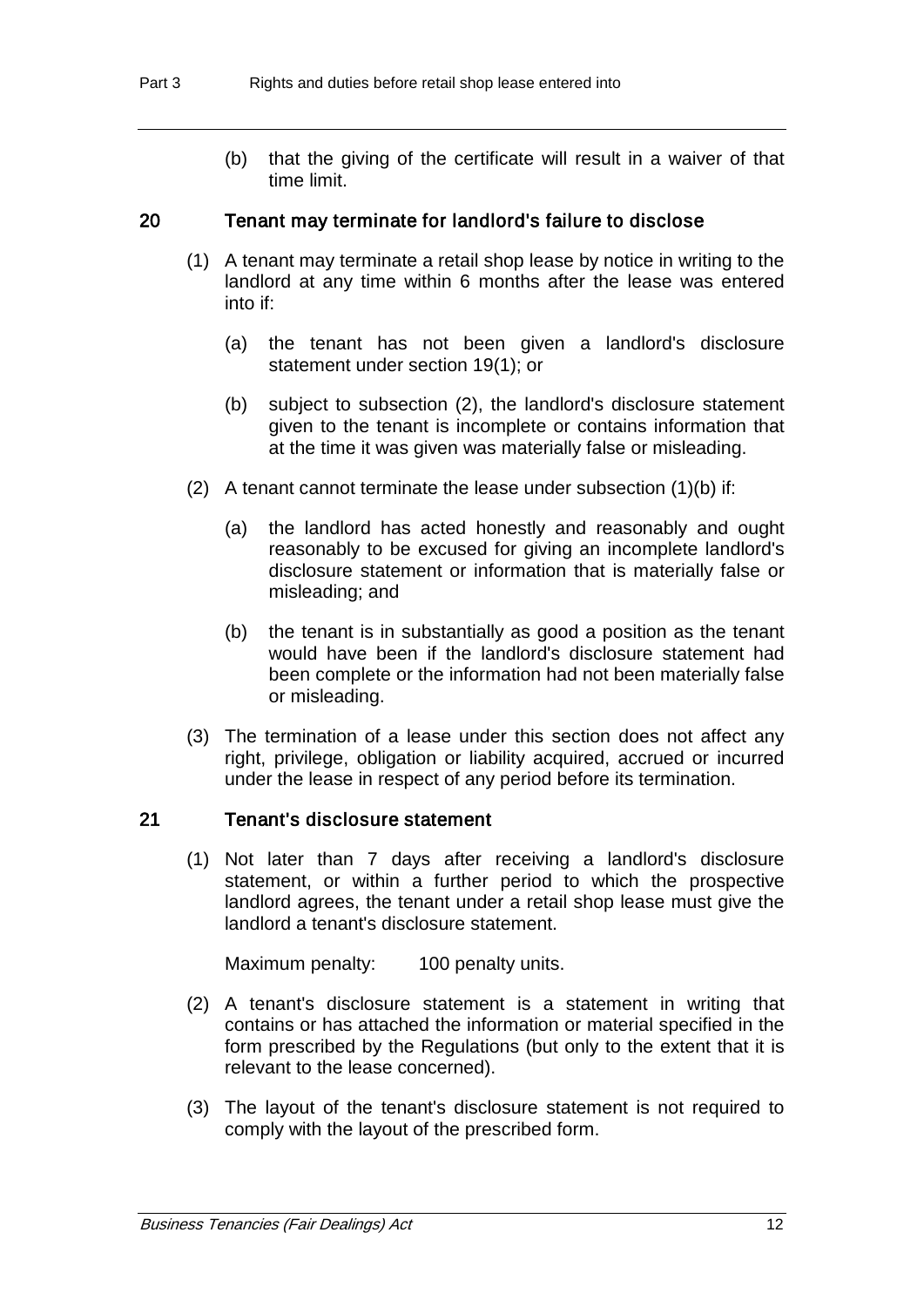(b) that the giving of the certificate will result in a waiver of that time limit.

## 20 Tenant may terminate for landlord's failure to disclose

(1) A tenant may terminate a retail shop lease by notice in writing to the landlord at any time within 6 months after the lease was entered into if:

(a) the tenant has not been given a landlord's disclosure statement under section 19(1); or

(b) subject to subsection (2), the landlord's disclosure statement given to the tenant is incomplete or contains information that at the time it was given was materially false or misleading.

(2) A tenant cannot terminate the lease under subsection (1)(b) if:

(a) the landlord has acted honestly and reasonably and ought reasonably to be excused for giving an incomplete landlord's disclosure statement or information that is materially false or misleading; and

(b) the tenant is in substantially as good a position as the tenant would have been if the landlord's disclosure statement had been complete or the information had not been materially false or misleading.

(3) The termination of a lease under this section does not affect any right, privilege, obligation or liability acquired, accrued or incurred under the lease in respect of any period before its termination.

## 21 Tenant's disclosure statement

(1) Not later than 7 days after receiving a landlord's disclosure statement, or within a further period to which the prospective landlord agrees, the tenant under a retail shop lease must give the landlord a tenant's disclosure statement.

Maximum penalty: 100 penalty units.

(2) A tenant's disclosure statement is a statement in writing that contains or has attached the information or material specified in the form prescribed by the Regulations (but only to the extent that it is relevant to the lease concerned).

(3) The layout of the tenant's disclosure statement is not required to comply with the layout of the prescribed form.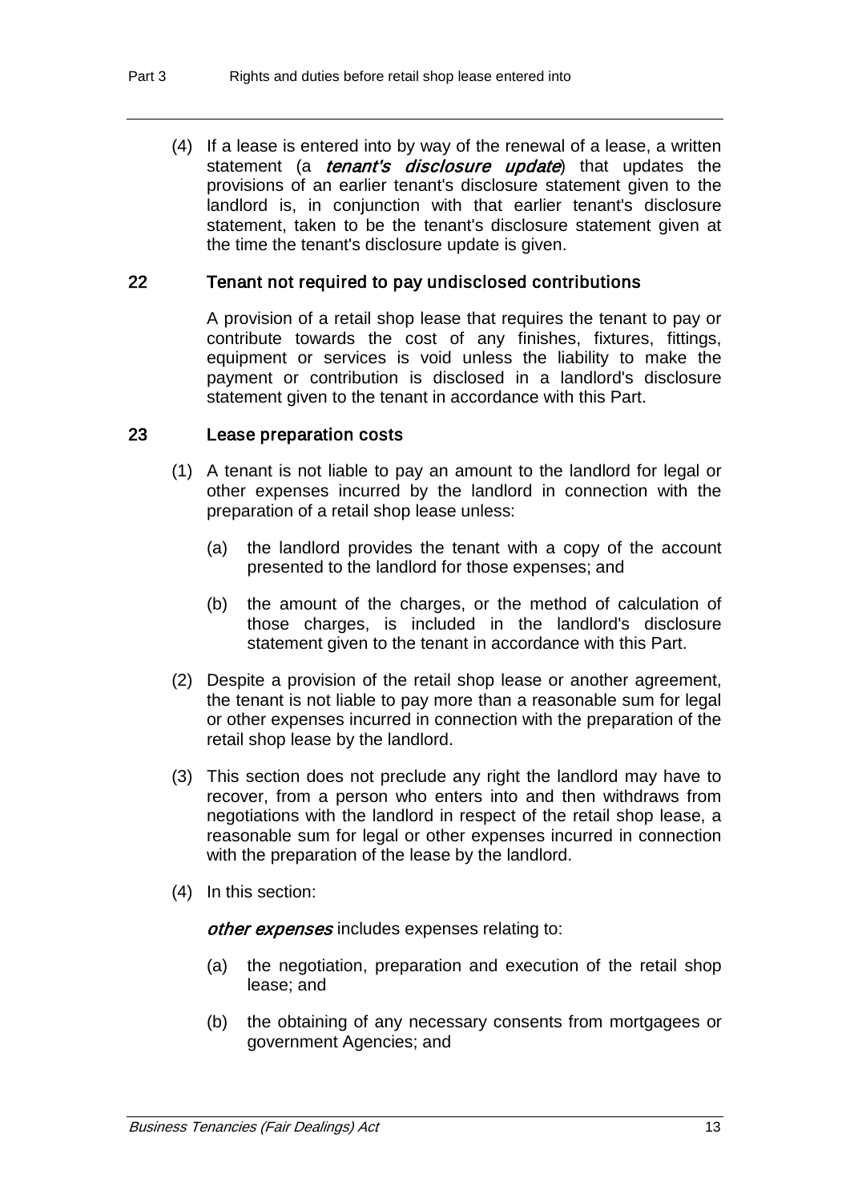(4) If a lease is entered into by way of the renewal of a lease, a written statement (a ***tenant's disclosure update***) that updates the provisions of an earlier tenant's disclosure statement given to the landlord is, in conjunction with that earlier tenant's disclosure statement, taken to be the tenant's disclosure statement given at the time the tenant's disclosure update is given.

## 22 Tenant not required to pay undisclosed contributions

A provision of a retail shop lease that requires the tenant to pay or contribute towards the cost of any finishes, fixtures, fittings, equipment or services is void unless the liability to make the payment or contribution is disclosed in a landlord's disclosure statement given to the tenant in accordance with this Part.

## 23 Lease preparation costs

(1) A tenant is not liable to pay an amount to the landlord for legal or other expenses incurred by the landlord in connection with the preparation of a retail shop lease unless:

(a) the landlord provides the tenant with a copy of the account presented to the landlord for those expenses; and

(b) the amount of the charges, or the method of calculation of those charges, is included in the landlord's disclosure statement given to the tenant in accordance with this Part.

(2) Despite a provision of the retail shop lease or another agreement, the tenant is not liable to pay more than a reasonable sum for legal or other expenses incurred in connection with the preparation of the retail shop lease by the landlord.

(3) This section does not preclude any right the landlord may have to recover, from a person who enters into and then withdraws from negotiations with the landlord in respect of the retail shop lease, a reasonable sum for legal or other expenses incurred in connection with the preparation of the lease by the landlord.

(4) In this section:

***other expenses*** includes expenses relating to:

(a) the negotiation, preparation and execution of the retail shop lease; and

(b) the obtaining of any necessary consents from mortgagees or government Agencies; and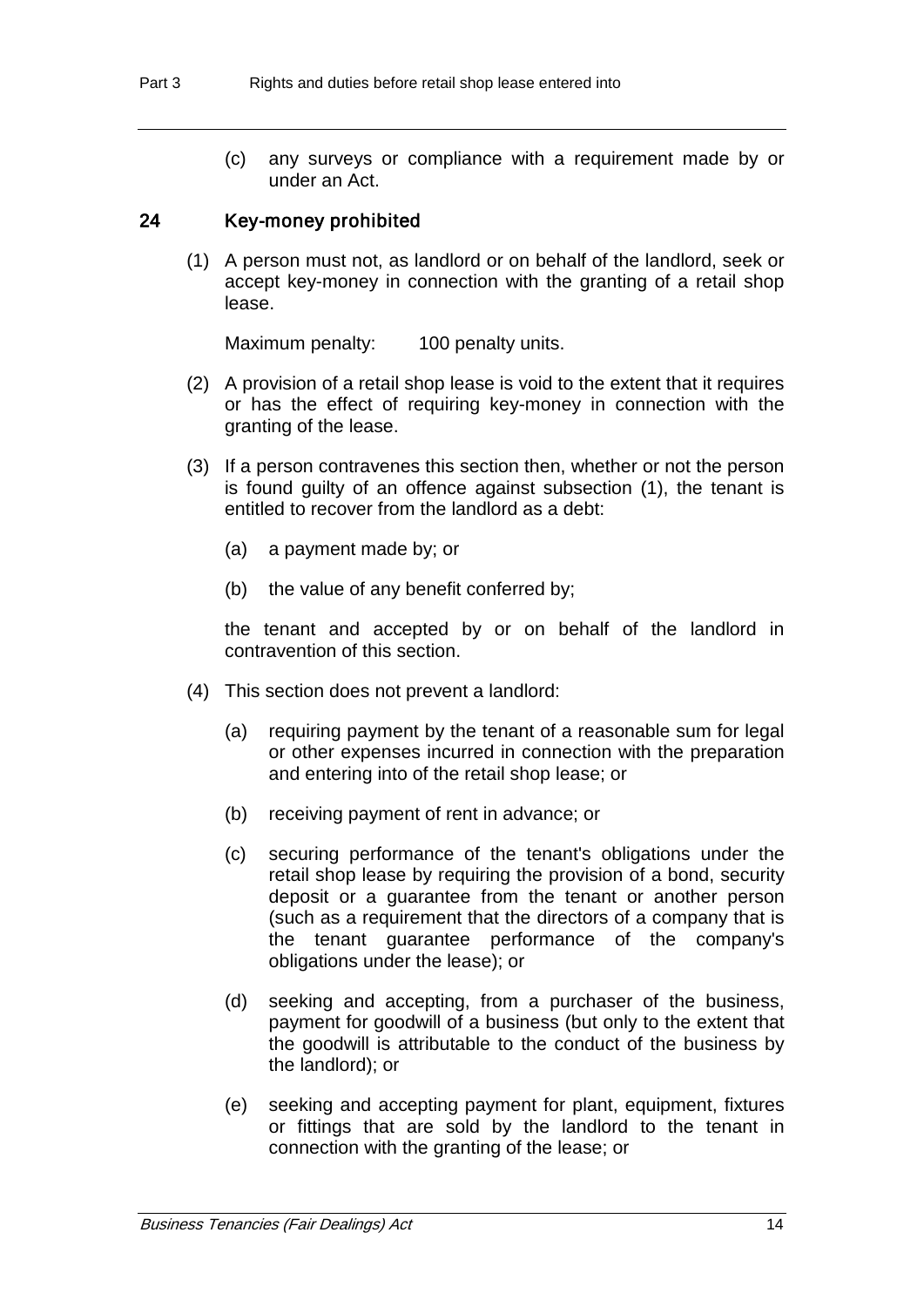(c) any surveys or compliance with a requirement made by or under an Act.

## 24 Key-money prohibited

(1) A person must not, as landlord or on behalf of the landlord, seek or accept key-money in connection with the granting of a retail shop lease.

Maximum penalty: 100 penalty units.

(2) A provision of a retail shop lease is void to the extent that it requires or has the effect of requiring key-money in connection with the granting of the lease.

(3) If a person contravenes this section then, whether or not the person is found guilty of an offence against subsection (1), the tenant is entitled to recover from the landlord as a debt:

(a) a payment made by; or

(b) the value of any benefit conferred by;

the tenant and accepted by or on behalf of the landlord in contravention of this section.

(4) This section does not prevent a landlord:

(a) requiring payment by the tenant of a reasonable sum for legal or other expenses incurred in connection with the preparation and entering into of the retail shop lease; or

(b) receiving payment of rent in advance; or

(c) securing performance of the tenant's obligations under the retail shop lease by requiring the provision of a bond, security deposit or a guarantee from the tenant or another person (such as a requirement that the directors of a company that is the tenant guarantee performance of the company's obligations under the lease); or

(d) seeking and accepting, from a purchaser of the business, payment for goodwill of a business (but only to the extent that the goodwill is attributable to the conduct of the business by the landlord); or

(e) seeking and accepting payment for plant, equipment, fixtures or fittings that are sold by the landlord to the tenant in connection with the granting of the lease; or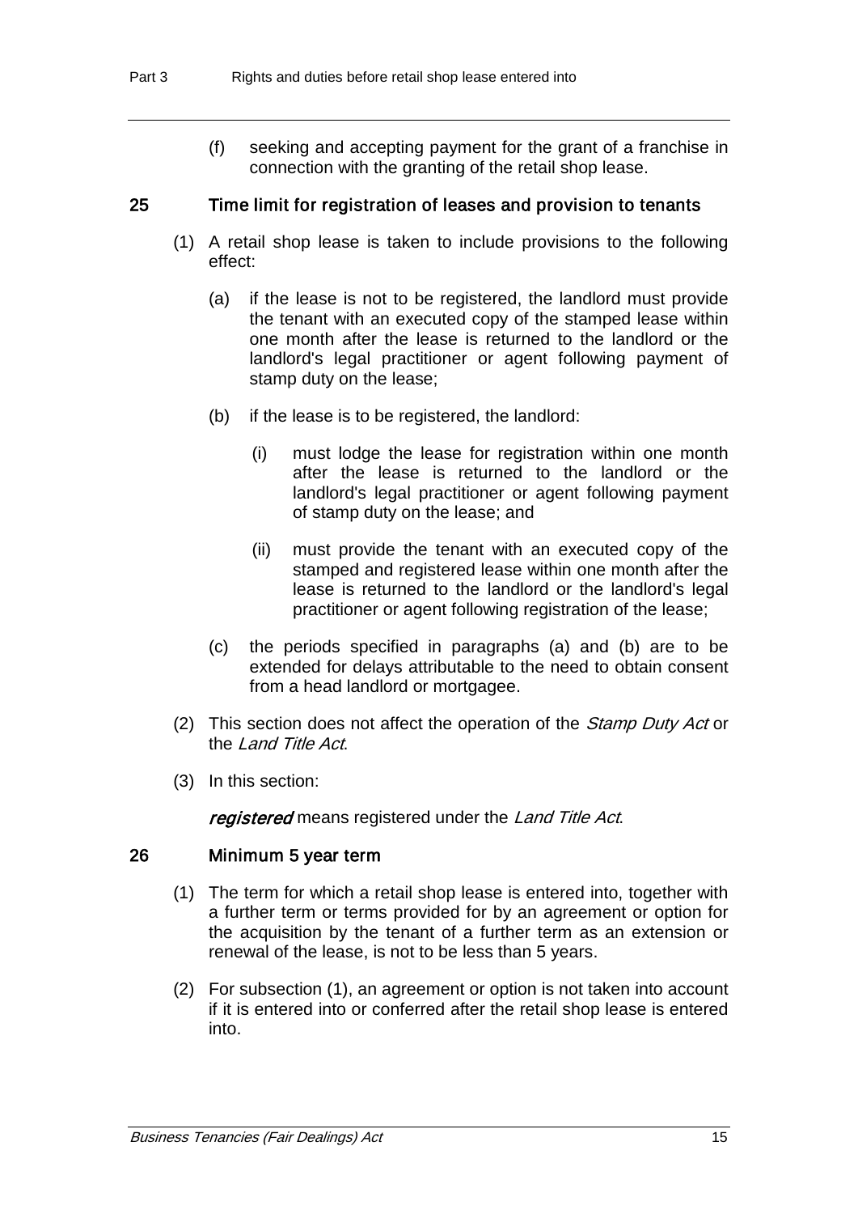(f) seeking and accepting payment for the grant of a franchise in connection with the granting of the retail shop lease.

## 25 Time limit for registration of leases and provision to tenants

(1) A retail shop lease is taken to include provisions to the following effect:

(a) if the lease is not to be registered, the landlord must provide the tenant with an executed copy of the stamped lease within one month after the lease is returned to the landlord or the landlord's legal practitioner or agent following payment of stamp duty on the lease;

(b) if the lease is to be registered, the landlord:

(i) must lodge the lease for registration within one month after the lease is returned to the landlord or the landlord's legal practitioner or agent following payment of stamp duty on the lease; and

(ii) must provide the tenant with an executed copy of the stamped and registered lease within one month after the lease is returned to the landlord or the landlord's legal practitioner or agent following registration of the lease;

(c) the periods specified in paragraphs (a) and (b) are to be extended for delays attributable to the need to obtain consent from a head landlord or mortgagee.

(2) This section does not affect the operation of the *Stamp Duty Act* or the *Land Title Act*.

(3) In this section:

***registered*** means registered under the *Land Title Act*.

## 26 Minimum 5 year term

(1) The term for which a retail shop lease is entered into, together with a further term or terms provided for by an agreement or option for the acquisition by the tenant of a further term as an extension or renewal of the lease, is not to be less than 5 years.

(2) For subsection (1), an agreement or option is not taken into account if it is entered into or conferred after the retail shop lease is entered into.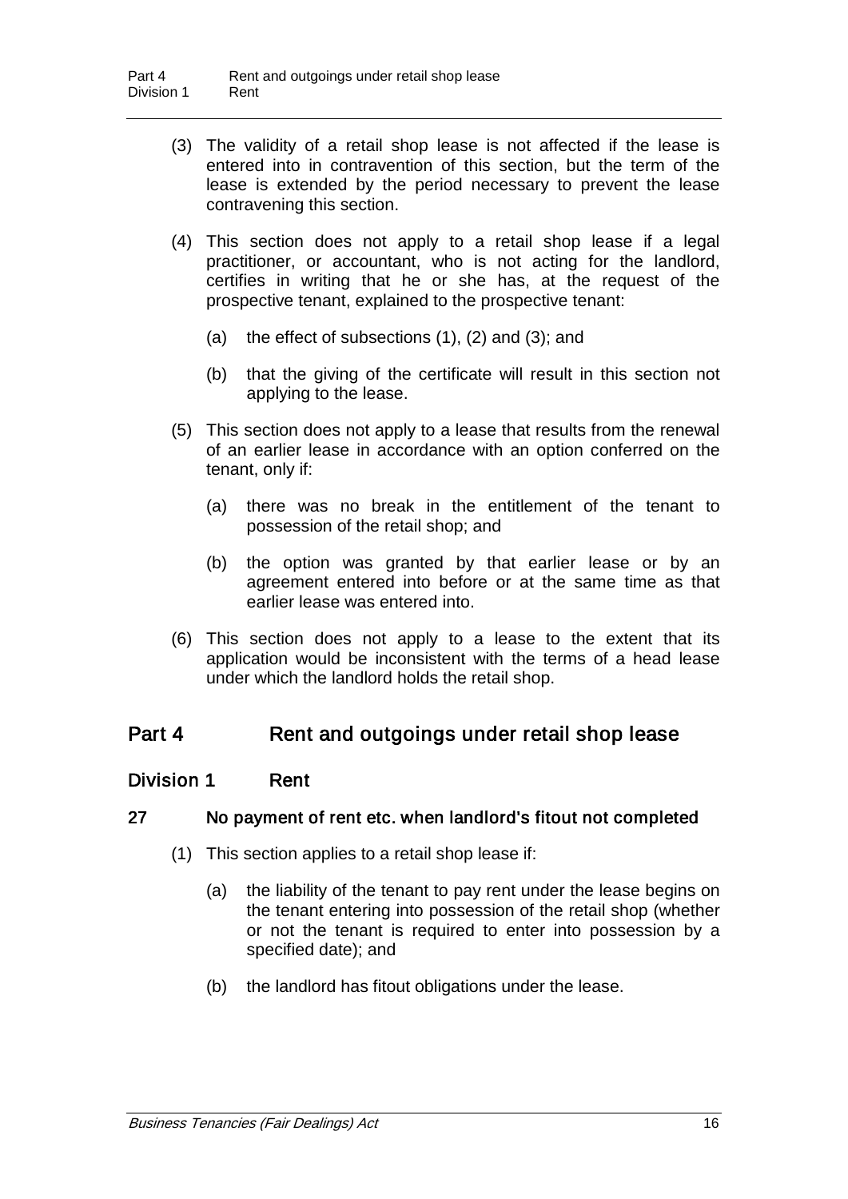(3) The validity of a retail shop lease is not affected if the lease is entered into in contravention of this section, but the term of the lease is extended by the period necessary to prevent the lease contravening this section.

(4) This section does not apply to a retail shop lease if a legal practitioner, or accountant, who is not acting for the landlord, certifies in writing that he or she has, at the request of the prospective tenant, explained to the prospective tenant:

(a) the effect of subsections (1), (2) and (3); and

(b) that the giving of the certificate will result in this section not applying to the lease.

(5) This section does not apply to a lease that results from the renewal of an earlier lease in accordance with an option conferred on the tenant, only if:

(a) there was no break in the entitlement of the tenant to possession of the retail shop; and

(b) the option was granted by that earlier lease or by an agreement entered into before or at the same time as that earlier lease was entered into.

(6) This section does not apply to a lease to the extent that its application would be inconsistent with the terms of a head lease under which the landlord holds the retail shop.

## Part 4 Rent and outgoings under retail shop lease

### Division 1 Rent

#### 27 No payment of rent etc. when landlord's fitout not completed

(1) This section applies to a retail shop lease if:

(a) the liability of the tenant to pay rent under the lease begins on the tenant entering into possession of the retail shop (whether or not the tenant is required to enter into possession by a specified date); and

(b) the landlord has fitout obligations under the lease.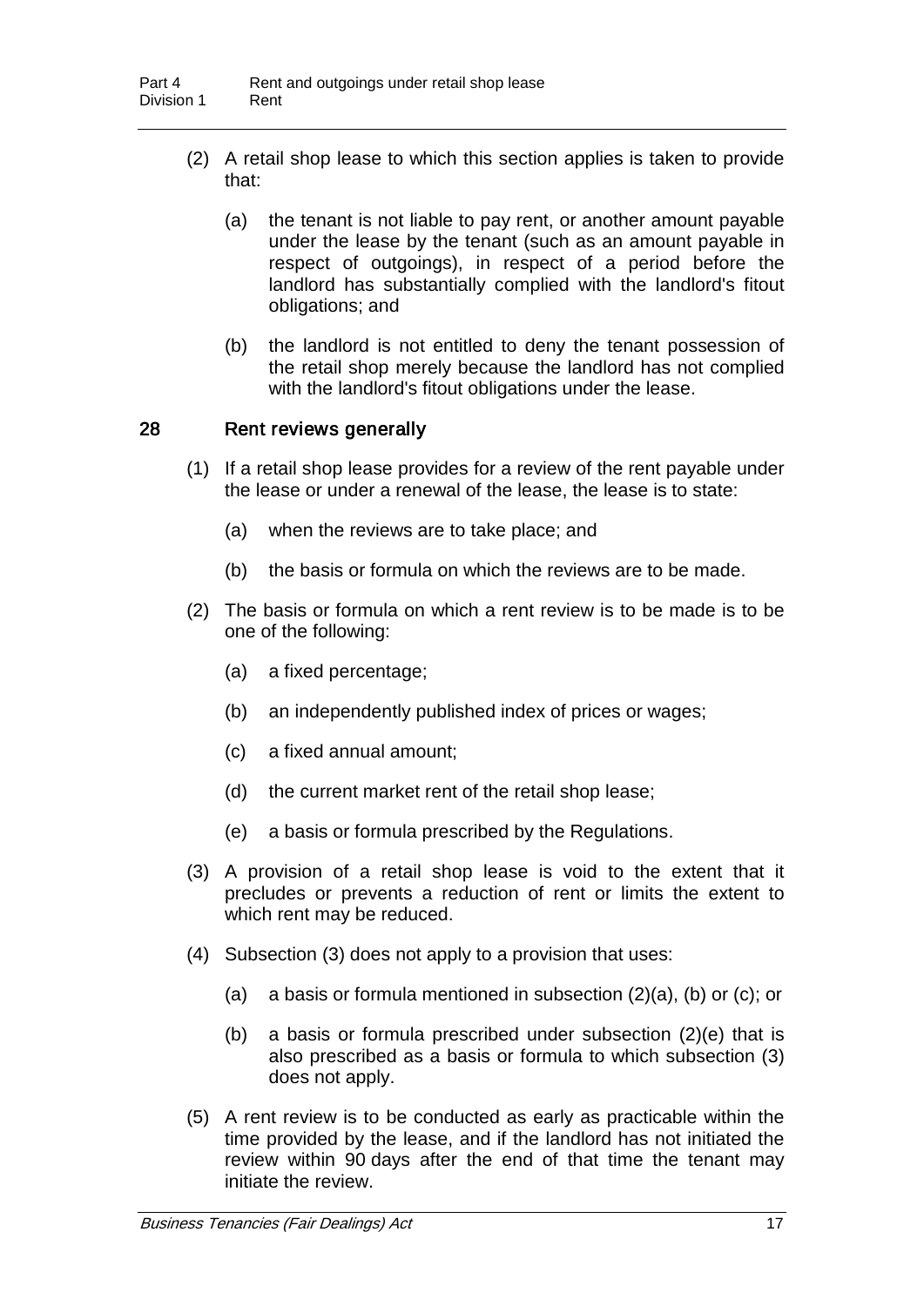(2) A retail shop lease to which this section applies is taken to provide that:

(a) the tenant is not liable to pay rent, or another amount payable under the lease by the tenant (such as an amount payable in respect of outgoings), in respect of a period before the landlord has substantially complied with the landlord's fitout obligations; and

(b) the landlord is not entitled to deny the tenant possession of the retail shop merely because the landlord has not complied with the landlord's fitout obligations under the lease.

## 28 Rent reviews generally

(1) If a retail shop lease provides for a review of the rent payable under the lease or under a renewal of the lease, the lease is to state:

(a) when the reviews are to take place; and

(b) the basis or formula on which the reviews are to be made.

(2) The basis or formula on which a rent review is to be made is to be one of the following:

(a) a fixed percentage;

(b) an independently published index of prices or wages;

(c) a fixed annual amount;

(d) the current market rent of the retail shop lease;

(e) a basis or formula prescribed by the Regulations.

(3) A provision of a retail shop lease is void to the extent that it precludes or prevents a reduction of rent or limits the extent to which rent may be reduced.

(4) Subsection (3) does not apply to a provision that uses:

(a) a basis or formula mentioned in subsection (2)(a), (b) or (c); or

(b) a basis or formula prescribed under subsection (2)(e) that is also prescribed as a basis or formula to which subsection (3) does not apply.

(5) A rent review is to be conducted as early as practicable within the time provided by the lease, and if the landlord has not initiated the review within 90 days after the end of that time the tenant may initiate the review.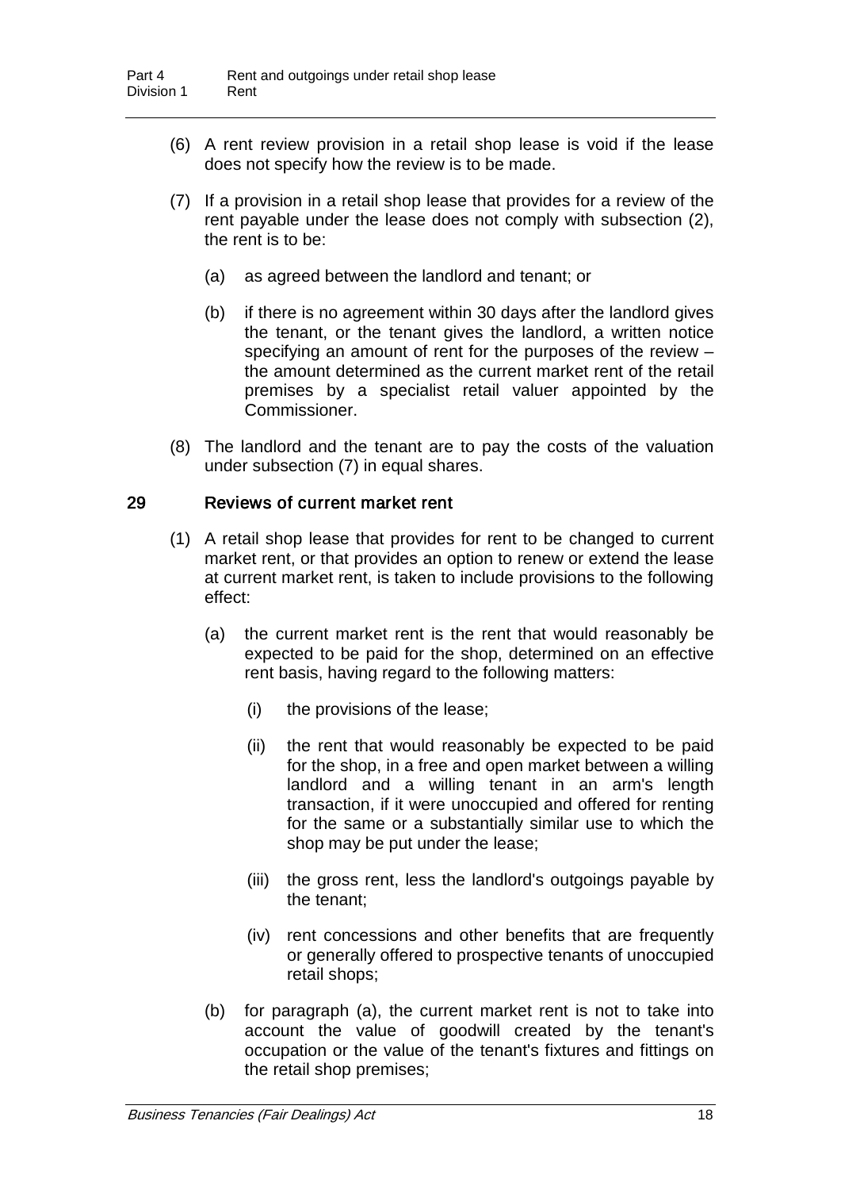(6) A rent review provision in a retail shop lease is void if the lease does not specify how the review is to be made.

(7) If a provision in a retail shop lease that provides for a review of the rent payable under the lease does not comply with subsection (2), the rent is to be:

(a) as agreed between the landlord and tenant; or

(b) if there is no agreement within 30 days after the landlord gives the tenant, or the tenant gives the landlord, a written notice specifying an amount of rent for the purposes of the review – the amount determined as the current market rent of the retail premises by a specialist retail valuer appointed by the Commissioner.

(8) The landlord and the tenant are to pay the costs of the valuation under subsection (7) in equal shares.

### 29 Reviews of current market rent

(1) A retail shop lease that provides for rent to be changed to current market rent, or that provides an option to renew or extend the lease at current market rent, is taken to include provisions to the following effect:

(a) the current market rent is the rent that would reasonably be expected to be paid for the shop, determined on an effective rent basis, having regard to the following matters:

(i) the provisions of the lease;

(ii) the rent that would reasonably be expected to be paid for the shop, in a free and open market between a willing landlord and a willing tenant in an arm's length transaction, if it were unoccupied and offered for renting for the same or a substantially similar use to which the shop may be put under the lease;

(iii) the gross rent, less the landlord's outgoings payable by the tenant;

(iv) rent concessions and other benefits that are frequently or generally offered to prospective tenants of unoccupied retail shops;

(b) for paragraph (a), the current market rent is not to take into account the value of goodwill created by the tenant's occupation or the value of the tenant's fixtures and fittings on the retail shop premises;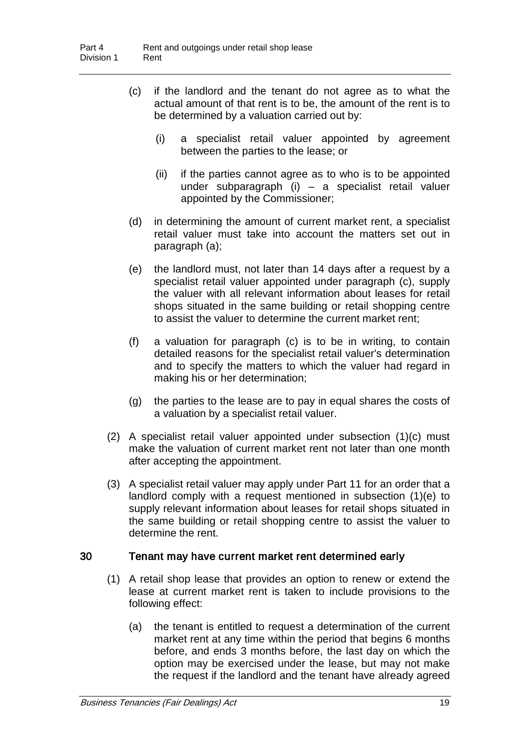(c) if the landlord and the tenant do not agree as to what the actual amount of that rent is to be, the amount of the rent is to be determined by a valuation carried out by:

(i) a specialist retail valuer appointed by agreement between the parties to the lease; or

(ii) if the parties cannot agree as to who is to be appointed under subparagraph (i) – a specialist retail valuer appointed by the Commissioner;

(d) in determining the amount of current market rent, a specialist retail valuer must take into account the matters set out in paragraph (a);

(e) the landlord must, not later than 14 days after a request by a specialist retail valuer appointed under paragraph (c), supply the valuer with all relevant information about leases for retail shops situated in the same building or retail shopping centre to assist the valuer to determine the current market rent;

(f) a valuation for paragraph (c) is to be in writing, to contain detailed reasons for the specialist retail valuer's determination and to specify the matters to which the valuer had regard in making his or her determination;

(g) the parties to the lease are to pay in equal shares the costs of a valuation by a specialist retail valuer.

(2) A specialist retail valuer appointed under subsection (1)(c) must make the valuation of current market rent not later than one month after accepting the appointment.

(3) A specialist retail valuer may apply under Part 11 for an order that a landlord comply with a request mentioned in subsection (1)(e) to supply relevant information about leases for retail shops situated in the same building or retail shopping centre to assist the valuer to determine the rent.

## 30 Tenant may have current market rent determined early

(1) A retail shop lease that provides an option to renew or extend the lease at current market rent is taken to include provisions to the following effect:

(a) the tenant is entitled to request a determination of the current market rent at any time within the period that begins 6 months before, and ends 3 months before, the last day on which the option may be exercised under the lease, but may not make the request if the landlord and the tenant have already agreed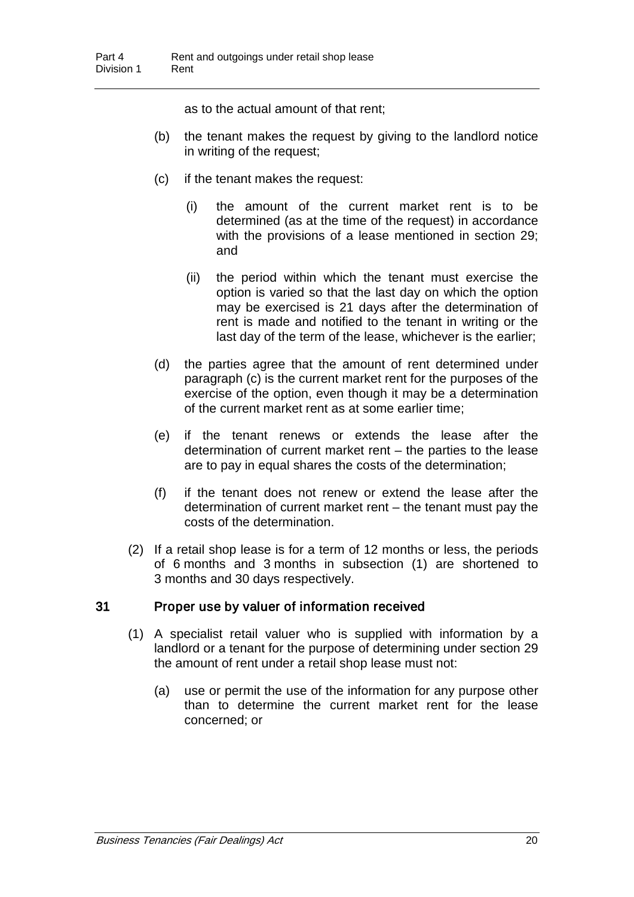as to the actual amount of that rent;

(b) the tenant makes the request by giving to the landlord notice in writing of the request;

(c) if the tenant makes the request:

(i) the amount of the current market rent is to be determined (as at the time of the request) in accordance with the provisions of a lease mentioned in section 29; and

(ii) the period within which the tenant must exercise the option is varied so that the last day on which the option may be exercised is 21 days after the determination of rent is made and notified to the tenant in writing or the last day of the term of the lease, whichever is the earlier;

(d) the parties agree that the amount of rent determined under paragraph (c) is the current market rent for the purposes of the exercise of the option, even though it may be a determination of the current market rent as at some earlier time;

(e) if the tenant renews or extends the lease after the determination of current market rent – the parties to the lease are to pay in equal shares the costs of the determination;

(f) if the tenant does not renew or extend the lease after the determination of current market rent – the tenant must pay the costs of the determination.

(2) If a retail shop lease is for a term of 12 months or less, the periods of 6 months and 3 months in subsection (1) are shortened to 3 months and 30 days respectively.

### 31 Proper use by valuer of information received

(1) A specialist retail valuer who is supplied with information by a landlord or a tenant for the purpose of determining under section 29 the amount of rent under a retail shop lease must not:

(a) use or permit the use of the information for any purpose other than to determine the current market rent for the lease concerned; or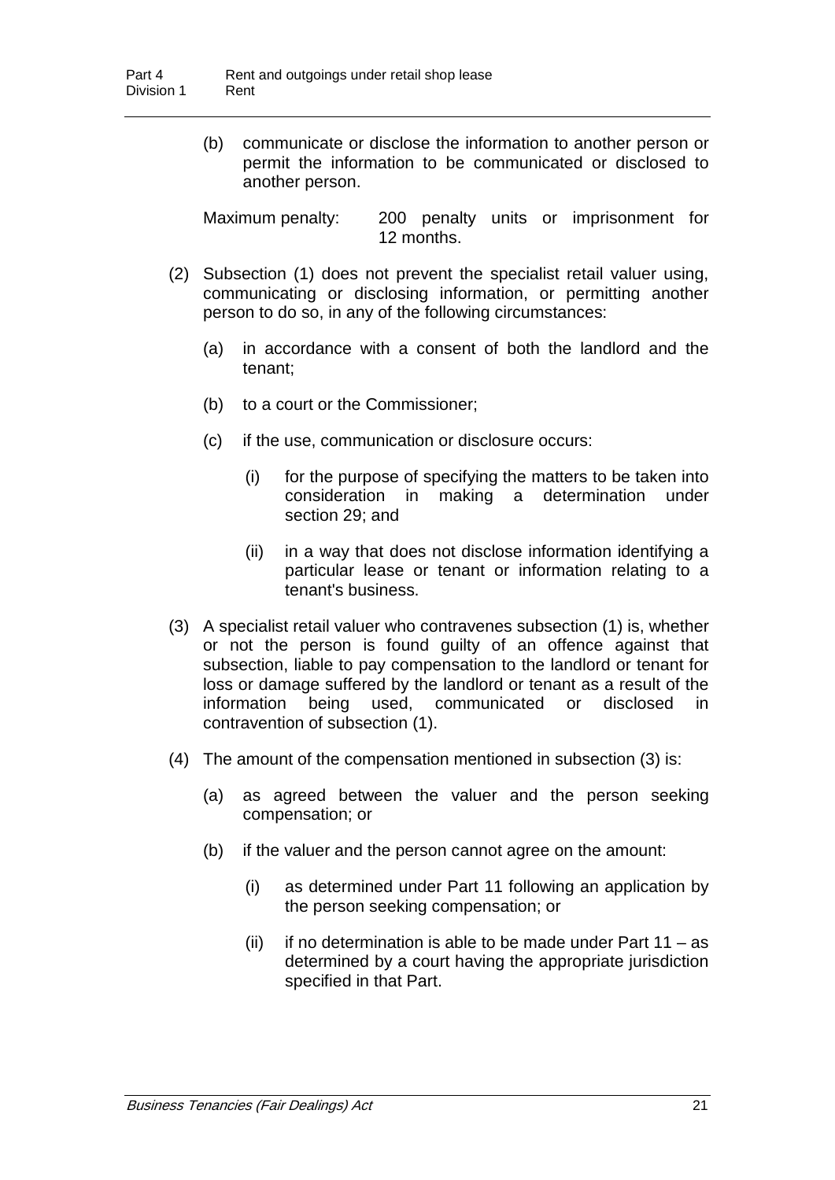(b) communicate or disclose the information to another person or permit the information to be communicated or disclosed to another person.

Maximum penalty: 200 penalty units or imprisonment for 12 months.

(2) Subsection (1) does not prevent the specialist retail valuer using, communicating or disclosing information, or permitting another person to do so, in any of the following circumstances:

(a) in accordance with a consent of both the landlord and the tenant;

(b) to a court or the Commissioner;

(c) if the use, communication or disclosure occurs:

(i) for the purpose of specifying the matters to be taken into consideration in making a determination under section 29; and

(ii) in a way that does not disclose information identifying a particular lease or tenant or information relating to a tenant's business.

(3) A specialist retail valuer who contravenes subsection (1) is, whether or not the person is found guilty of an offence against that subsection, liable to pay compensation to the landlord or tenant for loss or damage suffered by the landlord or tenant as a result of the information being used, communicated or disclosed in contravention of subsection (1).

(4) The amount of the compensation mentioned in subsection (3) is:

(a) as agreed between the valuer and the person seeking compensation; or

(b) if the valuer and the person cannot agree on the amount:

(i) as determined under Part 11 following an application by the person seeking compensation; or

(ii) if no determination is able to be made under Part 11 – as determined by a court having the appropriate jurisdiction specified in that Part.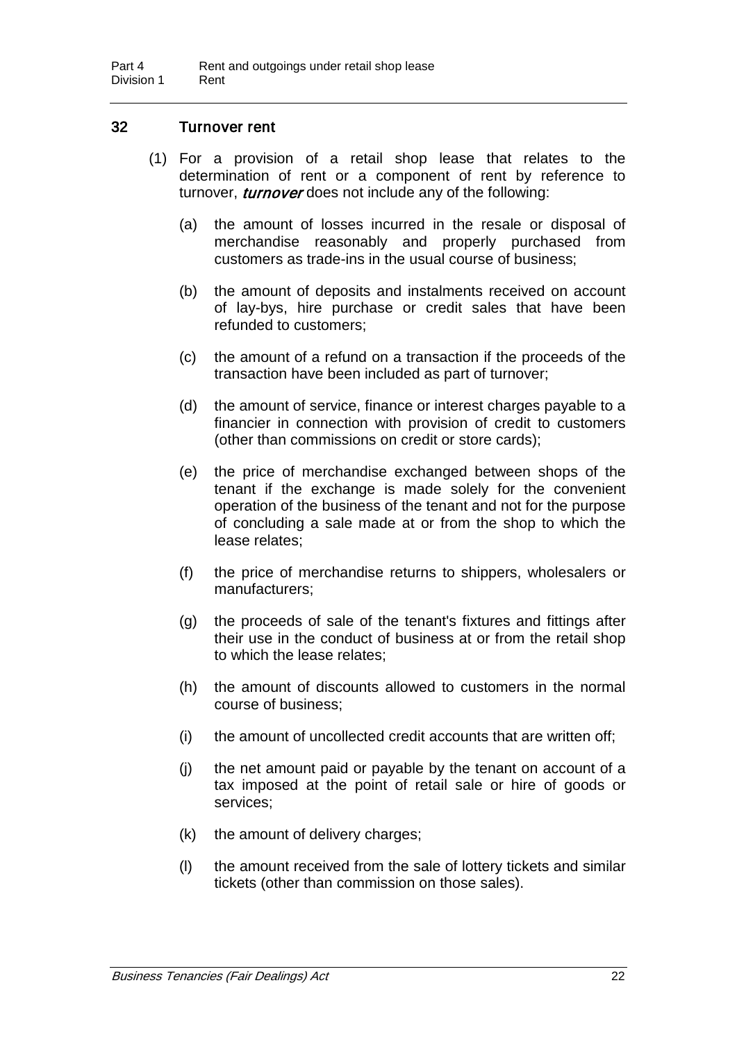## 32 Turnover rent

(1) For a provision of a retail shop lease that relates to the determination of rent or a component of rent by reference to turnover, ***turnover*** does not include any of the following:

(a) the amount of losses incurred in the resale or disposal of merchandise reasonably and properly purchased from customers as trade-ins in the usual course of business;

(b) the amount of deposits and instalments received on account of lay-bys, hire purchase or credit sales that have been refunded to customers;

(c) the amount of a refund on a transaction if the proceeds of the transaction have been included as part of turnover;

(d) the amount of service, finance or interest charges payable to a financier in connection with provision of credit to customers (other than commissions on credit or store cards);

(e) the price of merchandise exchanged between shops of the tenant if the exchange is made solely for the convenient operation of the business of the tenant and not for the purpose of concluding a sale made at or from the shop to which the lease relates;

(f) the price of merchandise returns to shippers, wholesalers or manufacturers;

(g) the proceeds of sale of the tenant's fixtures and fittings after their use in the conduct of business at or from the retail shop to which the lease relates;

(h) the amount of discounts allowed to customers in the normal course of business;

(i) the amount of uncollected credit accounts that are written off;

(j) the net amount paid or payable by the tenant on account of a tax imposed at the point of retail sale or hire of goods or services;

(k) the amount of delivery charges;

(l) the amount received from the sale of lottery tickets and similar tickets (other than commission on those sales).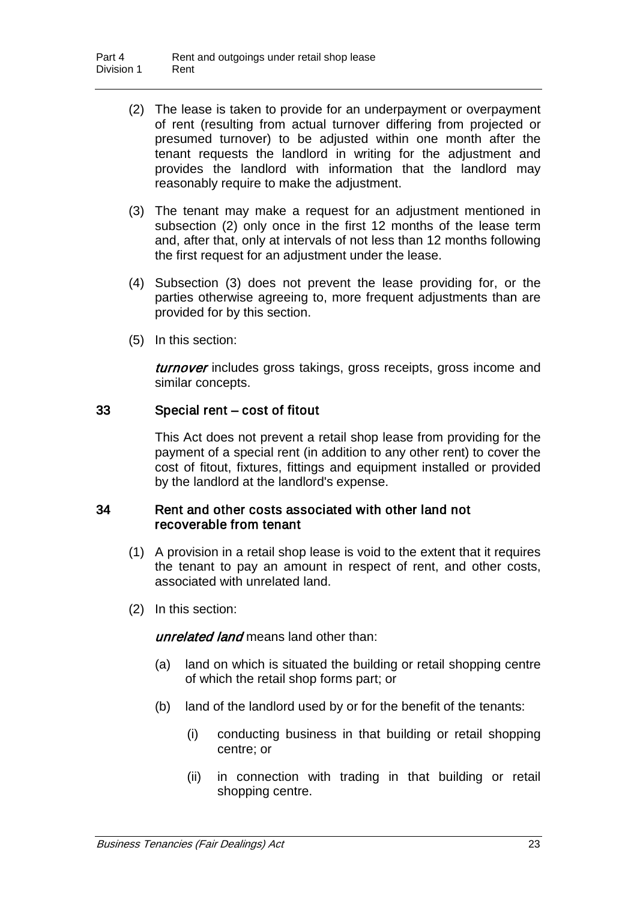(2) The lease is taken to provide for an underpayment or overpayment of rent (resulting from actual turnover differing from projected or presumed turnover) to be adjusted within one month after the tenant requests the landlord in writing for the adjustment and provides the landlord with information that the landlord may reasonably require to make the adjustment.

(3) The tenant may make a request for an adjustment mentioned in subsection (2) only once in the first 12 months of the lease term and, after that, only at intervals of not less than 12 months following the first request for an adjustment under the lease.

(4) Subsection (3) does not prevent the lease providing for, or the parties otherwise agreeing to, more frequent adjustments than are provided for by this section.

(5) In this section:

***turnover*** includes gross takings, gross receipts, gross income and similar concepts.

## 33 Special rent – cost of fitout

This Act does not prevent a retail shop lease from providing for the payment of a special rent (in addition to any other rent) to cover the cost of fitout, fixtures, fittings and equipment installed or provided by the landlord at the landlord's expense.

## 34 Rent and other costs associated with other land not recoverable from tenant

(1) A provision in a retail shop lease is void to the extent that it requires the tenant to pay an amount in respect of rent, and other costs, associated with unrelated land.

(2) In this section:

***unrelated land*** means land other than:

(a) land on which is situated the building or retail shopping centre of which the retail shop forms part; or

(b) land of the landlord used by or for the benefit of the tenants:

(i) conducting business in that building or retail shopping centre; or

(ii) in connection with trading in that building or retail shopping centre.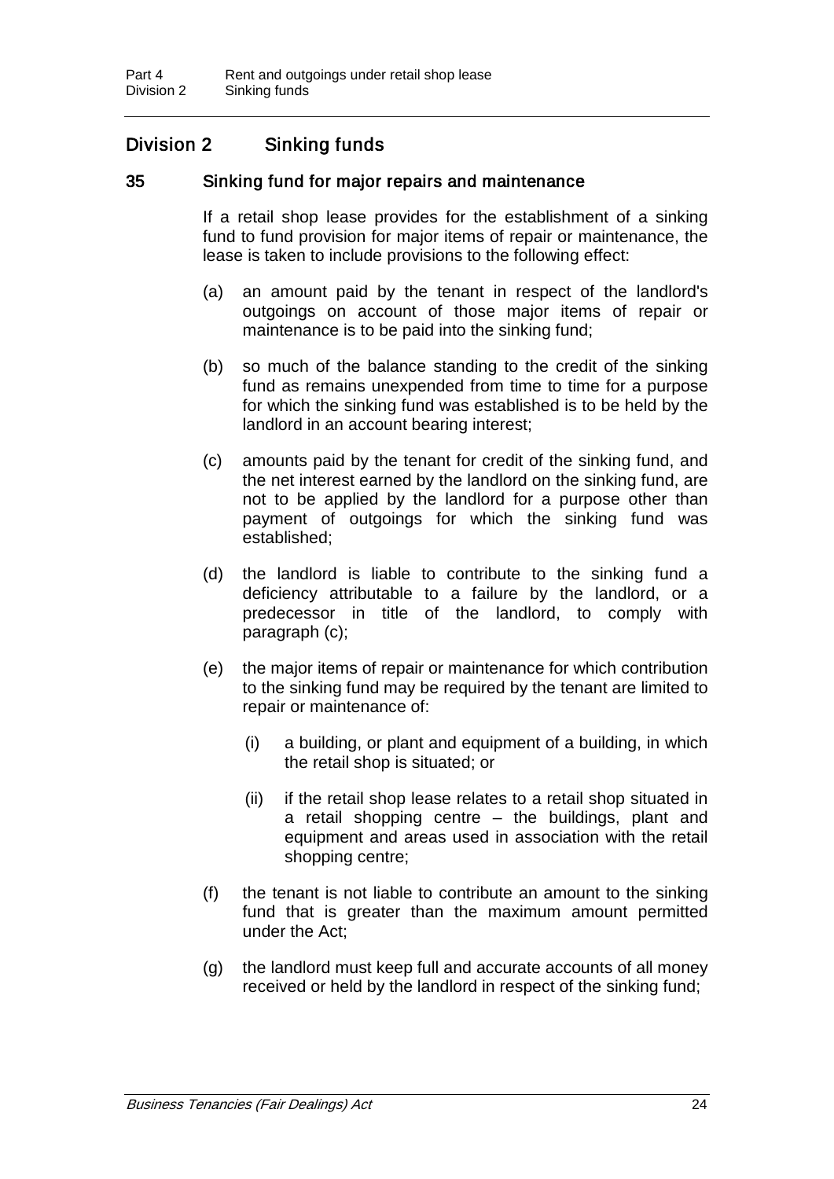## Division 2 Sinking funds

### 35 Sinking fund for major repairs and maintenance

If a retail shop lease provides for the establishment of a sinking fund to fund provision for major items of repair or maintenance, the lease is taken to include provisions to the following effect:

(a) an amount paid by the tenant in respect of the landlord's outgoings on account of those major items of repair or maintenance is to be paid into the sinking fund;

(b) so much of the balance standing to the credit of the sinking fund as remains unexpended from time to time for a purpose for which the sinking fund was established is to be held by the landlord in an account bearing interest;

(c) amounts paid by the tenant for credit of the sinking fund, and the net interest earned by the landlord on the sinking fund, are not to be applied by the landlord for a purpose other than payment of outgoings for which the sinking fund was established;

(d) the landlord is liable to contribute to the sinking fund a deficiency attributable to a failure by the landlord, or a predecessor in title of the landlord, to comply with paragraph (c);

(e) the major items of repair or maintenance for which contribution to the sinking fund may be required by the tenant are limited to repair or maintenance of:

(i) a building, or plant and equipment of a building, in which the retail shop is situated; or

(ii) if the retail shop lease relates to a retail shop situated in a retail shopping centre – the buildings, plant and equipment and areas used in association with the retail shopping centre;

(f) the tenant is not liable to contribute an amount to the sinking fund that is greater than the maximum amount permitted under the Act;

(g) the landlord must keep full and accurate accounts of all money received or held by the landlord in respect of the sinking fund;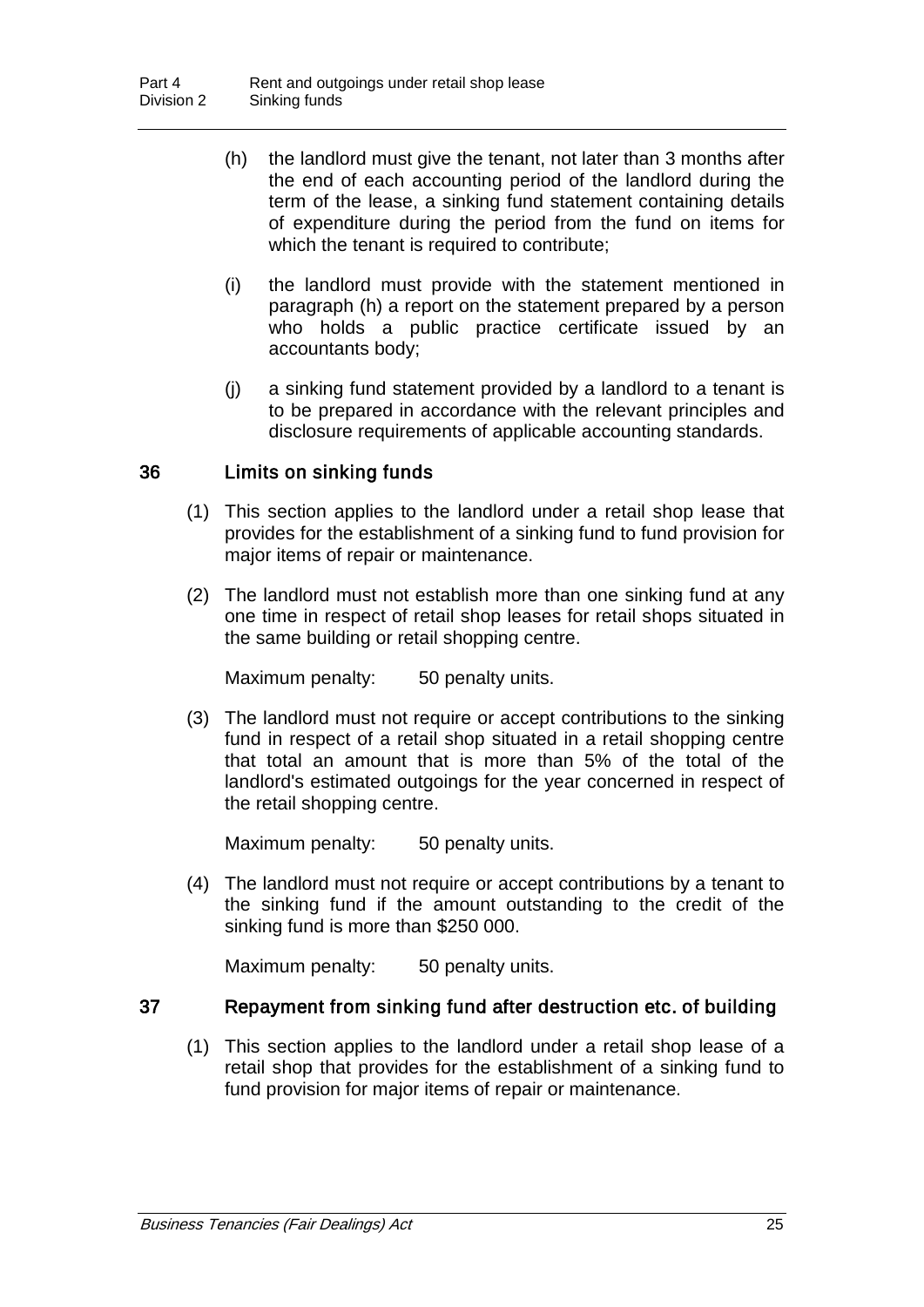(h) the landlord must give the tenant, not later than 3 months after the end of each accounting period of the landlord during the term of the lease, a sinking fund statement containing details of expenditure during the period from the fund on items for which the tenant is required to contribute;

(i) the landlord must provide with the statement mentioned in paragraph (h) a report on the statement prepared by a person who holds a public practice certificate issued by an accountants body;

(j) a sinking fund statement provided by a landlord to a tenant is to be prepared in accordance with the relevant principles and disclosure requirements of applicable accounting standards.

## 36 Limits on sinking funds

(1) This section applies to the landlord under a retail shop lease that provides for the establishment of a sinking fund to fund provision for major items of repair or maintenance.

(2) The landlord must not establish more than one sinking fund at any one time in respect of retail shop leases for retail shops situated in the same building or retail shopping centre.

Maximum penalty: 50 penalty units.

(3) The landlord must not require or accept contributions to the sinking fund in respect of a retail shop situated in a retail shopping centre that total an amount that is more than 5% of the total of the landlord's estimated outgoings for the year concerned in respect of the retail shopping centre.

Maximum penalty: 50 penalty units.

(4) The landlord must not require or accept contributions by a tenant to the sinking fund if the amount outstanding to the credit of the sinking fund is more than $250 000.

Maximum penalty: 50 penalty units.

## 37 Repayment from sinking fund after destruction etc. of building

(1) This section applies to the landlord under a retail shop lease of a retail shop that provides for the establishment of a sinking fund to fund provision for major items of repair or maintenance.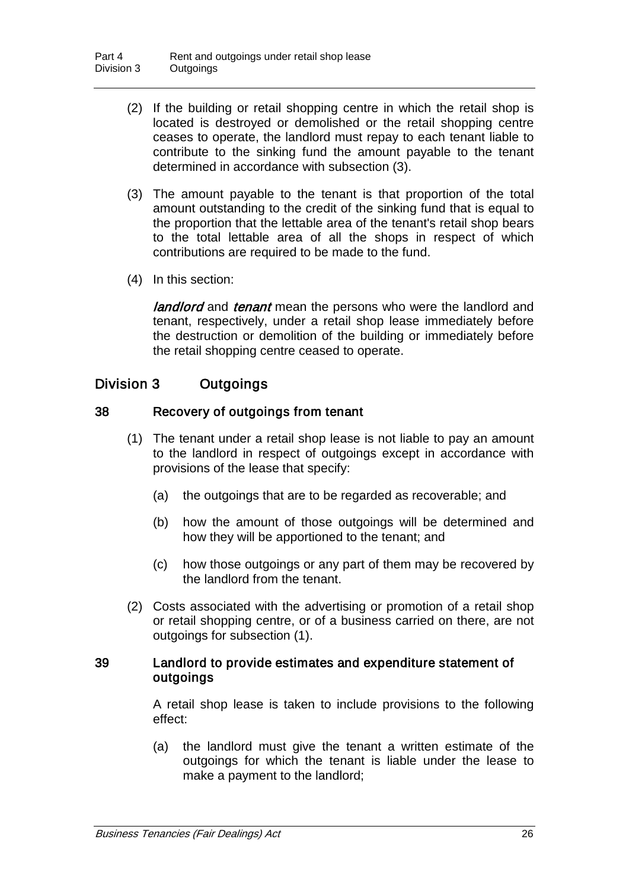(2) If the building or retail shopping centre in which the retail shop is located is destroyed or demolished or the retail shopping centre ceases to operate, the landlord must repay to each tenant liable to contribute to the sinking fund the amount payable to the tenant determined in accordance with subsection (3).

(3) The amount payable to the tenant is that proportion of the total amount outstanding to the credit of the sinking fund that is equal to the proportion that the lettable area of the tenant's retail shop bears to the total lettable area of all the shops in respect of which contributions are required to be made to the fund.

(4) In this section:

***landlord*** and ***tenant*** mean the persons who were the landlord and tenant, respectively, under a retail shop lease immediately before the destruction or demolition of the building or immediately before the retail shopping centre ceased to operate.

## Division 3 Outgoings

### 38 Recovery of outgoings from tenant

(1) The tenant under a retail shop lease is not liable to pay an amount to the landlord in respect of outgoings except in accordance with provisions of the lease that specify:

(a) the outgoings that are to be regarded as recoverable; and

(b) how the amount of those outgoings will be determined and how they will be apportioned to the tenant; and

(c) how those outgoings or any part of them may be recovered by the landlord from the tenant.

(2) Costs associated with the advertising or promotion of a retail shop or retail shopping centre, or of a business carried on there, are not outgoings for subsection (1).

### 39 Landlord to provide estimates and expenditure statement of outgoings

A retail shop lease is taken to include provisions to the following effect:

(a) the landlord must give the tenant a written estimate of the outgoings for which the tenant is liable under the lease to make a payment to the landlord;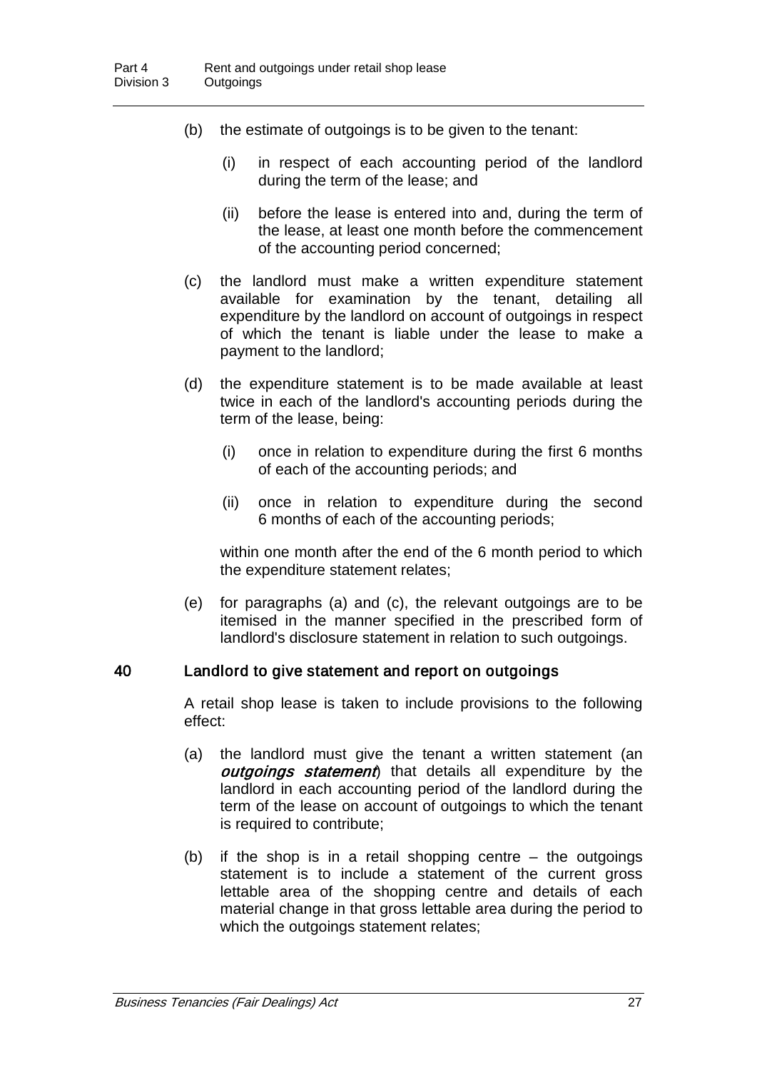(b) the estimate of outgoings is to be given to the tenant:

  (i) in respect of each accounting period of the landlord during the term of the lease; and

  (ii) before the lease is entered into and, during the term of the lease, at least one month before the commencement of the accounting period concerned;

(c) the landlord must make a written expenditure statement available for examination by the tenant, detailing all expenditure by the landlord on account of outgoings in respect of which the tenant is liable under the lease to make a payment to the landlord;

(d) the expenditure statement is to be made available at least twice in each of the landlord's accounting periods during the term of the lease, being:

  (i) once in relation to expenditure during the first 6 months of each of the accounting periods; and

  (ii) once in relation to expenditure during the second 6 months of each of the accounting periods;

  within one month after the end of the 6 month period to which the expenditure statement relates;

(e) for paragraphs (a) and (c), the relevant outgoings are to be itemised in the manner specified in the prescribed form of landlord's disclosure statement in relation to such outgoings.

## 40 Landlord to give statement and report on outgoings

A retail shop lease is taken to include provisions to the following effect:

(a) the landlord must give the tenant a written statement (an ***outgoings statement***) that details all expenditure by the landlord in each accounting period of the landlord during the term of the lease on account of outgoings to which the tenant is required to contribute;

(b) if the shop is in a retail shopping centre – the outgoings statement is to include a statement of the current gross lettable area of the shopping centre and details of each material change in that gross lettable area during the period to which the outgoings statement relates;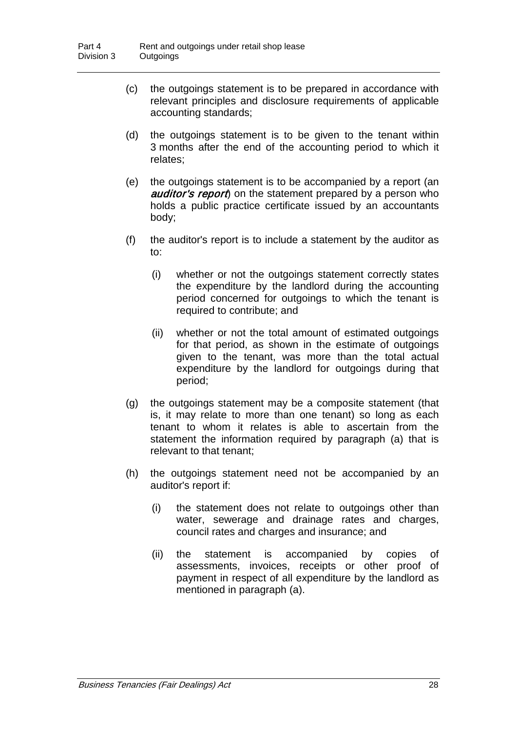(c) the outgoings statement is to be prepared in accordance with relevant principles and disclosure requirements of applicable accounting standards;

(d) the outgoings statement is to be given to the tenant within 3 months after the end of the accounting period to which it relates;

(e) the outgoings statement is to be accompanied by a report (an ***auditor's report***) on the statement prepared by a person who holds a public practice certificate issued by an accountants body;

(f) the auditor's report is to include a statement by the auditor as to:

   (i) whether or not the outgoings statement correctly states the expenditure by the landlord during the accounting period concerned for outgoings to which the tenant is required to contribute; and

   (ii) whether or not the total amount of estimated outgoings for that period, as shown in the estimate of outgoings given to the tenant, was more than the total actual expenditure by the landlord for outgoings during that period;

(g) the outgoings statement may be a composite statement (that is, it may relate to more than one tenant) so long as each tenant to whom it relates is able to ascertain from the statement the information required by paragraph (a) that is relevant to that tenant;

(h) the outgoings statement need not be accompanied by an auditor's report if:

   (i) the statement does not relate to outgoings other than water, sewerage and drainage rates and charges, council rates and charges and insurance; and

   (ii) the statement is accompanied by copies of assessments, invoices, receipts or other proof of payment in respect of all expenditure by the landlord as mentioned in paragraph (a).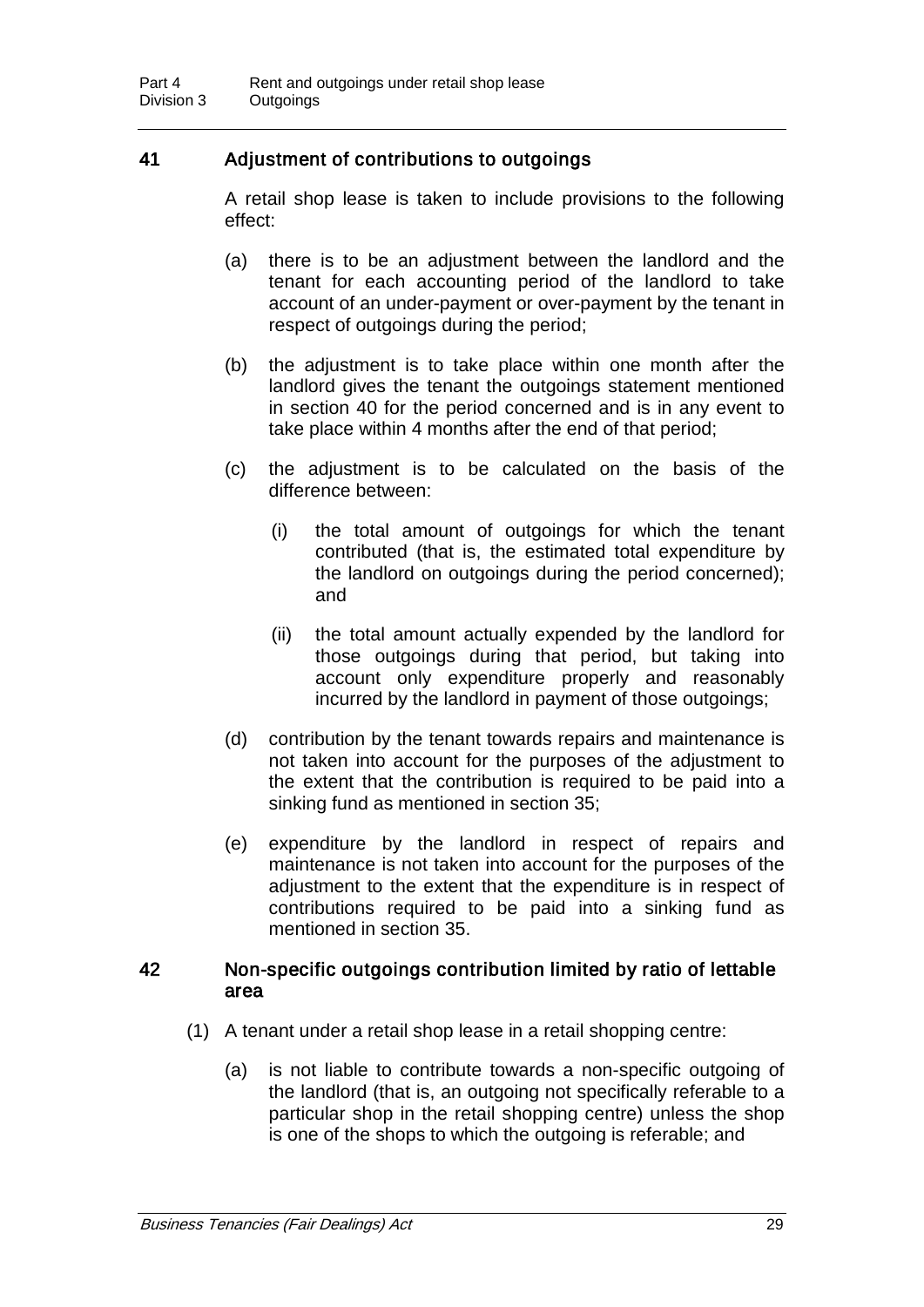### 41 Adjustment of contributions to outgoings

A retail shop lease is taken to include provisions to the following effect:

(a) there is to be an adjustment between the landlord and the tenant for each accounting period of the landlord to take account of an under-payment or over-payment by the tenant in respect of outgoings during the period;

(b) the adjustment is to take place within one month after the landlord gives the tenant the outgoings statement mentioned in section 40 for the period concerned and is in any event to take place within 4 months after the end of that period;

(c) the adjustment is to be calculated on the basis of the difference between:

  (i) the total amount of outgoings for which the tenant contributed (that is, the estimated total expenditure by the landlord on outgoings during the period concerned); and

  (ii) the total amount actually expended by the landlord for those outgoings during that period, but taking into account only expenditure properly and reasonably incurred by the landlord in payment of those outgoings;

(d) contribution by the tenant towards repairs and maintenance is not taken into account for the purposes of the adjustment to the extent that the contribution is required to be paid into a sinking fund as mentioned in section 35;

(e) expenditure by the landlord in respect of repairs and maintenance is not taken into account for the purposes of the adjustment to the extent that the expenditure is in respect of contributions required to be paid into a sinking fund as mentioned in section 35.

### 42 Non-specific outgoings contribution limited by ratio of lettable area

(1) A tenant under a retail shop lease in a retail shopping centre:

  (a) is not liable to contribute towards a non-specific outgoing of the landlord (that is, an outgoing not specifically referable to a particular shop in the retail shopping centre) unless the shop is one of the shops to which the outgoing is referable; and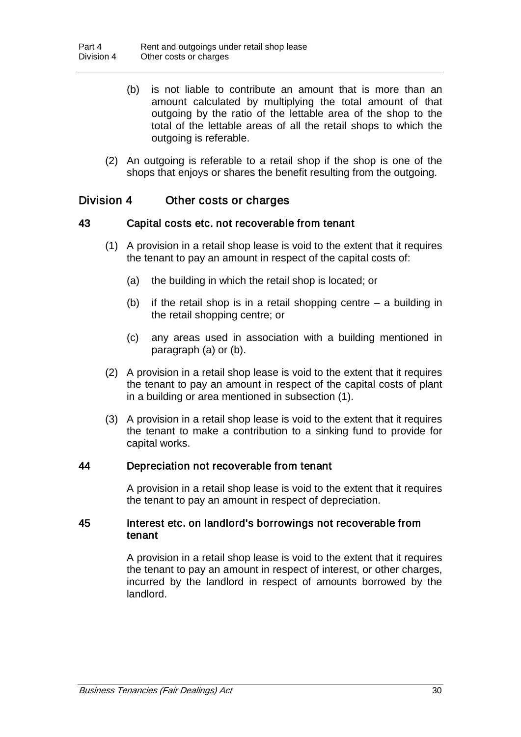(b) is not liable to contribute an amount that is more than an amount calculated by multiplying the total amount of that outgoing by the ratio of the lettable area of the shop to the total of the lettable areas of all the retail shops to which the outgoing is referable.

(2) An outgoing is referable to a retail shop if the shop is one of the shops that enjoys or shares the benefit resulting from the outgoing.

## Division 4 Other costs or charges

### 43 Capital costs etc. not recoverable from tenant

(1) A provision in a retail shop lease is void to the extent that it requires the tenant to pay an amount in respect of the capital costs of:

(a) the building in which the retail shop is located; or

(b) if the retail shop is in a retail shopping centre – a building in the retail shopping centre; or

(c) any areas used in association with a building mentioned in paragraph (a) or (b).

(2) A provision in a retail shop lease is void to the extent that it requires the tenant to pay an amount in respect of the capital costs of plant in a building or area mentioned in subsection (1).

(3) A provision in a retail shop lease is void to the extent that it requires the tenant to make a contribution to a sinking fund to provide for capital works.

### 44 Depreciation not recoverable from tenant

A provision in a retail shop lease is void to the extent that it requires the tenant to pay an amount in respect of depreciation.

### 45 Interest etc. on landlord's borrowings not recoverable from tenant

A provision in a retail shop lease is void to the extent that it requires the tenant to pay an amount in respect of interest, or other charges, incurred by the landlord in respect of amounts borrowed by the landlord.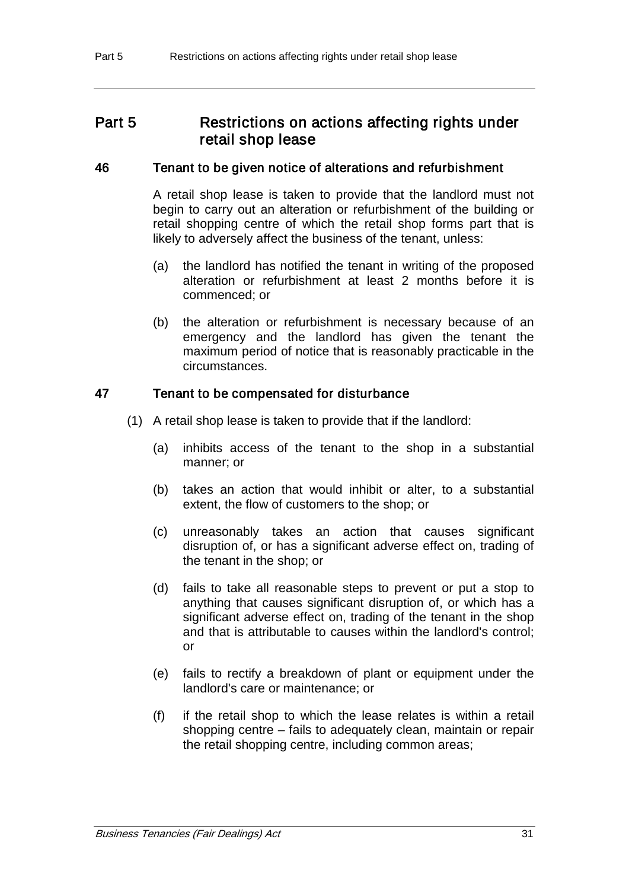# Part 5 Restrictions on actions affecting rights under retail shop lease

### 46 Tenant to be given notice of alterations and refurbishment

A retail shop lease is taken to provide that the landlord must not begin to carry out an alteration or refurbishment of the building or retail shopping centre of which the retail shop forms part that is likely to adversely affect the business of the tenant, unless:

(a) the landlord has notified the tenant in writing of the proposed alteration or refurbishment at least 2 months before it is commenced; or

(b) the alteration or refurbishment is necessary because of an emergency and the landlord has given the tenant the maximum period of notice that is reasonably practicable in the circumstances.

### 47 Tenant to be compensated for disturbance

(1) A retail shop lease is taken to provide that if the landlord:

(a) inhibits access of the tenant to the shop in a substantial manner; or

(b) takes an action that would inhibit or alter, to a substantial extent, the flow of customers to the shop; or

(c) unreasonably takes an action that causes significant disruption of, or has a significant adverse effect on, trading of the tenant in the shop; or

(d) fails to take all reasonable steps to prevent or put a stop to anything that causes significant disruption of, or which has a significant adverse effect on, trading of the tenant in the shop and that is attributable to causes within the landlord's control; or

(e) fails to rectify a breakdown of plant or equipment under the landlord's care or maintenance; or

(f) if the retail shop to which the lease relates is within a retail shopping centre – fails to adequately clean, maintain or repair the retail shopping centre, including common areas;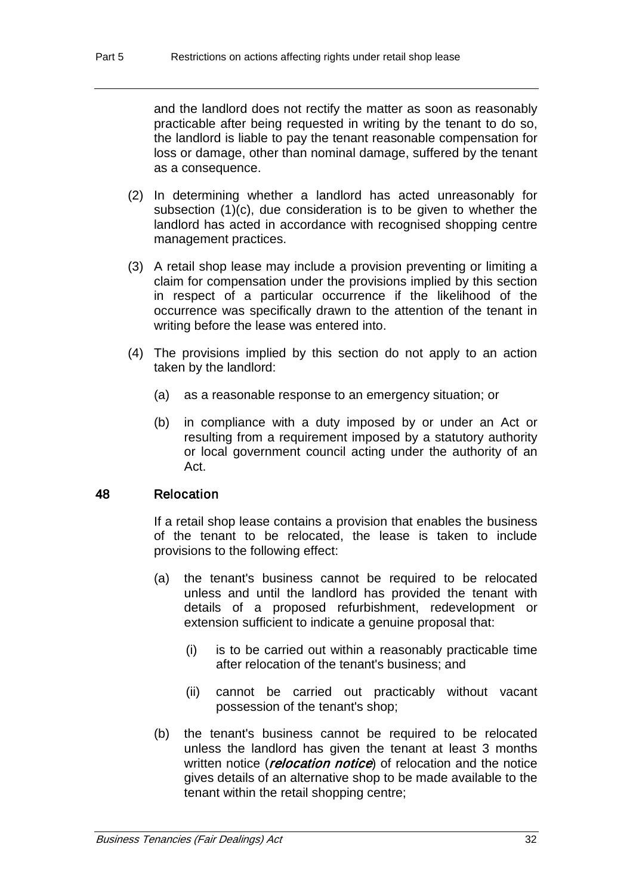and the landlord does not rectify the matter as soon as reasonably practicable after being requested in writing by the tenant to do so, the landlord is liable to pay the tenant reasonable compensation for loss or damage, other than nominal damage, suffered by the tenant as a consequence.

(2) In determining whether a landlord has acted unreasonably for subsection (1)(c), due consideration is to be given to whether the landlord has acted in accordance with recognised shopping centre management practices.

(3) A retail shop lease may include a provision preventing or limiting a claim for compensation under the provisions implied by this section in respect of a particular occurrence if the likelihood of the occurrence was specifically drawn to the attention of the tenant in writing before the lease was entered into.

(4) The provisions implied by this section do not apply to an action taken by the landlord:

(a) as a reasonable response to an emergency situation; or

(b) in compliance with a duty imposed by or under an Act or resulting from a requirement imposed by a statutory authority or local government council acting under the authority of an Act.

### 48 Relocation

If a retail shop lease contains a provision that enables the business of the tenant to be relocated, the lease is taken to include provisions to the following effect:

(a) the tenant's business cannot be required to be relocated unless and until the landlord has provided the tenant with details of a proposed refurbishment, redevelopment or extension sufficient to indicate a genuine proposal that:

(i) is to be carried out within a reasonably practicable time after relocation of the tenant's business; and

(ii) cannot be carried out practicably without vacant possession of the tenant's shop;

(b) the tenant's business cannot be required to be relocated unless the landlord has given the tenant at least 3 months written notice (***relocation notice***) of relocation and the notice gives details of an alternative shop to be made available to the tenant within the retail shopping centre;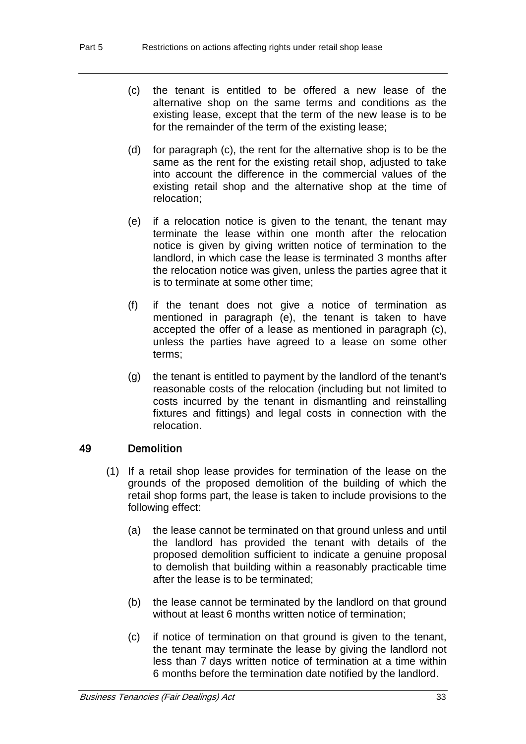(c) the tenant is entitled to be offered a new lease of the alternative shop on the same terms and conditions as the existing lease, except that the term of the new lease is to be for the remainder of the term of the existing lease;

(d) for paragraph (c), the rent for the alternative shop is to be the same as the rent for the existing retail shop, adjusted to take into account the difference in the commercial values of the existing retail shop and the alternative shop at the time of relocation;

(e) if a relocation notice is given to the tenant, the tenant may terminate the lease within one month after the relocation notice is given by giving written notice of termination to the landlord, in which case the lease is terminated 3 months after the relocation notice was given, unless the parties agree that it is to terminate at some other time;

(f) if the tenant does not give a notice of termination as mentioned in paragraph (e), the tenant is taken to have accepted the offer of a lease as mentioned in paragraph (c), unless the parties have agreed to a lease on some other terms;

(g) the tenant is entitled to payment by the landlord of the tenant's reasonable costs of the relocation (including but not limited to costs incurred by the tenant in dismantling and reinstalling fixtures and fittings) and legal costs in connection with the relocation.

### 49 Demolition

(1) If a retail shop lease provides for termination of the lease on the grounds of the proposed demolition of the building of which the retail shop forms part, the lease is taken to include provisions to the following effect:

(a) the lease cannot be terminated on that ground unless and until the landlord has provided the tenant with details of the proposed demolition sufficient to indicate a genuine proposal to demolish that building within a reasonably practicable time after the lease is to be terminated;

(b) the lease cannot be terminated by the landlord on that ground without at least 6 months written notice of termination;

(c) if notice of termination on that ground is given to the tenant, the tenant may terminate the lease by giving the landlord not less than 7 days written notice of termination at a time within 6 months before the termination date notified by the landlord.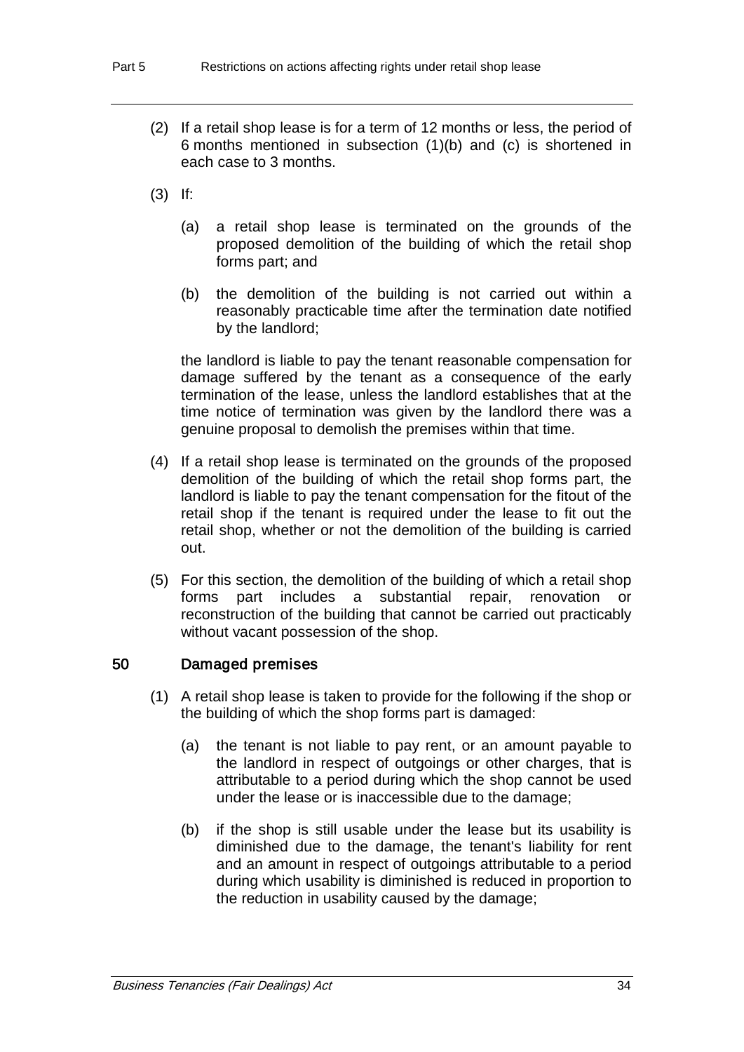(2) If a retail shop lease is for a term of 12 months or less, the period of 6 months mentioned in subsection (1)(b) and (c) is shortened in each case to 3 months.

(3) If:

(a) a retail shop lease is terminated on the grounds of the proposed demolition of the building of which the retail shop forms part; and

(b) the demolition of the building is not carried out within a reasonably practicable time after the termination date notified by the landlord;

the landlord is liable to pay the tenant reasonable compensation for damage suffered by the tenant as a consequence of the early termination of the lease, unless the landlord establishes that at the time notice of termination was given by the landlord there was a genuine proposal to demolish the premises within that time.

(4) If a retail shop lease is terminated on the grounds of the proposed demolition of the building of which the retail shop forms part, the landlord is liable to pay the tenant compensation for the fitout of the retail shop if the tenant is required under the lease to fit out the retail shop, whether or not the demolition of the building is carried out.

(5) For this section, the demolition of the building of which a retail shop forms part includes a substantial repair, renovation or reconstruction of the building that cannot be carried out practicably without vacant possession of the shop.

### 50 Damaged premises

(1) A retail shop lease is taken to provide for the following if the shop or the building of which the shop forms part is damaged:

(a) the tenant is not liable to pay rent, or an amount payable to the landlord in respect of outgoings or other charges, that is attributable to a period during which the shop cannot be used under the lease or is inaccessible due to the damage;

(b) if the shop is still usable under the lease but its usability is diminished due to the damage, the tenant's liability for rent and an amount in respect of outgoings attributable to a period during which usability is diminished is reduced in proportion to the reduction in usability caused by the damage;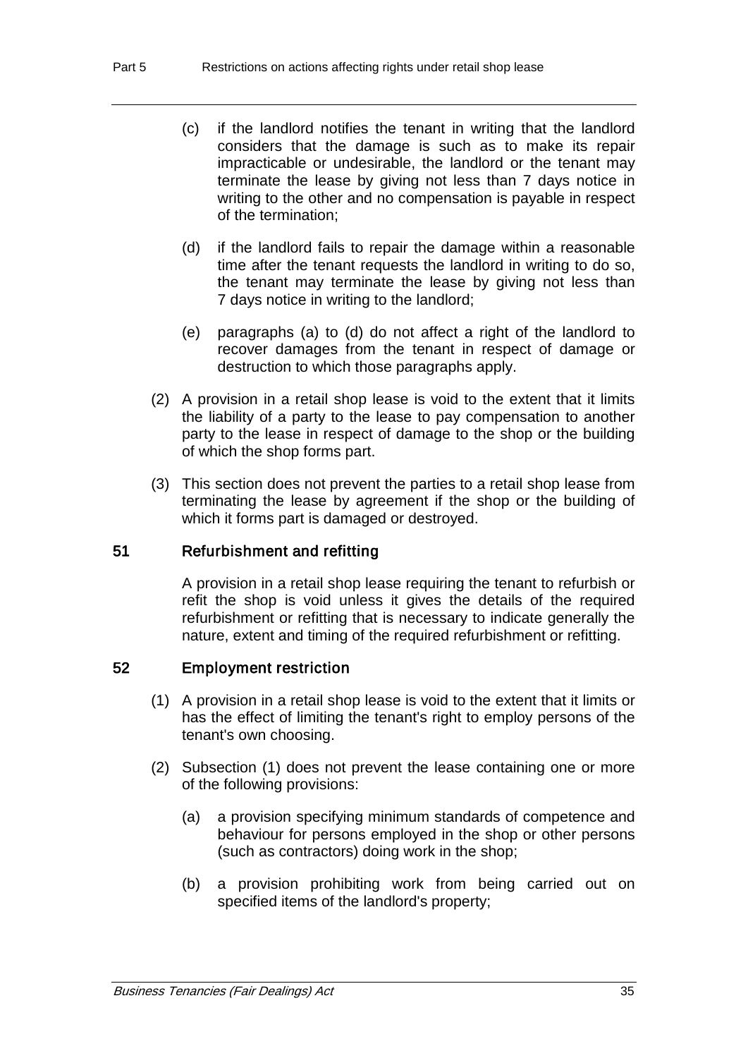(c) if the landlord notifies the tenant in writing that the landlord considers that the damage is such as to make its repair impracticable or undesirable, the landlord or the tenant may terminate the lease by giving not less than 7 days notice in writing to the other and no compensation is payable in respect of the termination;

(d) if the landlord fails to repair the damage within a reasonable time after the tenant requests the landlord in writing to do so, the tenant may terminate the lease by giving not less than 7 days notice in writing to the landlord;

(e) paragraphs (a) to (d) do not affect a right of the landlord to recover damages from the tenant in respect of damage or destruction to which those paragraphs apply.

(2) A provision in a retail shop lease is void to the extent that it limits the liability of a party to the lease to pay compensation to another party to the lease in respect of damage to the shop or the building of which the shop forms part.

(3) This section does not prevent the parties to a retail shop lease from terminating the lease by agreement if the shop or the building of which it forms part is damaged or destroyed.

### 51 Refurbishment and refitting

A provision in a retail shop lease requiring the tenant to refurbish or refit the shop is void unless it gives the details of the required refurbishment or refitting that is necessary to indicate generally the nature, extent and timing of the required refurbishment or refitting.

### 52 Employment restriction

(1) A provision in a retail shop lease is void to the extent that it limits or has the effect of limiting the tenant's right to employ persons of the tenant's own choosing.

(2) Subsection (1) does not prevent the lease containing one or more of the following provisions:

(a) a provision specifying minimum standards of competence and behaviour for persons employed in the shop or other persons (such as contractors) doing work in the shop;

(b) a provision prohibiting work from being carried out on specified items of the landlord's property;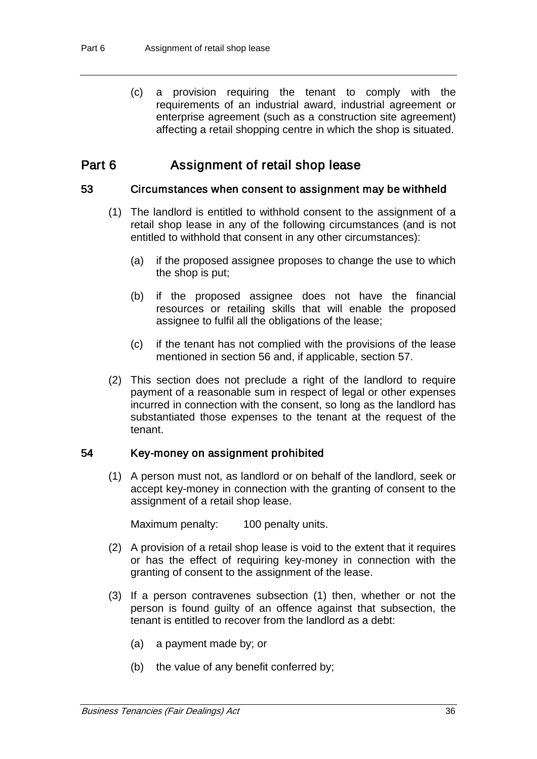(c) a provision requiring the tenant to comply with the requirements of an industrial award, industrial agreement or enterprise agreement (such as a construction site agreement) affecting a retail shopping centre in which the shop is situated.

## Part 6 Assignment of retail shop lease

### 53 Circumstances when consent to assignment may be withheld

(1) The landlord is entitled to withhold consent to the assignment of a retail shop lease in any of the following circumstances (and is not entitled to withhold that consent in any other circumstances):

(a) if the proposed assignee proposes to change the use to which the shop is put;

(b) if the proposed assignee does not have the financial resources or retailing skills that will enable the proposed assignee to fulfil all the obligations of the lease;

(c) if the tenant has not complied with the provisions of the lease mentioned in section 56 and, if applicable, section 57.

(2) This section does not preclude a right of the landlord to require payment of a reasonable sum in respect of legal or other expenses incurred in connection with the consent, so long as the landlord has substantiated those expenses to the tenant at the request of the tenant.

### 54 Key-money on assignment prohibited

(1) A person must not, as landlord or on behalf of the landlord, seek or accept key-money in connection with the granting of consent to the assignment of a retail shop lease.

Maximum penalty: 100 penalty units.

(2) A provision of a retail shop lease is void to the extent that it requires or has the effect of requiring key-money in connection with the granting of consent to the assignment of the lease.

(3) If a person contravenes subsection (1) then, whether or not the person is found guilty of an offence against that subsection, the tenant is entitled to recover from the landlord as a debt:

(a) a payment made by; or

(b) the value of any benefit conferred by;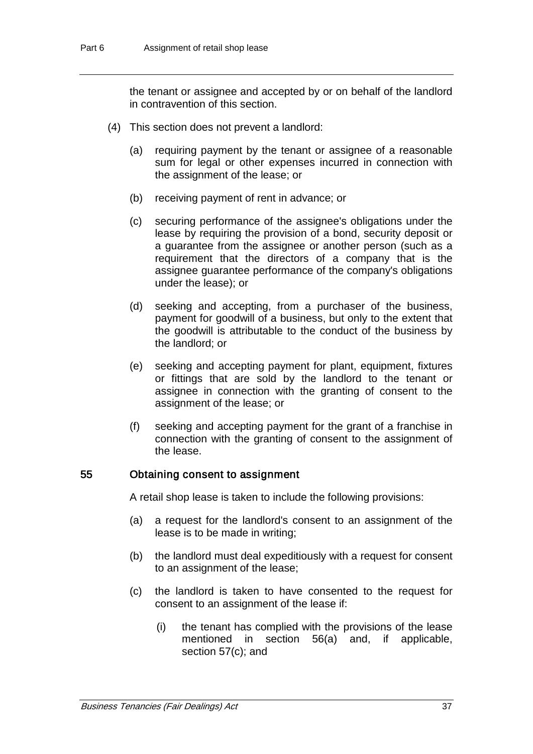the tenant or assignee and accepted by or on behalf of the landlord in contravention of this section.

(4) This section does not prevent a landlord:

(a) requiring payment by the tenant or assignee of a reasonable sum for legal or other expenses incurred in connection with the assignment of the lease; or

(b) receiving payment of rent in advance; or

(c) securing performance of the assignee's obligations under the lease by requiring the provision of a bond, security deposit or a guarantee from the assignee or another person (such as a requirement that the directors of a company that is the assignee guarantee performance of the company's obligations under the lease); or

(d) seeking and accepting, from a purchaser of the business, payment for goodwill of a business, but only to the extent that the goodwill is attributable to the conduct of the business by the landlord; or

(e) seeking and accepting payment for plant, equipment, fixtures or fittings that are sold by the landlord to the tenant or assignee in connection with the granting of consent to the assignment of the lease; or

(f) seeking and accepting payment for the grant of a franchise in connection with the granting of consent to the assignment of the lease.

### 55 Obtaining consent to assignment

A retail shop lease is taken to include the following provisions:

(a) a request for the landlord's consent to an assignment of the lease is to be made in writing;

(b) the landlord must deal expeditiously with a request for consent to an assignment of the lease;

(c) the landlord is taken to have consented to the request for consent to an assignment of the lease if:

(i) the tenant has complied with the provisions of the lease mentioned in section 56(a) and, if applicable, section 57(c); and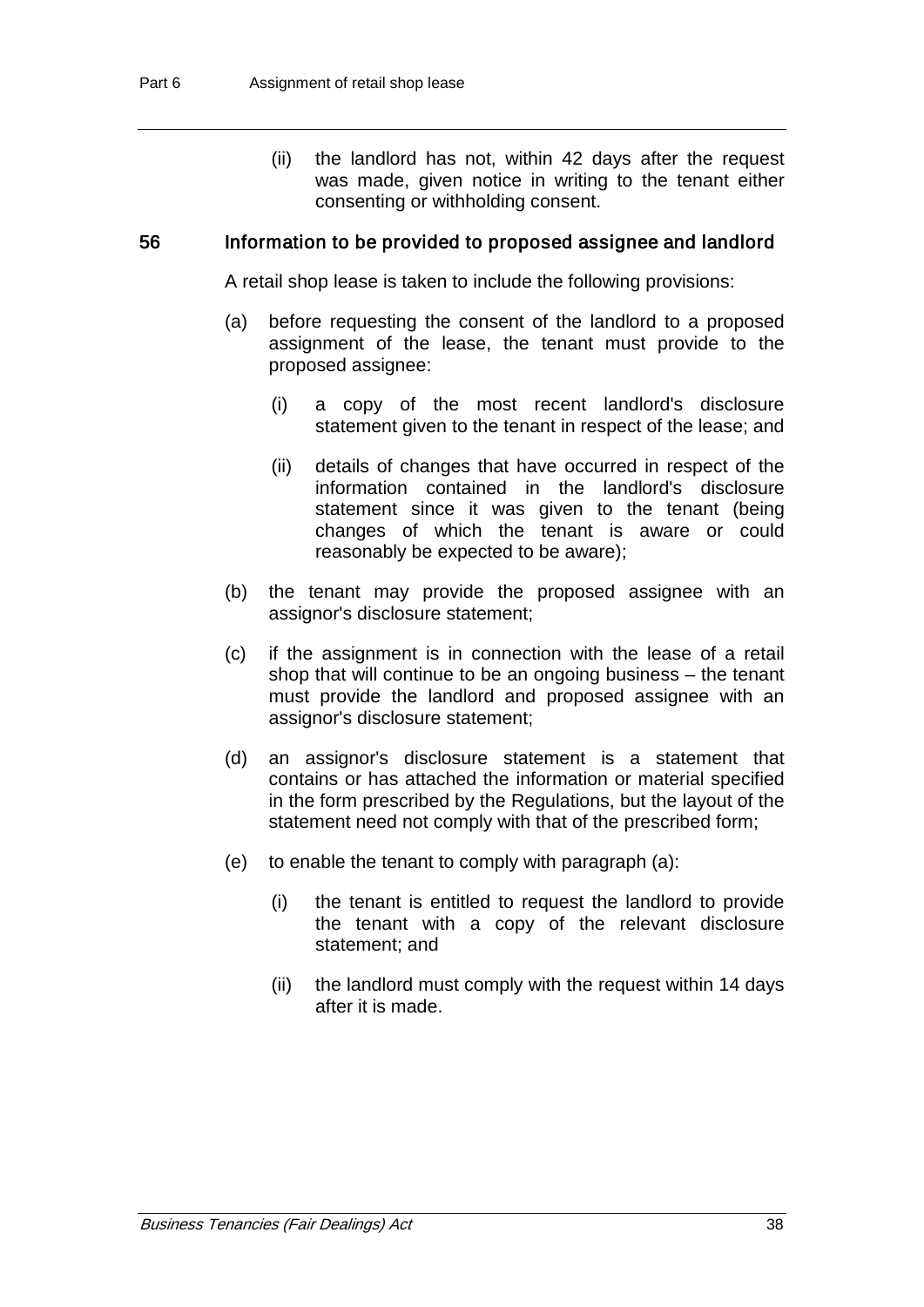(ii) the landlord has not, within 42 days after the request was made, given notice in writing to the tenant either consenting or withholding consent.

## 56 Information to be provided to proposed assignee and landlord

A retail shop lease is taken to include the following provisions:

(a) before requesting the consent of the landlord to a proposed assignment of the lease, the tenant must provide to the proposed assignee:

  (i) a copy of the most recent landlord's disclosure statement given to the tenant in respect of the lease; and

  (ii) details of changes that have occurred in respect of the information contained in the landlord's disclosure statement since it was given to the tenant (being changes of which the tenant is aware or could reasonably be expected to be aware);

(b) the tenant may provide the proposed assignee with an assignor's disclosure statement;

(c) if the assignment is in connection with the lease of a retail shop that will continue to be an ongoing business – the tenant must provide the landlord and proposed assignee with an assignor's disclosure statement;

(d) an assignor's disclosure statement is a statement that contains or has attached the information or material specified in the form prescribed by the Regulations, but the layout of the statement need not comply with that of the prescribed form;

(e) to enable the tenant to comply with paragraph (a):

  (i) the tenant is entitled to request the landlord to provide the tenant with a copy of the relevant disclosure statement; and

  (ii) the landlord must comply with the request within 14 days after it is made.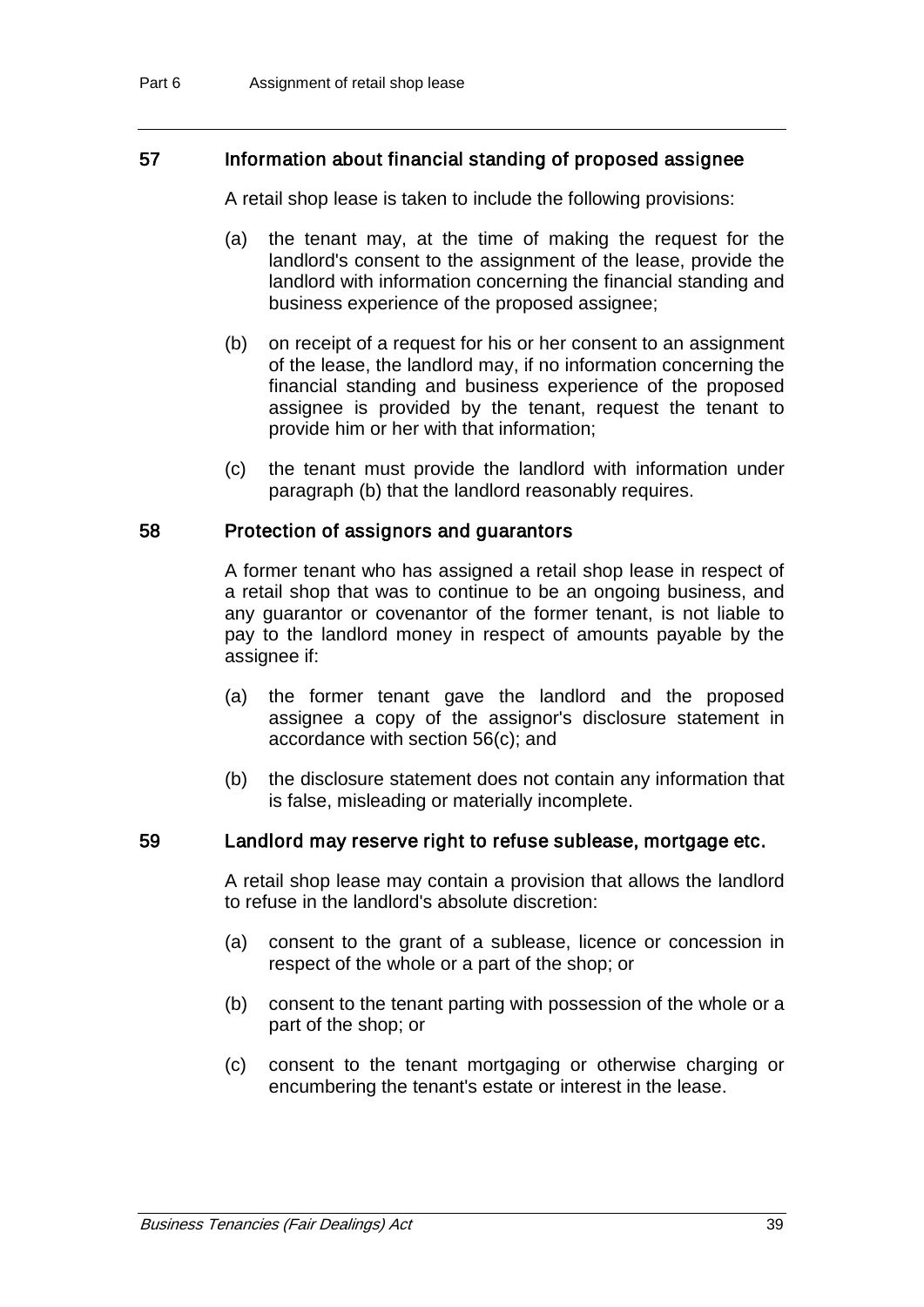## 57 Information about financial standing of proposed assignee

A retail shop lease is taken to include the following provisions:

(a) the tenant may, at the time of making the request for the landlord's consent to the assignment of the lease, provide the landlord with information concerning the financial standing and business experience of the proposed assignee;

(b) on receipt of a request for his or her consent to an assignment of the lease, the landlord may, if no information concerning the financial standing and business experience of the proposed assignee is provided by the tenant, request the tenant to provide him or her with that information;

(c) the tenant must provide the landlord with information under paragraph (b) that the landlord reasonably requires.

## 58 Protection of assignors and guarantors

A former tenant who has assigned a retail shop lease in respect of a retail shop that was to continue to be an ongoing business, and any guarantor or covenantor of the former tenant, is not liable to pay to the landlord money in respect of amounts payable by the assignee if:

(a) the former tenant gave the landlord and the proposed assignee a copy of the assignor's disclosure statement in accordance with section 56(c); and

(b) the disclosure statement does not contain any information that is false, misleading or materially incomplete.

## 59 Landlord may reserve right to refuse sublease, mortgage etc.

A retail shop lease may contain a provision that allows the landlord to refuse in the landlord's absolute discretion:

(a) consent to the grant of a sublease, licence or concession in respect of the whole or a part of the shop; or

(b) consent to the tenant parting with possession of the whole or a part of the shop; or

(c) consent to the tenant mortgaging or otherwise charging or encumbering the tenant's estate or interest in the lease.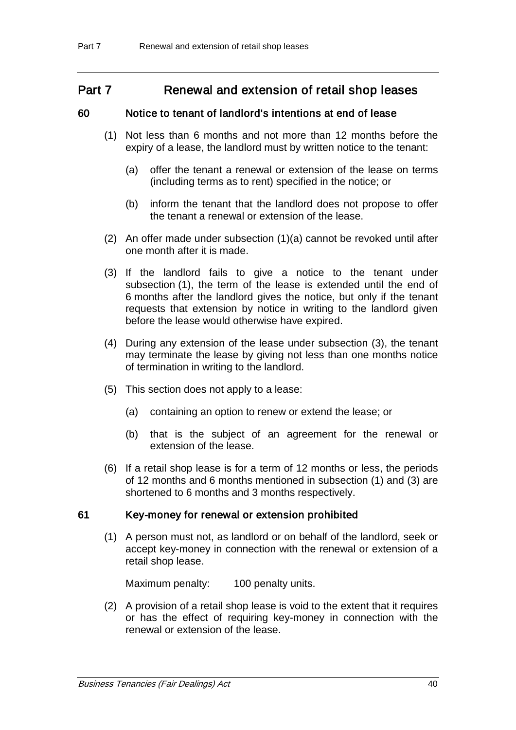# Part 7 Renewal and extension of retail shop leases

## 60 Notice to tenant of landlord's intentions at end of lease

(1) Not less than 6 months and not more than 12 months before the expiry of a lease, the landlord must by written notice to the tenant:

(a) offer the tenant a renewal or extension of the lease on terms (including terms as to rent) specified in the notice; or

(b) inform the tenant that the landlord does not propose to offer the tenant a renewal or extension of the lease.

(2) An offer made under subsection (1)(a) cannot be revoked until after one month after it is made.

(3) If the landlord fails to give a notice to the tenant under subsection (1), the term of the lease is extended until the end of 6 months after the landlord gives the notice, but only if the tenant requests that extension by notice in writing to the landlord given before the lease would otherwise have expired.

(4) During any extension of the lease under subsection (3), the tenant may terminate the lease by giving not less than one months notice of termination in writing to the landlord.

(5) This section does not apply to a lease:

(a) containing an option to renew or extend the lease; or

(b) that is the subject of an agreement for the renewal or extension of the lease.

(6) If a retail shop lease is for a term of 12 months or less, the periods of 12 months and 6 months mentioned in subsection (1) and (3) are shortened to 6 months and 3 months respectively.

## 61 Key-money for renewal or extension prohibited

(1) A person must not, as landlord or on behalf of the landlord, seek or accept key-money in connection with the renewal or extension of a retail shop lease.

Maximum penalty: 100 penalty units.

(2) A provision of a retail shop lease is void to the extent that it requires or has the effect of requiring key-money in connection with the renewal or extension of the lease.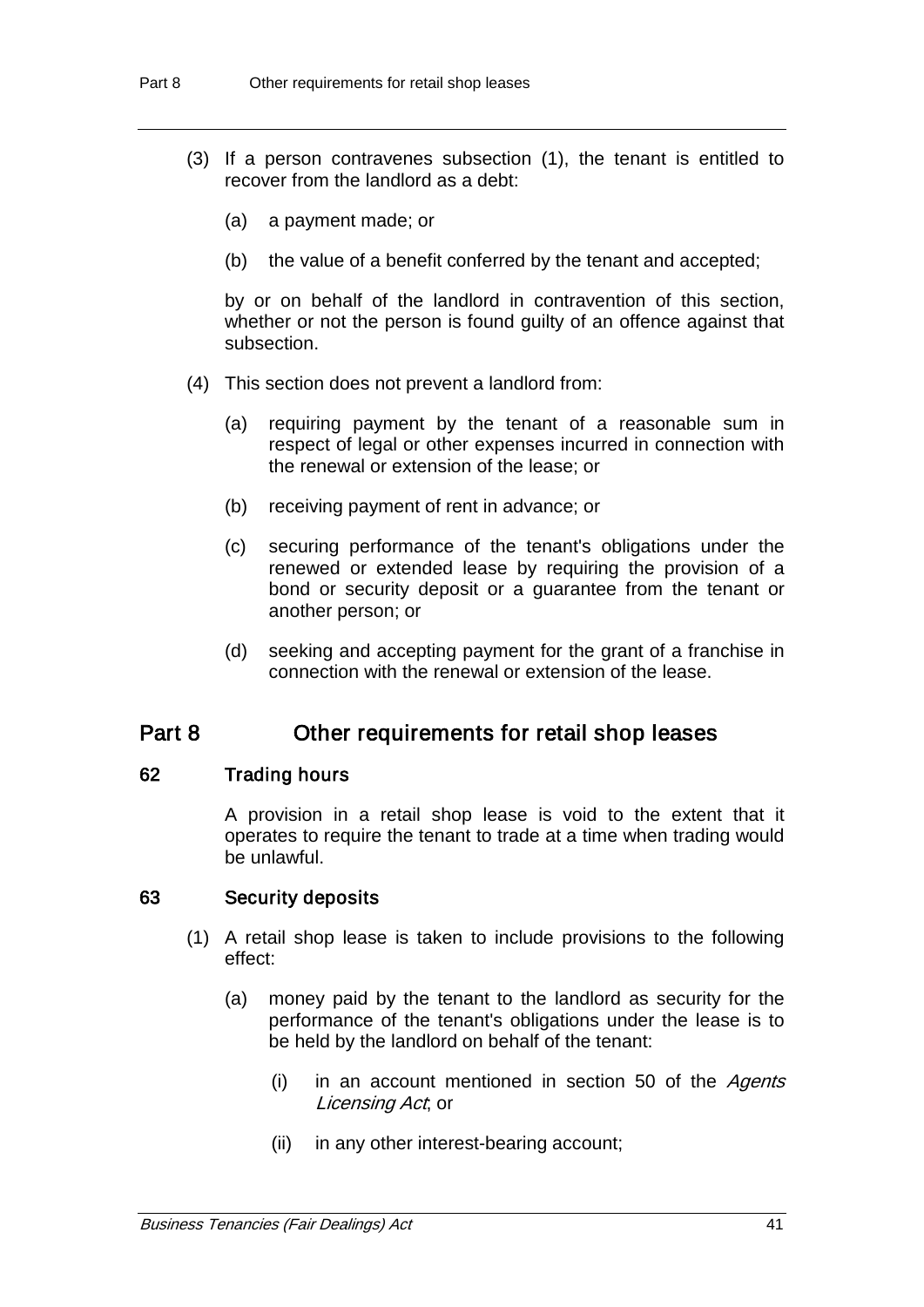(3) If a person contravenes subsection (1), the tenant is entitled to recover from the landlord as a debt:

(a) a payment made; or

(b) the value of a benefit conferred by the tenant and accepted;

by or on behalf of the landlord in contravention of this section, whether or not the person is found guilty of an offence against that subsection.

(4) This section does not prevent a landlord from:

(a) requiring payment by the tenant of a reasonable sum in respect of legal or other expenses incurred in connection with the renewal or extension of the lease; or

(b) receiving payment of rent in advance; or

(c) securing performance of the tenant's obligations under the renewed or extended lease by requiring the provision of a bond or security deposit or a guarantee from the tenant or another person; or

(d) seeking and accepting payment for the grant of a franchise in connection with the renewal or extension of the lease.

## Part 8 Other requirements for retail shop leases

### 62 Trading hours

A provision in a retail shop lease is void to the extent that it operates to require the tenant to trade at a time when trading would be unlawful.

### 63 Security deposits

(1) A retail shop lease is taken to include provisions to the following effect:

(a) money paid by the tenant to the landlord as security for the performance of the tenant's obligations under the lease is to be held by the landlord on behalf of the tenant:

(i) in an account mentioned in section 50 of the *Agents Licensing Act*; or

(ii) in any other interest-bearing account;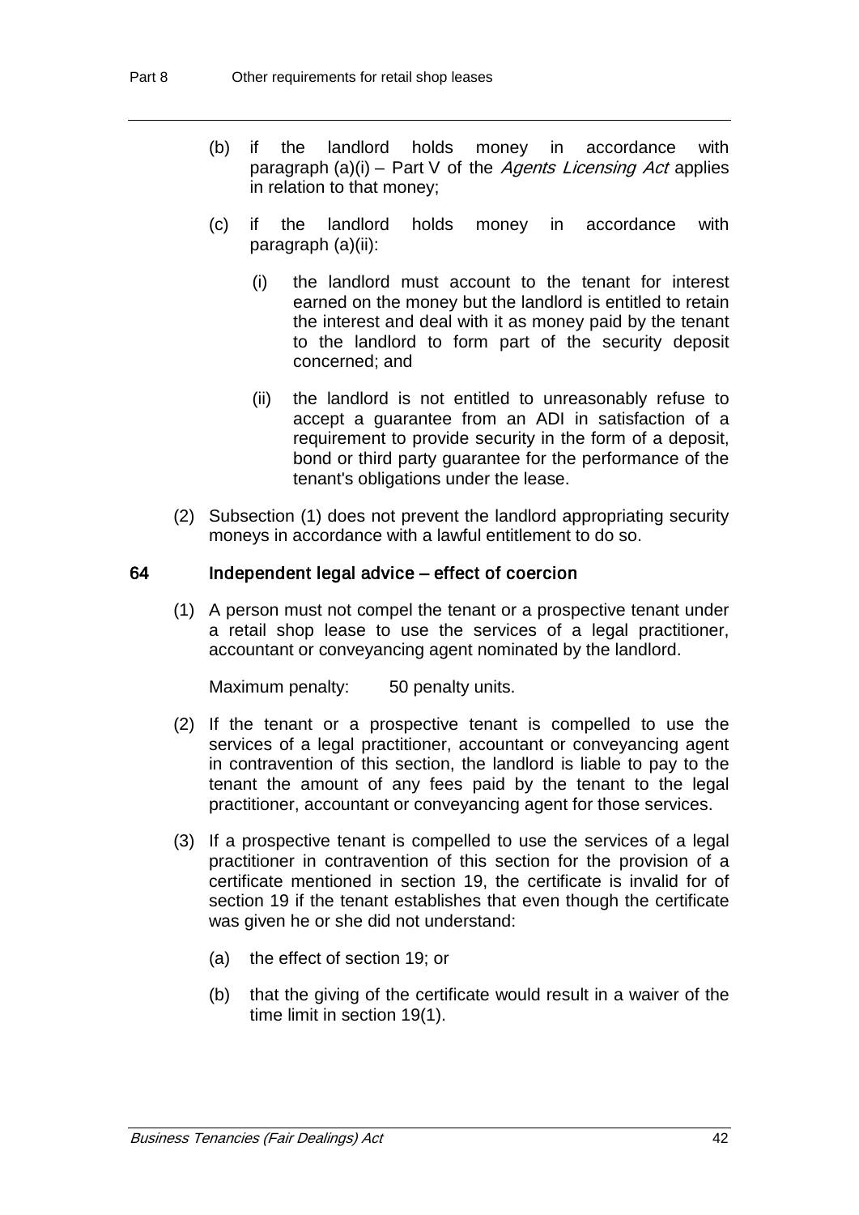(b) if the landlord holds money in accordance with paragraph (a)(i) – Part V of the *Agents Licensing Act* applies in relation to that money;

(c) if the landlord holds money in accordance with paragraph (a)(ii):

(i) the landlord must account to the tenant for interest earned on the money but the landlord is entitled to retain the interest and deal with it as money paid by the tenant to the landlord to form part of the security deposit concerned; and

(ii) the landlord is not entitled to unreasonably refuse to accept a guarantee from an ADI in satisfaction of a requirement to provide security in the form of a deposit, bond or third party guarantee for the performance of the tenant's obligations under the lease.

(2) Subsection (1) does not prevent the landlord appropriating security moneys in accordance with a lawful entitlement to do so.

## 64 Independent legal advice – effect of coercion

(1) A person must not compel the tenant or a prospective tenant under a retail shop lease to use the services of a legal practitioner, accountant or conveyancing agent nominated by the landlord.

Maximum penalty: 50 penalty units.

(2) If the tenant or a prospective tenant is compelled to use the services of a legal practitioner, accountant or conveyancing agent in contravention of this section, the landlord is liable to pay to the tenant the amount of any fees paid by the tenant to the legal practitioner, accountant or conveyancing agent for those services.

(3) If a prospective tenant is compelled to use the services of a legal practitioner in contravention of this section for the provision of a certificate mentioned in section 19, the certificate is invalid for of section 19 if the tenant establishes that even though the certificate was given he or she did not understand:

(a) the effect of section 19; or

(b) that the giving of the certificate would result in a waiver of the time limit in section 19(1).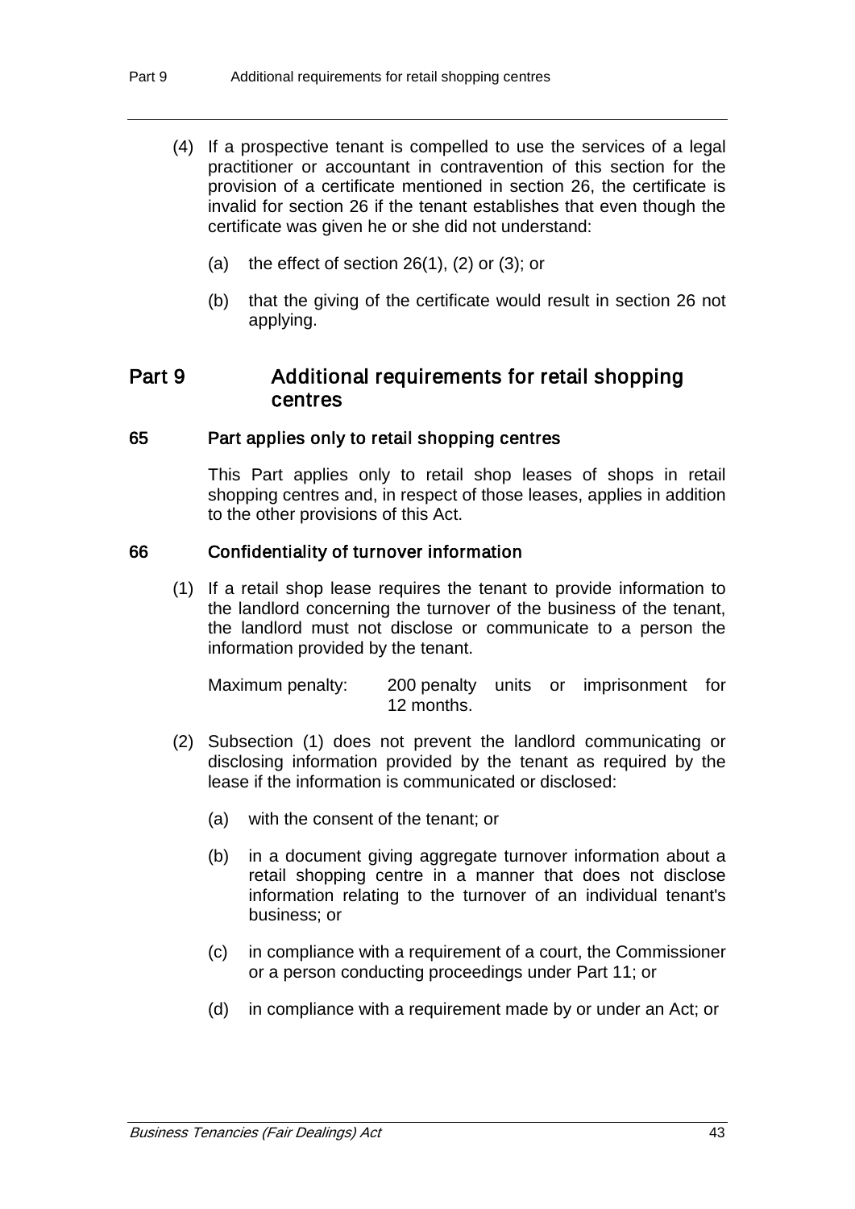(4) If a prospective tenant is compelled to use the services of a legal practitioner or accountant in contravention of this section for the provision of a certificate mentioned in section 26, the certificate is invalid for section 26 if the tenant establishes that even though the certificate was given he or she did not understand:

(a) the effect of section 26(1), (2) or (3); or

(b) that the giving of the certificate would result in section 26 not applying.

# Part 9 Additional requirements for retail shopping centres

## 65 Part applies only to retail shopping centres

This Part applies only to retail shop leases of shops in retail shopping centres and, in respect of those leases, applies in addition to the other provisions of this Act.

## 66 Confidentiality of turnover information

(1) If a retail shop lease requires the tenant to provide information to the landlord concerning the turnover of the business of the tenant, the landlord must not disclose or communicate to a person the information provided by the tenant.

Maximum penalty: 200 penalty units or imprisonment for 12 months.

(2) Subsection (1) does not prevent the landlord communicating or disclosing information provided by the tenant as required by the lease if the information is communicated or disclosed:

(a) with the consent of the tenant; or

(b) in a document giving aggregate turnover information about a retail shopping centre in a manner that does not disclose information relating to the turnover of an individual tenant's business; or

(c) in compliance with a requirement of a court, the Commissioner or a person conducting proceedings under Part 11; or

(d) in compliance with a requirement made by or under an Act; or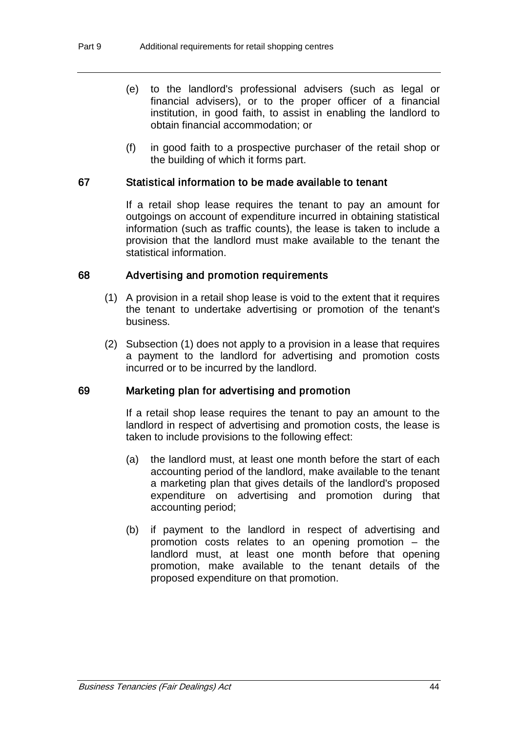(e) to the landlord's professional advisers (such as legal or financial advisers), or to the proper officer of a financial institution, in good faith, to assist in enabling the landlord to obtain financial accommodation; or

(f) in good faith to a prospective purchaser of the retail shop or the building of which it forms part.

### 67 Statistical information to be made available to tenant

If a retail shop lease requires the tenant to pay an amount for outgoings on account of expenditure incurred in obtaining statistical information (such as traffic counts), the lease is taken to include a provision that the landlord must make available to the tenant the statistical information.

### 68 Advertising and promotion requirements

(1) A provision in a retail shop lease is void to the extent that it requires the tenant to undertake advertising or promotion of the tenant's business.

(2) Subsection (1) does not apply to a provision in a lease that requires a payment to the landlord for advertising and promotion costs incurred or to be incurred by the landlord.

### 69 Marketing plan for advertising and promotion

If a retail shop lease requires the tenant to pay an amount to the landlord in respect of advertising and promotion costs, the lease is taken to include provisions to the following effect:

(a) the landlord must, at least one month before the start of each accounting period of the landlord, make available to the tenant a marketing plan that gives details of the landlord's proposed expenditure on advertising and promotion during that accounting period;

(b) if payment to the landlord in respect of advertising and promotion costs relates to an opening promotion – the landlord must, at least one month before that opening promotion, make available to the tenant details of the proposed expenditure on that promotion.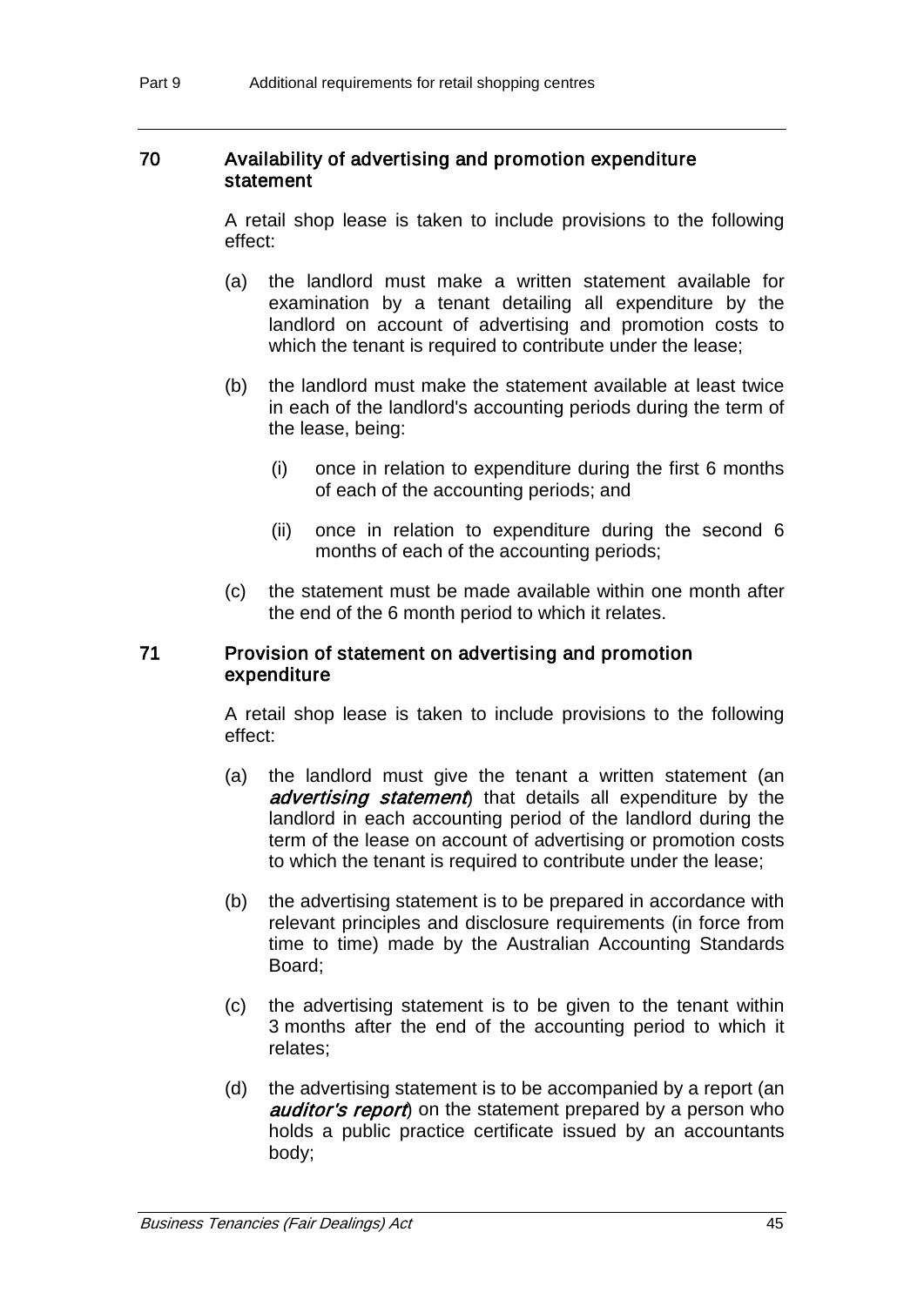### 70 Availability of advertising and promotion expenditure statement

A retail shop lease is taken to include provisions to the following effect:

(a) the landlord must make a written statement available for examination by a tenant detailing all expenditure by the landlord on account of advertising and promotion costs to which the tenant is required to contribute under the lease;

(b) the landlord must make the statement available at least twice in each of the landlord's accounting periods during the term of the lease, being:

(i) once in relation to expenditure during the first 6 months of each of the accounting periods; and

(ii) once in relation to expenditure during the second 6 months of each of the accounting periods;

(c) the statement must be made available within one month after the end of the 6 month period to which it relates.

### 71 Provision of statement on advertising and promotion expenditure

A retail shop lease is taken to include provisions to the following effect:

(a) the landlord must give the tenant a written statement (an ***advertising statement***) that details all expenditure by the landlord in each accounting period of the landlord during the term of the lease on account of advertising or promotion costs to which the tenant is required to contribute under the lease;

(b) the advertising statement is to be prepared in accordance with relevant principles and disclosure requirements (in force from time to time) made by the Australian Accounting Standards Board;

(c) the advertising statement is to be given to the tenant within 3 months after the end of the accounting period to which it relates;

(d) the advertising statement is to be accompanied by a report (an ***auditor's report***) on the statement prepared by a person who holds a public practice certificate issued by an accountants body;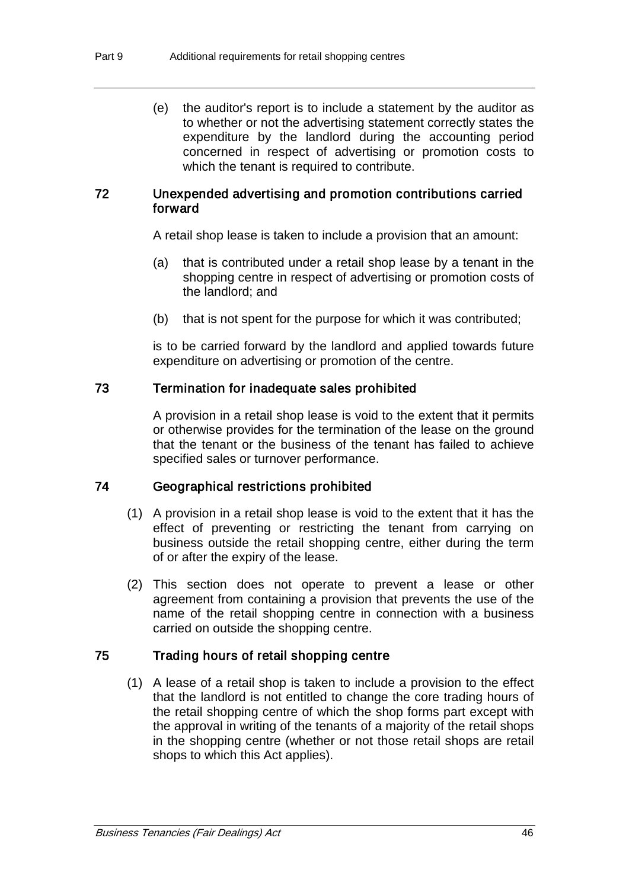(e) the auditor's report is to include a statement by the auditor as to whether or not the advertising statement correctly states the expenditure by the landlord during the accounting period concerned in respect of advertising or promotion costs to which the tenant is required to contribute.

### 72 Unexpended advertising and promotion contributions carried forward

A retail shop lease is taken to include a provision that an amount:

(a) that is contributed under a retail shop lease by a tenant in the shopping centre in respect of advertising or promotion costs of the landlord; and

(b) that is not spent for the purpose for which it was contributed;

is to be carried forward by the landlord and applied towards future expenditure on advertising or promotion of the centre.

### 73 Termination for inadequate sales prohibited

A provision in a retail shop lease is void to the extent that it permits or otherwise provides for the termination of the lease on the ground that the tenant or the business of the tenant has failed to achieve specified sales or turnover performance.

### 74 Geographical restrictions prohibited

(1) A provision in a retail shop lease is void to the extent that it has the effect of preventing or restricting the tenant from carrying on business outside the retail shopping centre, either during the term of or after the expiry of the lease.

(2) This section does not operate to prevent a lease or other agreement from containing a provision that prevents the use of the name of the retail shopping centre in connection with a business carried on outside the shopping centre.

### 75 Trading hours of retail shopping centre

(1) A lease of a retail shop is taken to include a provision to the effect that the landlord is not entitled to change the core trading hours of the retail shopping centre of which the shop forms part except with the approval in writing of the tenants of a majority of the retail shops in the shopping centre (whether or not those retail shops are retail shops to which this Act applies).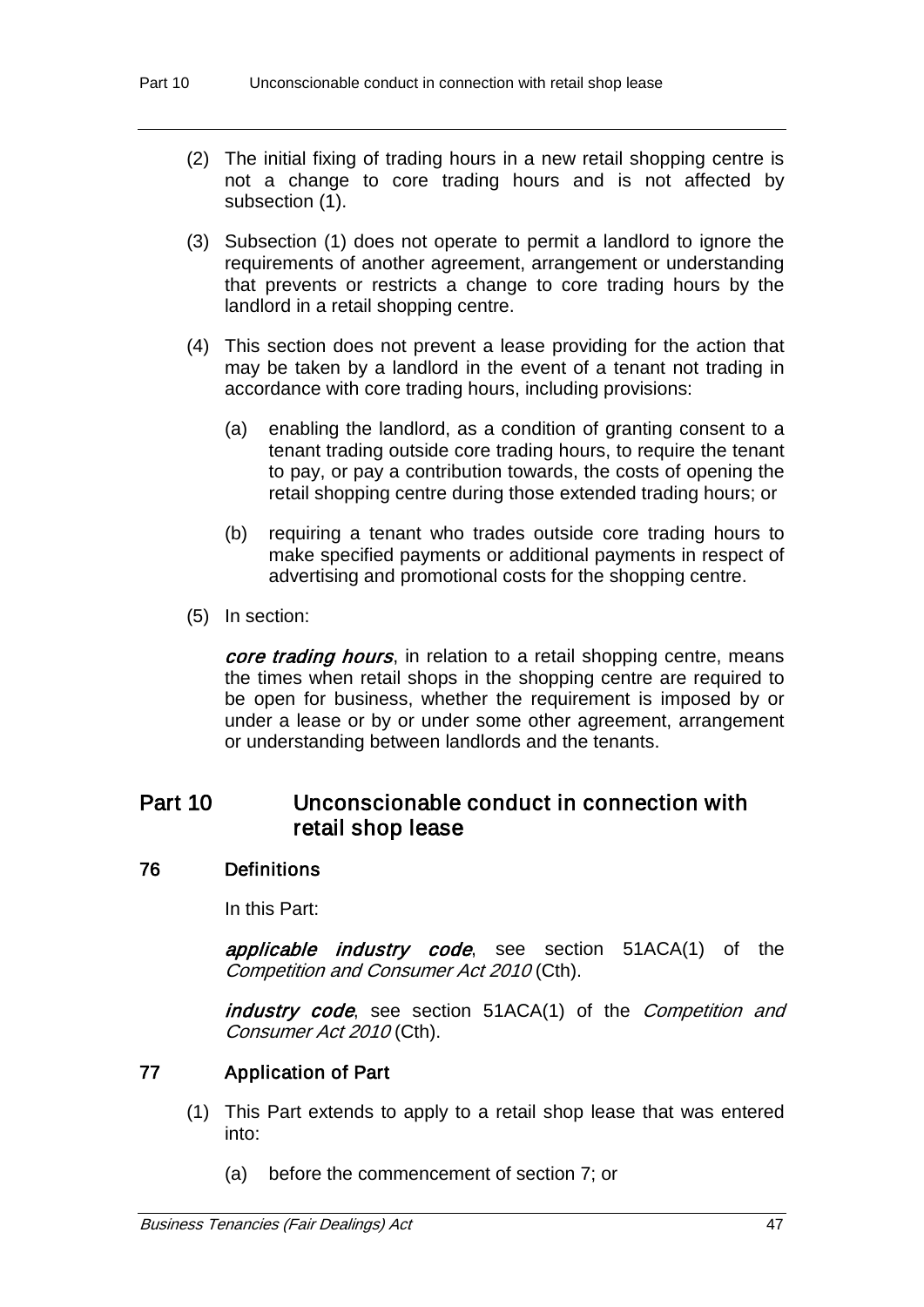(2) The initial fixing of trading hours in a new retail shopping centre is not a change to core trading hours and is not affected by subsection (1).

(3) Subsection (1) does not operate to permit a landlord to ignore the requirements of another agreement, arrangement or understanding that prevents or restricts a change to core trading hours by the landlord in a retail shopping centre.

(4) This section does not prevent a lease providing for the action that may be taken by a landlord in the event of a tenant not trading in accordance with core trading hours, including provisions:

(a) enabling the landlord, as a condition of granting consent to a tenant trading outside core trading hours, to require the tenant to pay, or pay a contribution towards, the costs of opening the retail shopping centre during those extended trading hours; or

(b) requiring a tenant who trades outside core trading hours to make specified payments or additional payments in respect of advertising and promotional costs for the shopping centre.

(5) In section:

***core trading hours***, in relation to a retail shopping centre, means the times when retail shops in the shopping centre are required to be open for business, whether the requirement is imposed by or under a lease or by or under some other agreement, arrangement or understanding between landlords and the tenants.

## Part 10 Unconscionable conduct in connection with retail shop lease

### 76 Definitions

In this Part:

***applicable industry code***, see section 51ACA(1) of the *Competition and Consumer Act 2010* (Cth).

***industry code***, see section 51ACA(1) of the *Competition and Consumer Act 2010* (Cth).

### 77 Application of Part

(1) This Part extends to apply to a retail shop lease that was entered into:

(a) before the commencement of section 7; or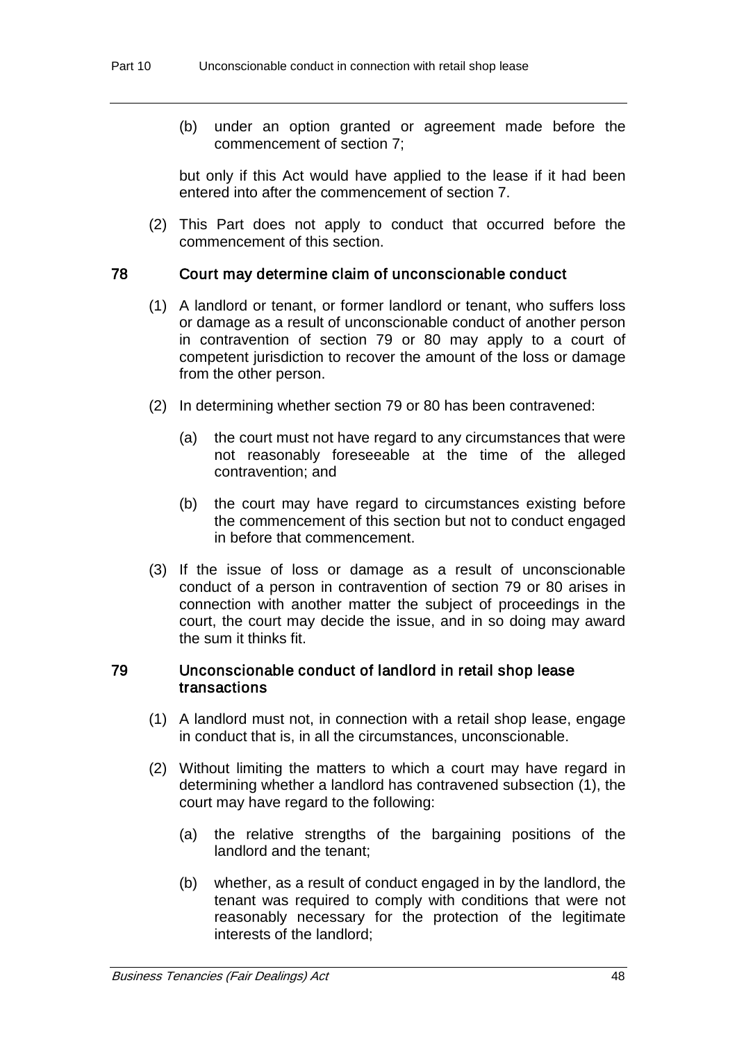(b) under an option granted or agreement made before the commencement of section 7;

but only if this Act would have applied to the lease if it had been entered into after the commencement of section 7.

(2) This Part does not apply to conduct that occurred before the commencement of this section.

### 78 Court may determine claim of unconscionable conduct

(1) A landlord or tenant, or former landlord or tenant, who suffers loss or damage as a result of unconscionable conduct of another person in contravention of section 79 or 80 may apply to a court of competent jurisdiction to recover the amount of the loss or damage from the other person.

(2) In determining whether section 79 or 80 has been contravened:

(a) the court must not have regard to any circumstances that were not reasonably foreseeable at the time of the alleged contravention; and

(b) the court may have regard to circumstances existing before the commencement of this section but not to conduct engaged in before that commencement.

(3) If the issue of loss or damage as a result of unconscionable conduct of a person in contravention of section 79 or 80 arises in connection with another matter the subject of proceedings in the court, the court may decide the issue, and in so doing may award the sum it thinks fit.

### 79 Unconscionable conduct of landlord in retail shop lease transactions

(1) A landlord must not, in connection with a retail shop lease, engage in conduct that is, in all the circumstances, unconscionable.

(2) Without limiting the matters to which a court may have regard in determining whether a landlord has contravened subsection (1), the court may have regard to the following:

(a) the relative strengths of the bargaining positions of the landlord and the tenant;

(b) whether, as a result of conduct engaged in by the landlord, the tenant was required to comply with conditions that were not reasonably necessary for the protection of the legitimate interests of the landlord;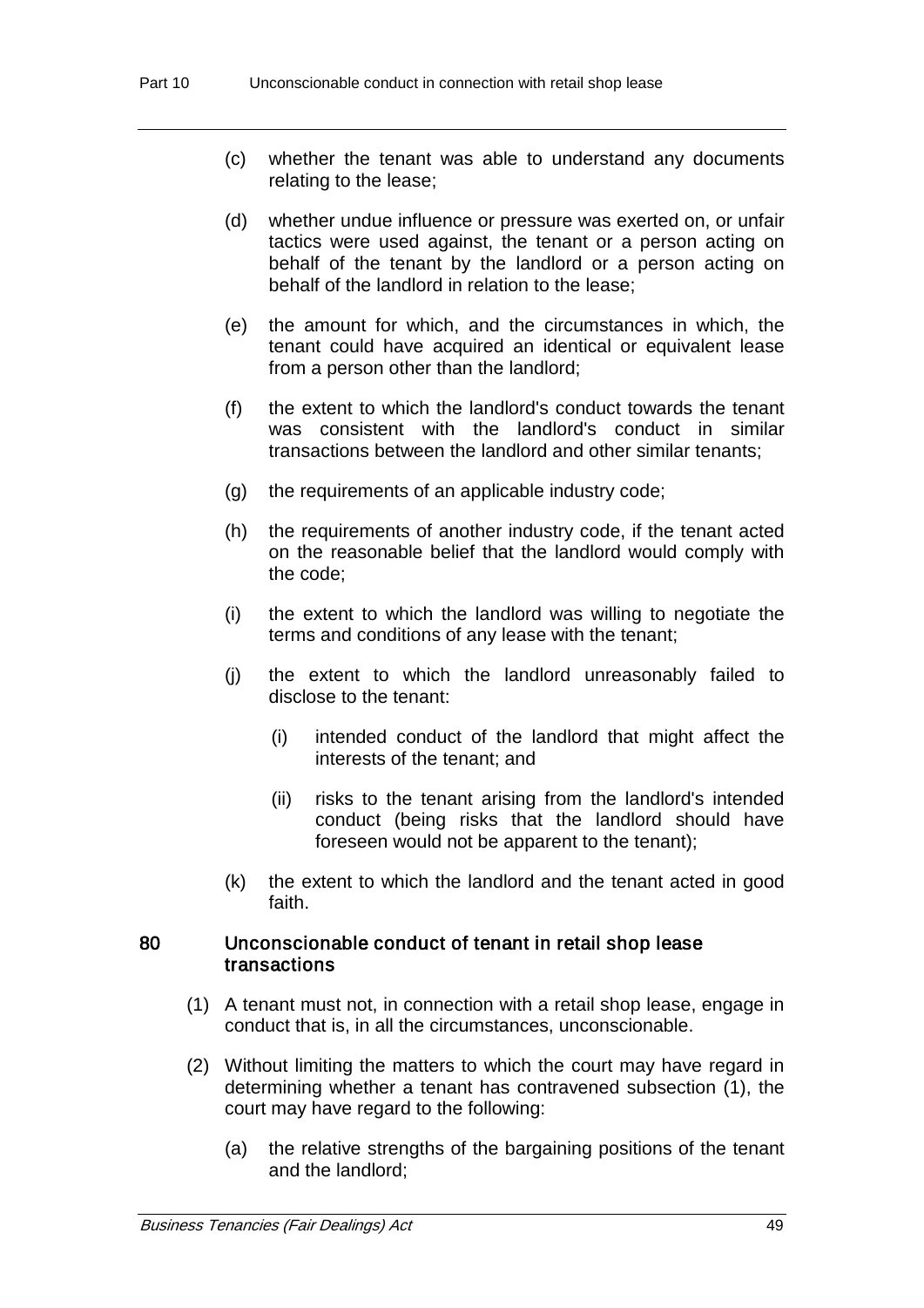(c) whether the tenant was able to understand any documents relating to the lease;

(d) whether undue influence or pressure was exerted on, or unfair tactics were used against, the tenant or a person acting on behalf of the tenant by the landlord or a person acting on behalf of the landlord in relation to the lease;

(e) the amount for which, and the circumstances in which, the tenant could have acquired an identical or equivalent lease from a person other than the landlord;

(f) the extent to which the landlord's conduct towards the tenant was consistent with the landlord's conduct in similar transactions between the landlord and other similar tenants;

(g) the requirements of an applicable industry code;

(h) the requirements of another industry code, if the tenant acted on the reasonable belief that the landlord would comply with the code;

(i) the extent to which the landlord was willing to negotiate the terms and conditions of any lease with the tenant;

(j) the extent to which the landlord unreasonably failed to disclose to the tenant:

   (i) intended conduct of the landlord that might affect the interests of the tenant; and

   (ii) risks to the tenant arising from the landlord's intended conduct (being risks that the landlord should have foreseen would not be apparent to the tenant);

(k) the extent to which the landlord and the tenant acted in good faith.

### 80 Unconscionable conduct of tenant in retail shop lease transactions

(1) A tenant must not, in connection with a retail shop lease, engage in conduct that is, in all the circumstances, unconscionable.

(2) Without limiting the matters to which the court may have regard in determining whether a tenant has contravened subsection (1), the court may have regard to the following:

(a) the relative strengths of the bargaining positions of the tenant and the landlord;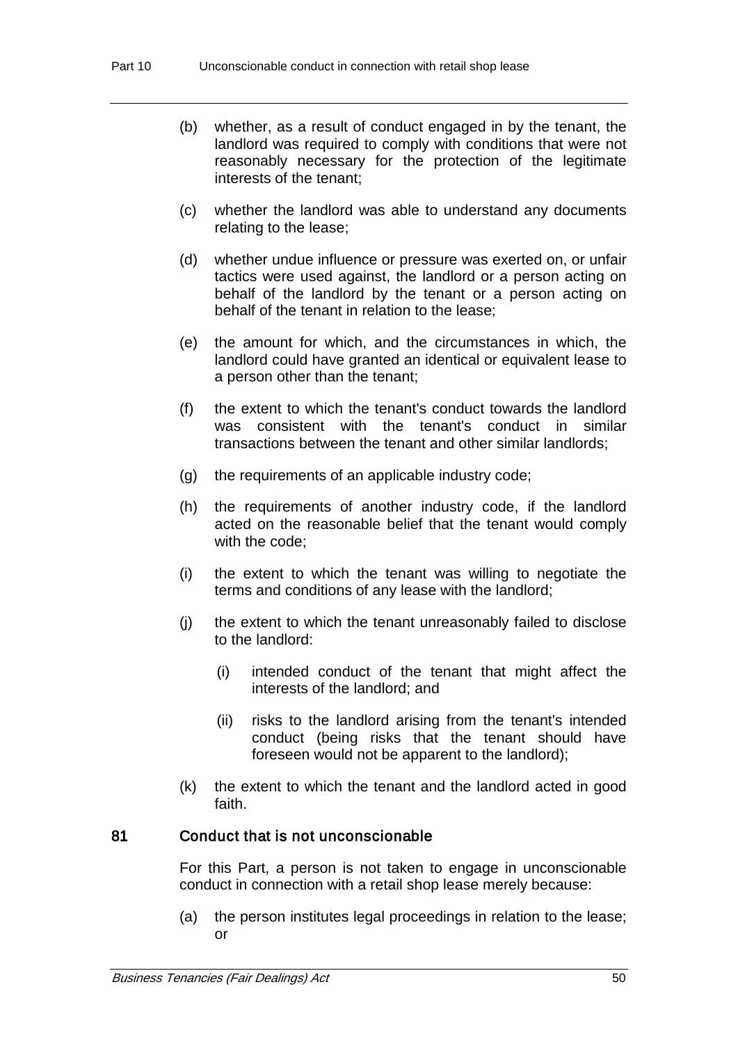(b) whether, as a result of conduct engaged in by the tenant, the landlord was required to comply with conditions that were not reasonably necessary for the protection of the legitimate interests of the tenant;

(c) whether the landlord was able to understand any documents relating to the lease;

(d) whether undue influence or pressure was exerted on, or unfair tactics were used against, the landlord or a person acting on behalf of the landlord by the tenant or a person acting on behalf of the tenant in relation to the lease;

(e) the amount for which, and the circumstances in which, the landlord could have granted an identical or equivalent lease to a person other than the tenant;

(f) the extent to which the tenant's conduct towards the landlord was consistent with the tenant's conduct in similar transactions between the tenant and other similar landlords;

(g) the requirements of an applicable industry code;

(h) the requirements of another industry code, if the landlord acted on the reasonable belief that the tenant would comply with the code;

(i) the extent to which the tenant was willing to negotiate the terms and conditions of any lease with the landlord;

(j) the extent to which the tenant unreasonably failed to disclose to the landlord:

  (i) intended conduct of the tenant that might affect the interests of the landlord; and

  (ii) risks to the landlord arising from the tenant's intended conduct (being risks that the tenant should have foreseen would not be apparent to the landlord);

(k) the extent to which the tenant and the landlord acted in good faith.

### 81 Conduct that is not unconscionable

For this Part, a person is not taken to engage in unconscionable conduct in connection with a retail shop lease merely because:

(a) the person institutes legal proceedings in relation to the lease; or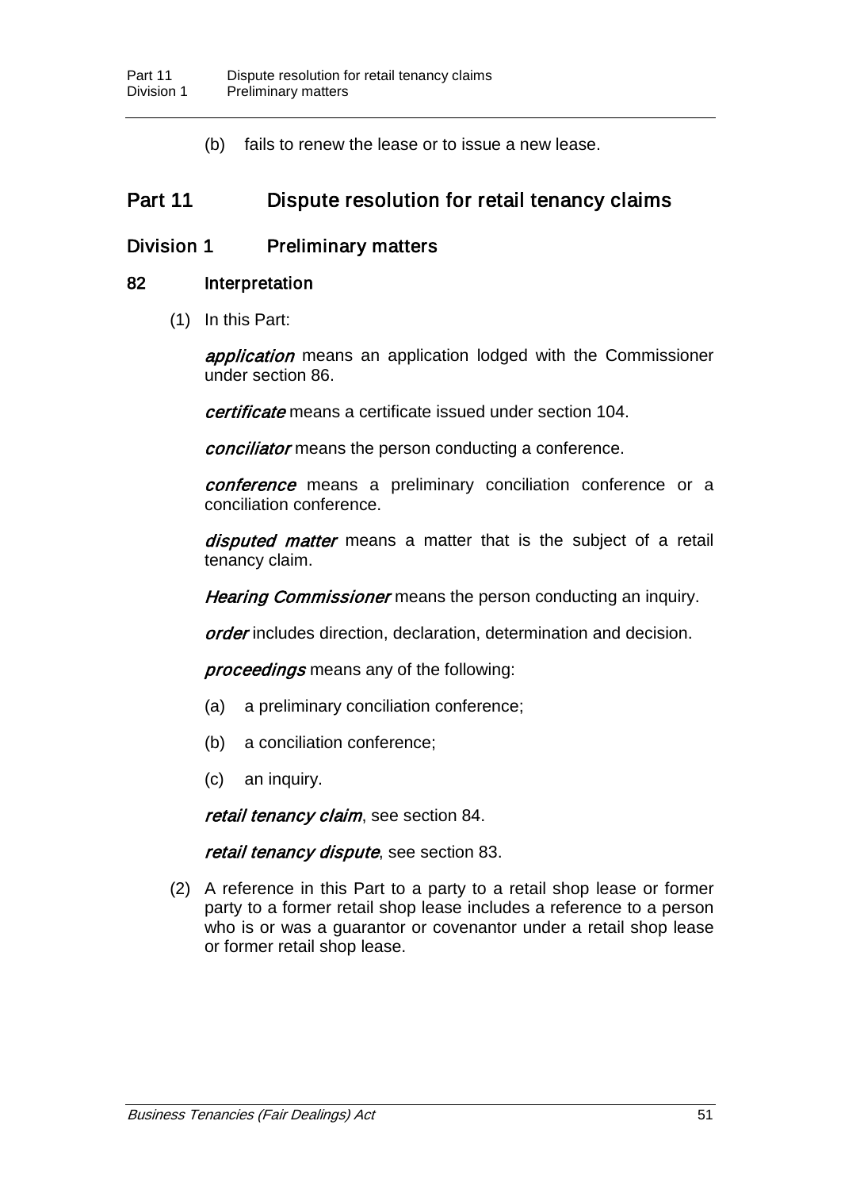(b) fails to renew the lease or to issue a new lease.

# Part 11 Dispute resolution for retail tenancy claims

## Division 1 Preliminary matters

### 82 Interpretation

(1) In this Part:

***application*** means an application lodged with the Commissioner under section 86.

***certificate*** means a certificate issued under section 104.

***conciliator*** means the person conducting a conference.

***conference*** means a preliminary conciliation conference or a conciliation conference.

***disputed matter*** means a matter that is the subject of a retail tenancy claim.

***Hearing Commissioner*** means the person conducting an inquiry.

***order*** includes direction, declaration, determination and decision.

***proceedings*** means any of the following:

(a) a preliminary conciliation conference;

(b) a conciliation conference;

(c) an inquiry.

***retail tenancy claim***, see section 84.

***retail tenancy dispute***, see section 83.

(2) A reference in this Part to a party to a retail shop lease or former party to a former retail shop lease includes a reference to a person who is or was a guarantor or covenantor under a retail shop lease or former retail shop lease.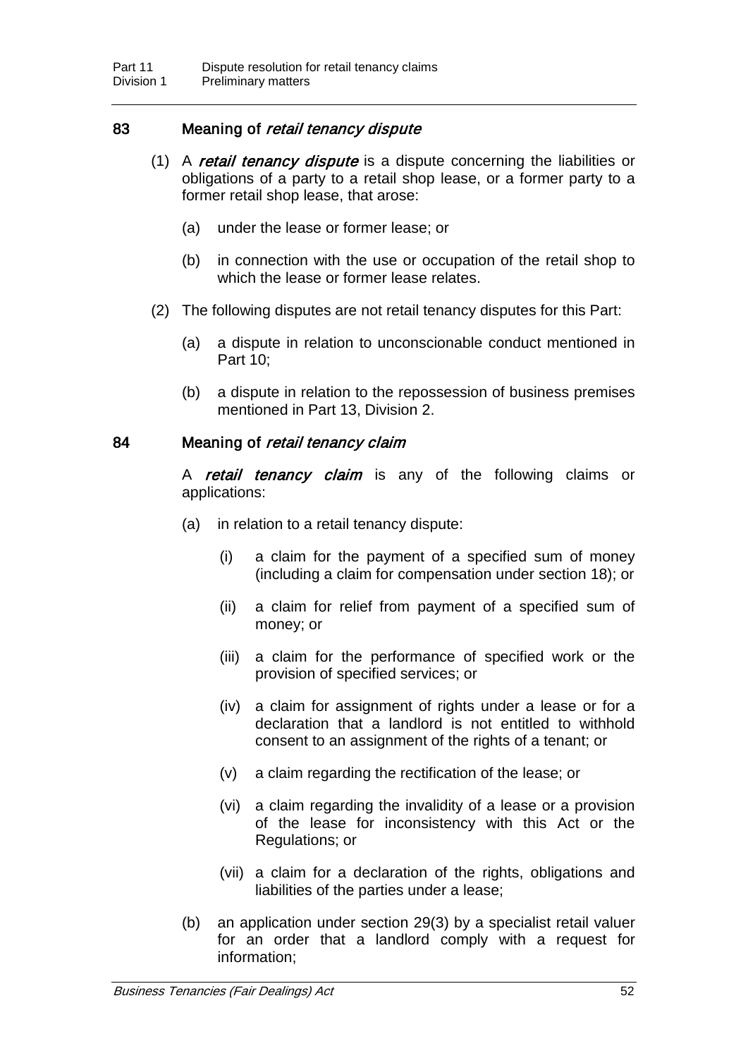## 83 Meaning of *retail tenancy dispute*

(1) A ***retail tenancy dispute*** is a dispute concerning the liabilities or obligations of a party to a retail shop lease, or a former party to a former retail shop lease, that arose:

(a) under the lease or former lease; or

(b) in connection with the use or occupation of the retail shop to which the lease or former lease relates.

(2) The following disputes are not retail tenancy disputes for this Part:

(a) a dispute in relation to unconscionable conduct mentioned in Part 10;

(b) a dispute in relation to the repossession of business premises mentioned in Part 13, Division 2.

## 84 Meaning of *retail tenancy claim*

A ***retail tenancy claim*** is any of the following claims or applications:

(a) in relation to a retail tenancy dispute:

(i) a claim for the payment of a specified sum of money (including a claim for compensation under section 18); or

(ii) a claim for relief from payment of a specified sum of money; or

(iii) a claim for the performance of specified work or the provision of specified services; or

(iv) a claim for assignment of rights under a lease or for a declaration that a landlord is not entitled to withhold consent to an assignment of the rights of a tenant; or

(v) a claim regarding the rectification of the lease; or

(vi) a claim regarding the invalidity of a lease or a provision of the lease for inconsistency with this Act or the Regulations; or

(vii) a claim for a declaration of the rights, obligations and liabilities of the parties under a lease;

(b) an application under section 29(3) by a specialist retail valuer for an order that a landlord comply with a request for information;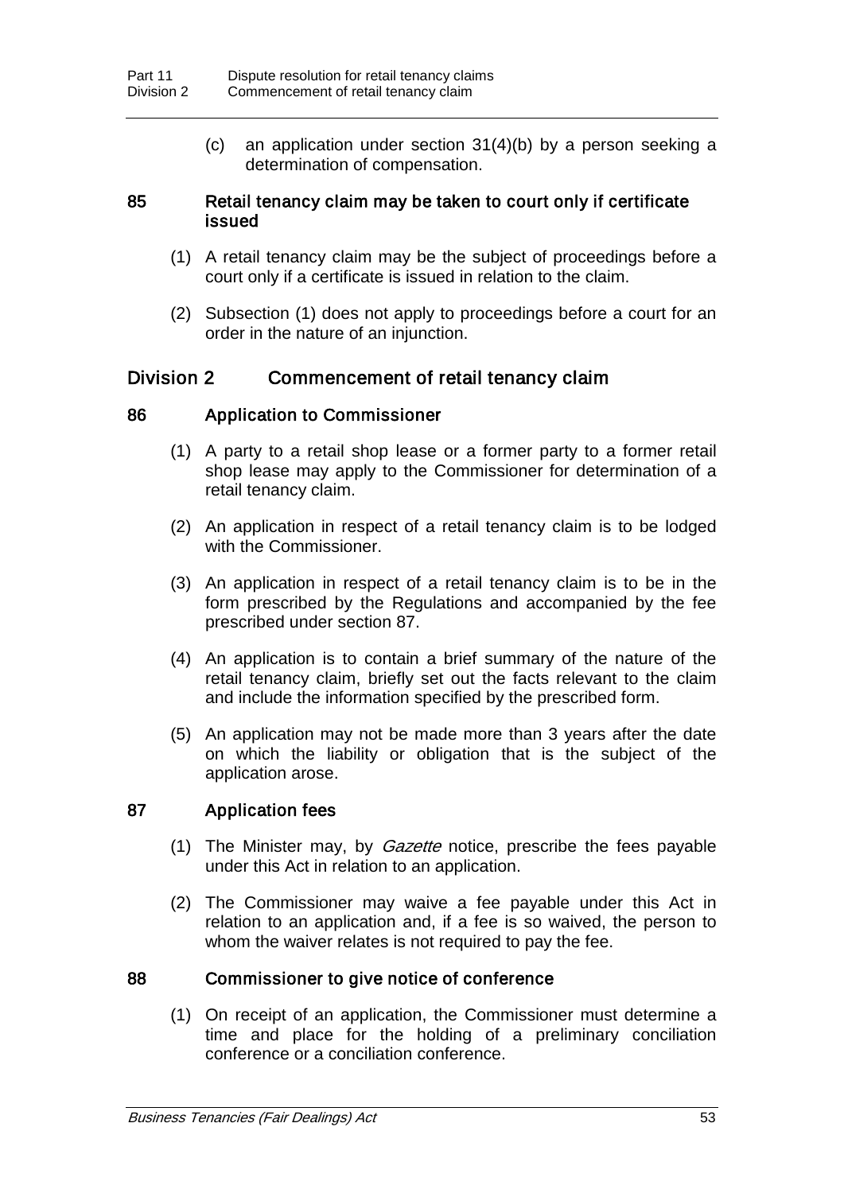(c) an application under section 31(4)(b) by a person seeking a determination of compensation.

### 85 Retail tenancy claim may be taken to court only if certificate issued

(1) A retail tenancy claim may be the subject of proceedings before a court only if a certificate is issued in relation to the claim.

(2) Subsection (1) does not apply to proceedings before a court for an order in the nature of an injunction.

## Division 2 Commencement of retail tenancy claim

### 86 Application to Commissioner

(1) A party to a retail shop lease or a former party to a former retail shop lease may apply to the Commissioner for determination of a retail tenancy claim.

(2) An application in respect of a retail tenancy claim is to be lodged with the Commissioner.

(3) An application in respect of a retail tenancy claim is to be in the form prescribed by the Regulations and accompanied by the fee prescribed under section 87.

(4) An application is to contain a brief summary of the nature of the retail tenancy claim, briefly set out the facts relevant to the claim and include the information specified by the prescribed form.

(5) An application may not be made more than 3 years after the date on which the liability or obligation that is the subject of the application arose.

### 87 Application fees

(1) The Minister may, by *Gazette* notice, prescribe the fees payable under this Act in relation to an application.

(2) The Commissioner may waive a fee payable under this Act in relation to an application and, if a fee is so waived, the person to whom the waiver relates is not required to pay the fee.

### 88 Commissioner to give notice of conference

(1) On receipt of an application, the Commissioner must determine a time and place for the holding of a preliminary conciliation conference or a conciliation conference.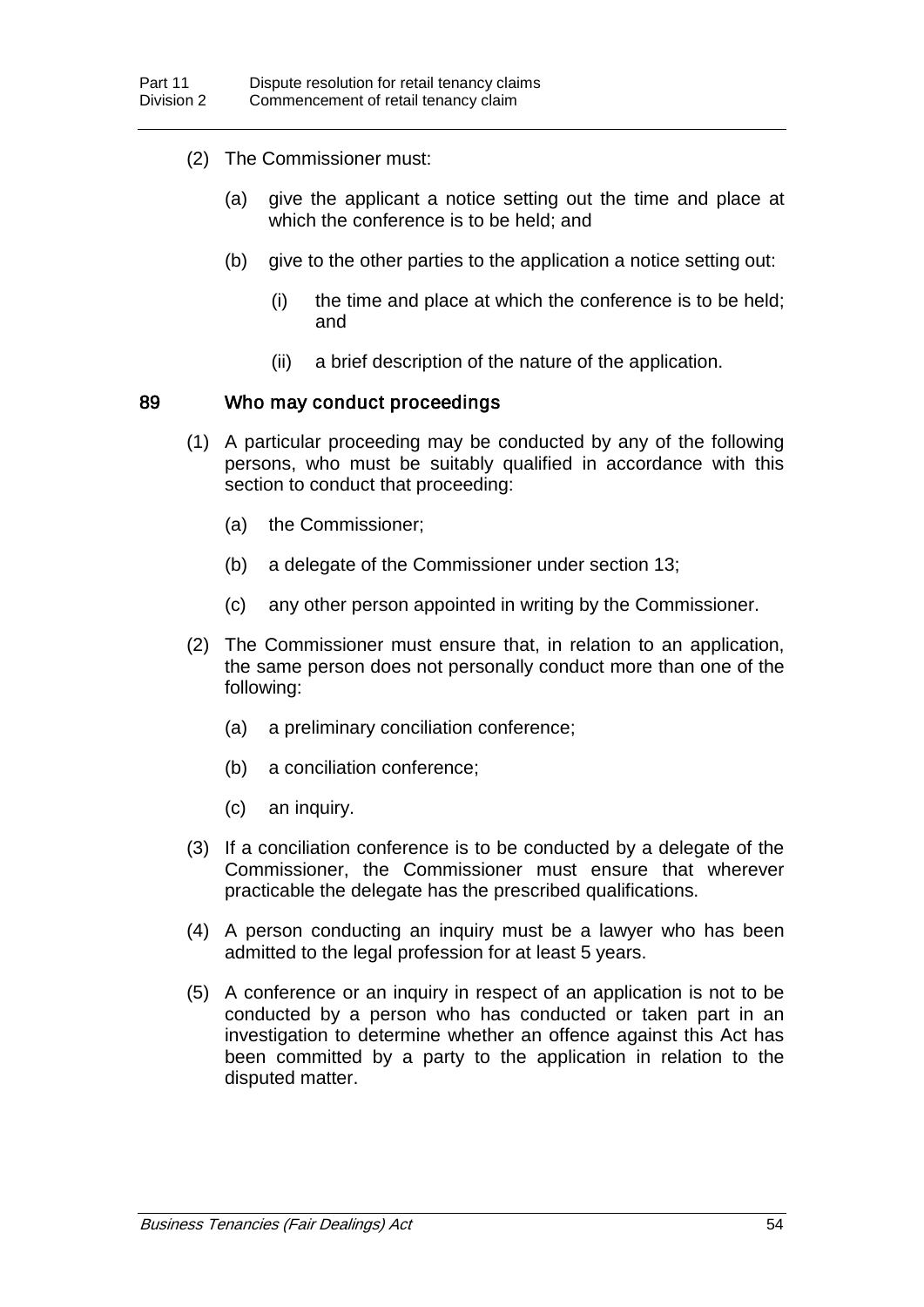(2) The Commissioner must:

(a) give the applicant a notice setting out the time and place at which the conference is to be held; and

(b) give to the other parties to the application a notice setting out:

(i) the time and place at which the conference is to be held; and

(ii) a brief description of the nature of the application.

### 89 Who may conduct proceedings

(1) A particular proceeding may be conducted by any of the following persons, who must be suitably qualified in accordance with this section to conduct that proceeding:

(a) the Commissioner;

(b) a delegate of the Commissioner under section 13;

(c) any other person appointed in writing by the Commissioner.

(2) The Commissioner must ensure that, in relation to an application, the same person does not personally conduct more than one of the following:

(a) a preliminary conciliation conference;

(b) a conciliation conference;

(c) an inquiry.

(3) If a conciliation conference is to be conducted by a delegate of the Commissioner, the Commissioner must ensure that wherever practicable the delegate has the prescribed qualifications.

(4) A person conducting an inquiry must be a lawyer who has been admitted to the legal profession for at least 5 years.

(5) A conference or an inquiry in respect of an application is not to be conducted by a person who has conducted or taken part in an investigation to determine whether an offence against this Act has been committed by a party to the application in relation to the disputed matter.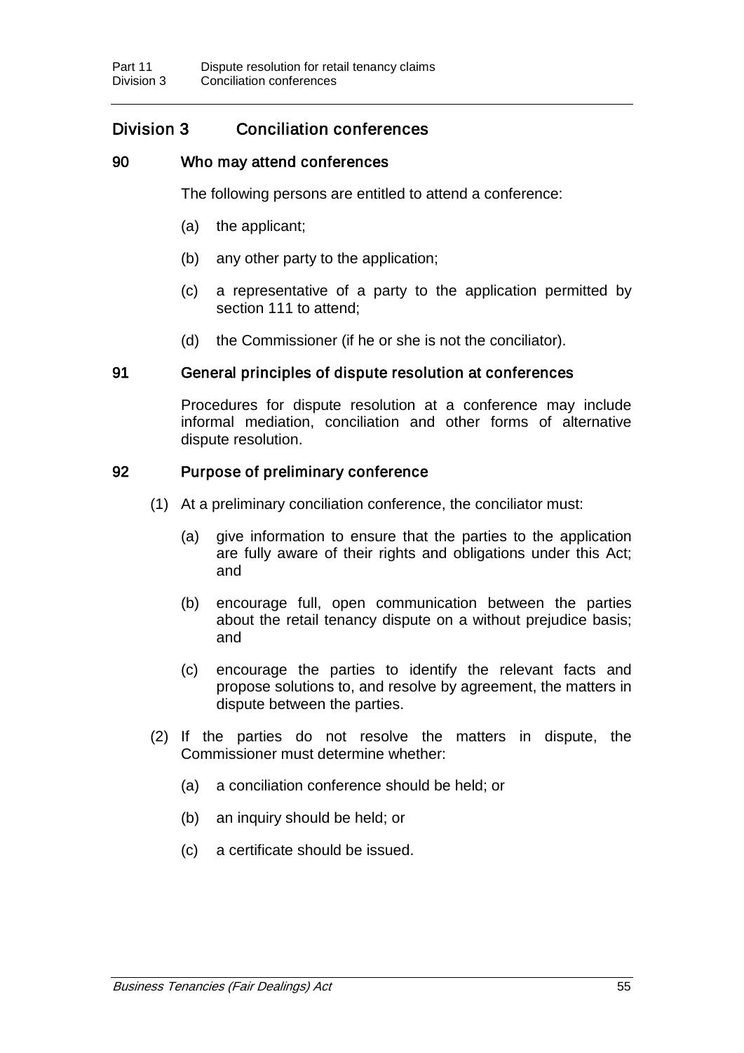## Division 3 Conciliation conferences

### 90 Who may attend conferences

The following persons are entitled to attend a conference:

(a) the applicant;

(b) any other party to the application;

(c) a representative of a party to the application permitted by section 111 to attend;

(d) the Commissioner (if he or she is not the conciliator).

### 91 General principles of dispute resolution at conferences

Procedures for dispute resolution at a conference may include informal mediation, conciliation and other forms of alternative dispute resolution.

### 92 Purpose of preliminary conference

(1) At a preliminary conciliation conference, the conciliator must:

(a) give information to ensure that the parties to the application are fully aware of their rights and obligations under this Act; and

(b) encourage full, open communication between the parties about the retail tenancy dispute on a without prejudice basis; and

(c) encourage the parties to identify the relevant facts and propose solutions to, and resolve by agreement, the matters in dispute between the parties.

(2) If the parties do not resolve the matters in dispute, the Commissioner must determine whether:

(a) a conciliation conference should be held; or

(b) an inquiry should be held; or

(c) a certificate should be issued.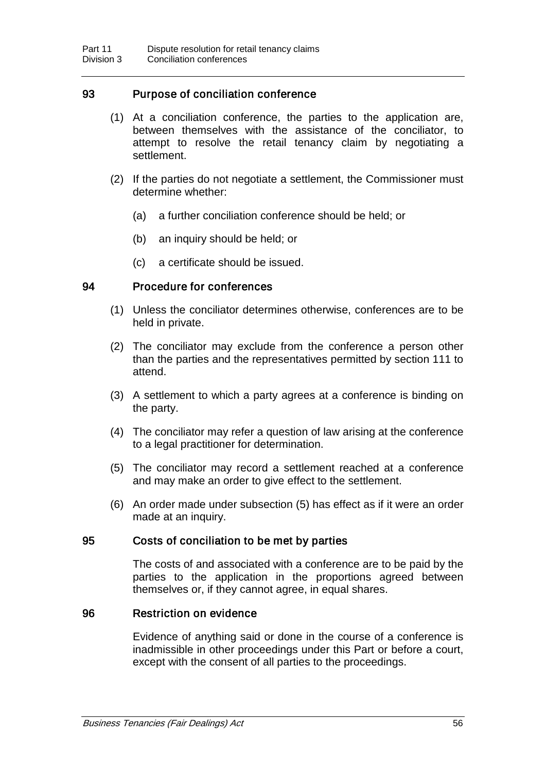## 93 Purpose of conciliation conference

(1) At a conciliation conference, the parties to the application are, between themselves with the assistance of the conciliator, to attempt to resolve the retail tenancy claim by negotiating a settlement.

(2) If the parties do not negotiate a settlement, the Commissioner must determine whether:

(a) a further conciliation conference should be held; or

(b) an inquiry should be held; or

(c) a certificate should be issued.

## 94 Procedure for conferences

(1) Unless the conciliator determines otherwise, conferences are to be held in private.

(2) The conciliator may exclude from the conference a person other than the parties and the representatives permitted by section 111 to attend.

(3) A settlement to which a party agrees at a conference is binding on the party.

(4) The conciliator may refer a question of law arising at the conference to a legal practitioner for determination.

(5) The conciliator may record a settlement reached at a conference and may make an order to give effect to the settlement.

(6) An order made under subsection (5) has effect as if it were an order made at an inquiry.

## 95 Costs of conciliation to be met by parties

The costs of and associated with a conference are to be paid by the parties to the application in the proportions agreed between themselves or, if they cannot agree, in equal shares.

## 96 Restriction on evidence

Evidence of anything said or done in the course of a conference is inadmissible in other proceedings under this Part or before a court, except with the consent of all parties to the proceedings.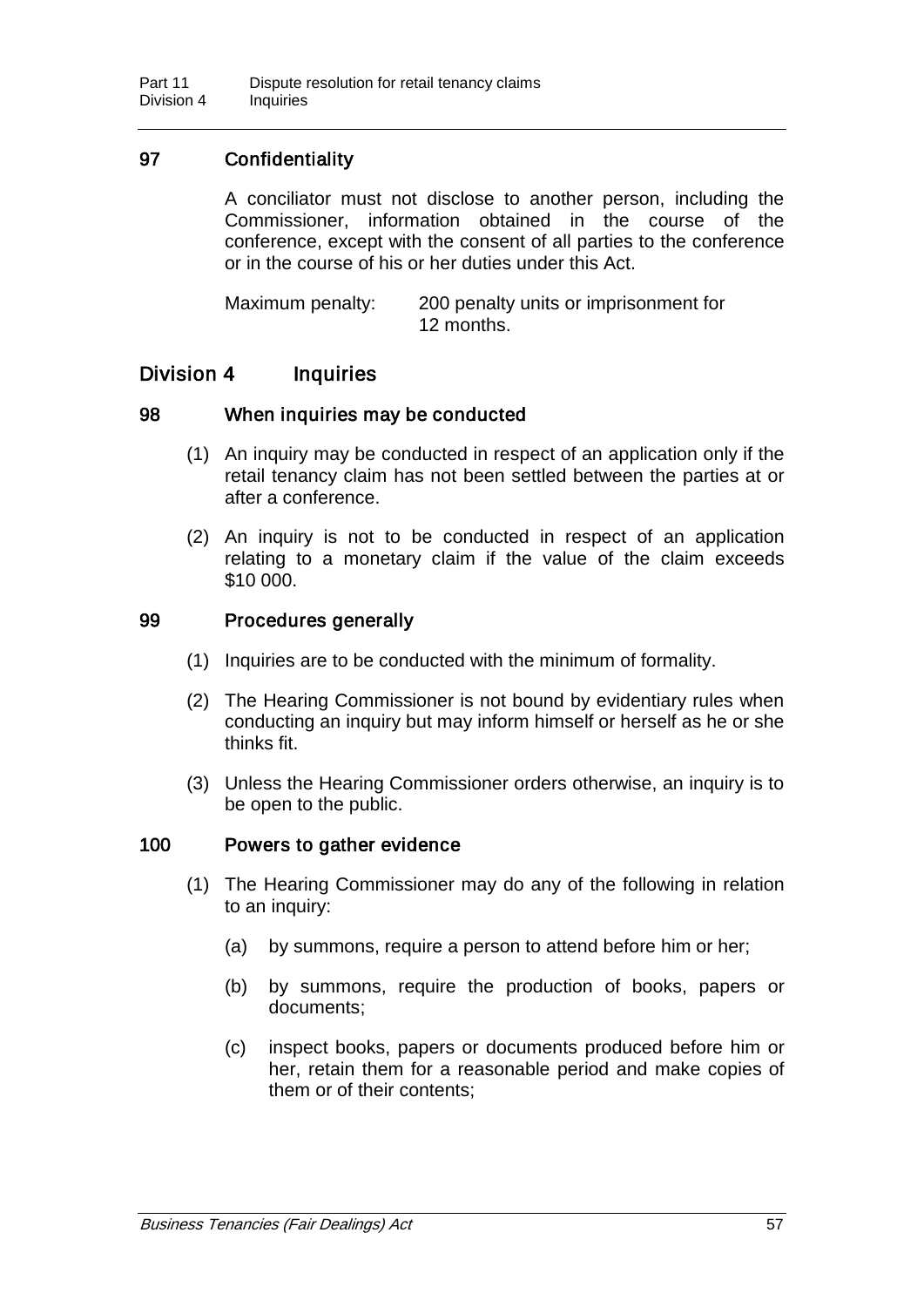### 97 Confidentiality

A conciliator must not disclose to another person, including the Commissioner, information obtained in the course of the conference, except with the consent of all parties to the conference or in the course of his or her duties under this Act.

Maximum penalty: 200 penalty units or imprisonment for 12 months.

## Division 4 Inquiries

### 98 When inquiries may be conducted

(1) An inquiry may be conducted in respect of an application only if the retail tenancy claim has not been settled between the parties at or after a conference.

(2) An inquiry is not to be conducted in respect of an application relating to a monetary claim if the value of the claim exceeds $10 000.

### 99 Procedures generally

(1) Inquiries are to be conducted with the minimum of formality.

(2) The Hearing Commissioner is not bound by evidentiary rules when conducting an inquiry but may inform himself or herself as he or she thinks fit.

(3) Unless the Hearing Commissioner orders otherwise, an inquiry is to be open to the public.

### 100 Powers to gather evidence

(1) The Hearing Commissioner may do any of the following in relation to an inquiry:

(a) by summons, require a person to attend before him or her;

(b) by summons, require the production of books, papers or documents;

(c) inspect books, papers or documents produced before him or her, retain them for a reasonable period and make copies of them or of their contents;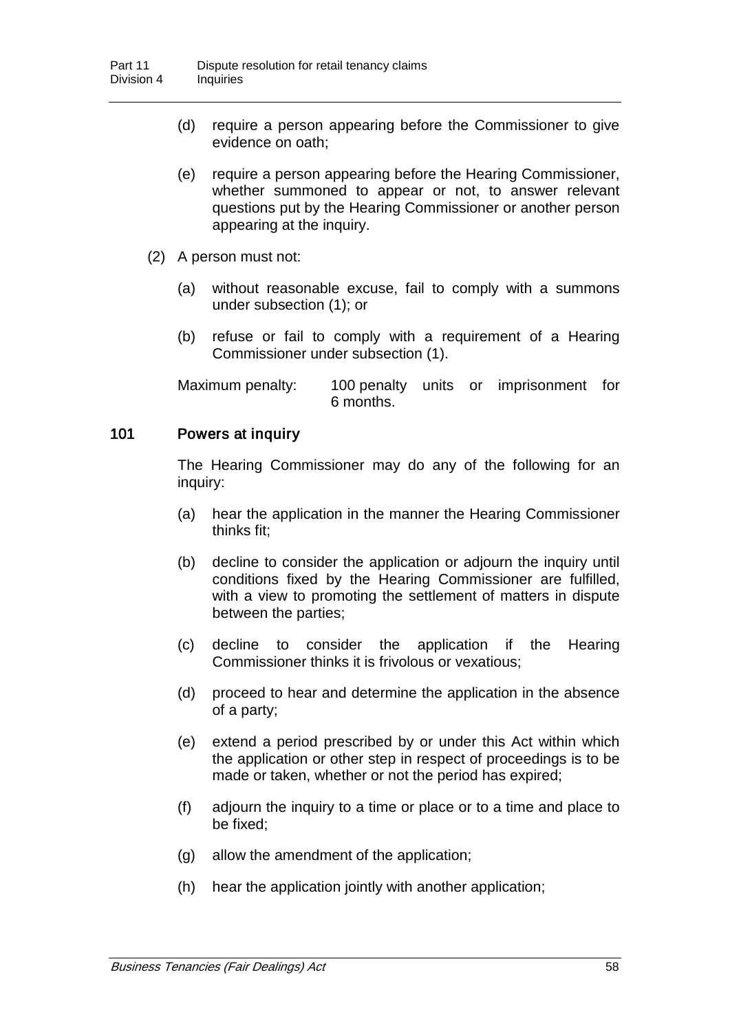(d) require a person appearing before the Commissioner to give evidence on oath;

(e) require a person appearing before the Hearing Commissioner, whether summoned to appear or not, to answer relevant questions put by the Hearing Commissioner or another person appearing at the inquiry.

(2) A person must not:

(a) without reasonable excuse, fail to comply with a summons under subsection (1); or

(b) refuse or fail to comply with a requirement of a Hearing Commissioner under subsection (1).

Maximum penalty: 100 penalty units or imprisonment for 6 months.

### 101 Powers at inquiry

The Hearing Commissioner may do any of the following for an inquiry:

(a) hear the application in the manner the Hearing Commissioner thinks fit;

(b) decline to consider the application or adjourn the inquiry until conditions fixed by the Hearing Commissioner are fulfilled, with a view to promoting the settlement of matters in dispute between the parties;

(c) decline to consider the application if the Hearing Commissioner thinks it is frivolous or vexatious;

(d) proceed to hear and determine the application in the absence of a party;

(e) extend a period prescribed by or under this Act within which the application or other step in respect of proceedings is to be made or taken, whether or not the period has expired;

(f) adjourn the inquiry to a time or place or to a time and place to be fixed;

(g) allow the amendment of the application;

(h) hear the application jointly with another application;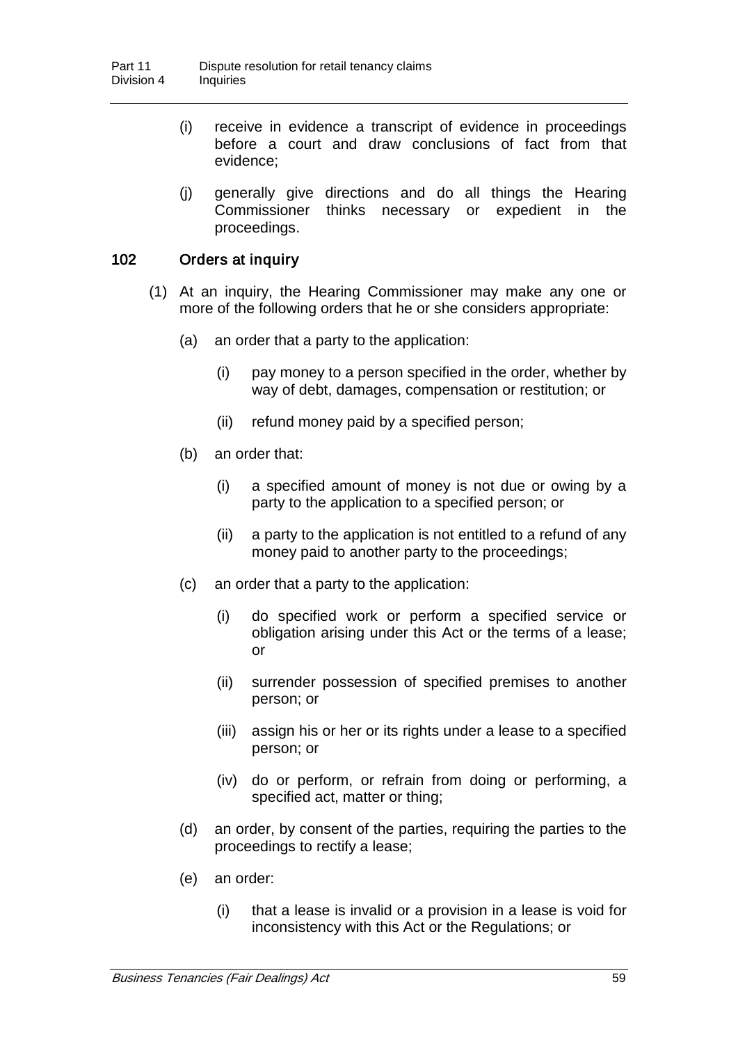(i) receive in evidence a transcript of evidence in proceedings before a court and draw conclusions of fact from that evidence;

(j) generally give directions and do all things the Hearing Commissioner thinks necessary or expedient in the proceedings.

## 102 Orders at inquiry

(1) At an inquiry, the Hearing Commissioner may make any one or more of the following orders that he or she considers appropriate:

(a) an order that a party to the application:

(i) pay money to a person specified in the order, whether by way of debt, damages, compensation or restitution; or

(ii) refund money paid by a specified person;

(b) an order that:

(i) a specified amount of money is not due or owing by a party to the application to a specified person; or

(ii) a party to the application is not entitled to a refund of any money paid to another party to the proceedings;

(c) an order that a party to the application:

(i) do specified work or perform a specified service or obligation arising under this Act or the terms of a lease; or

(ii) surrender possession of specified premises to another person; or

(iii) assign his or her or its rights under a lease to a specified person; or

(iv) do or perform, or refrain from doing or performing, a specified act, matter or thing;

(d) an order, by consent of the parties, requiring the parties to the proceedings to rectify a lease;

(e) an order:

(i) that a lease is invalid or a provision in a lease is void for inconsistency with this Act or the Regulations; or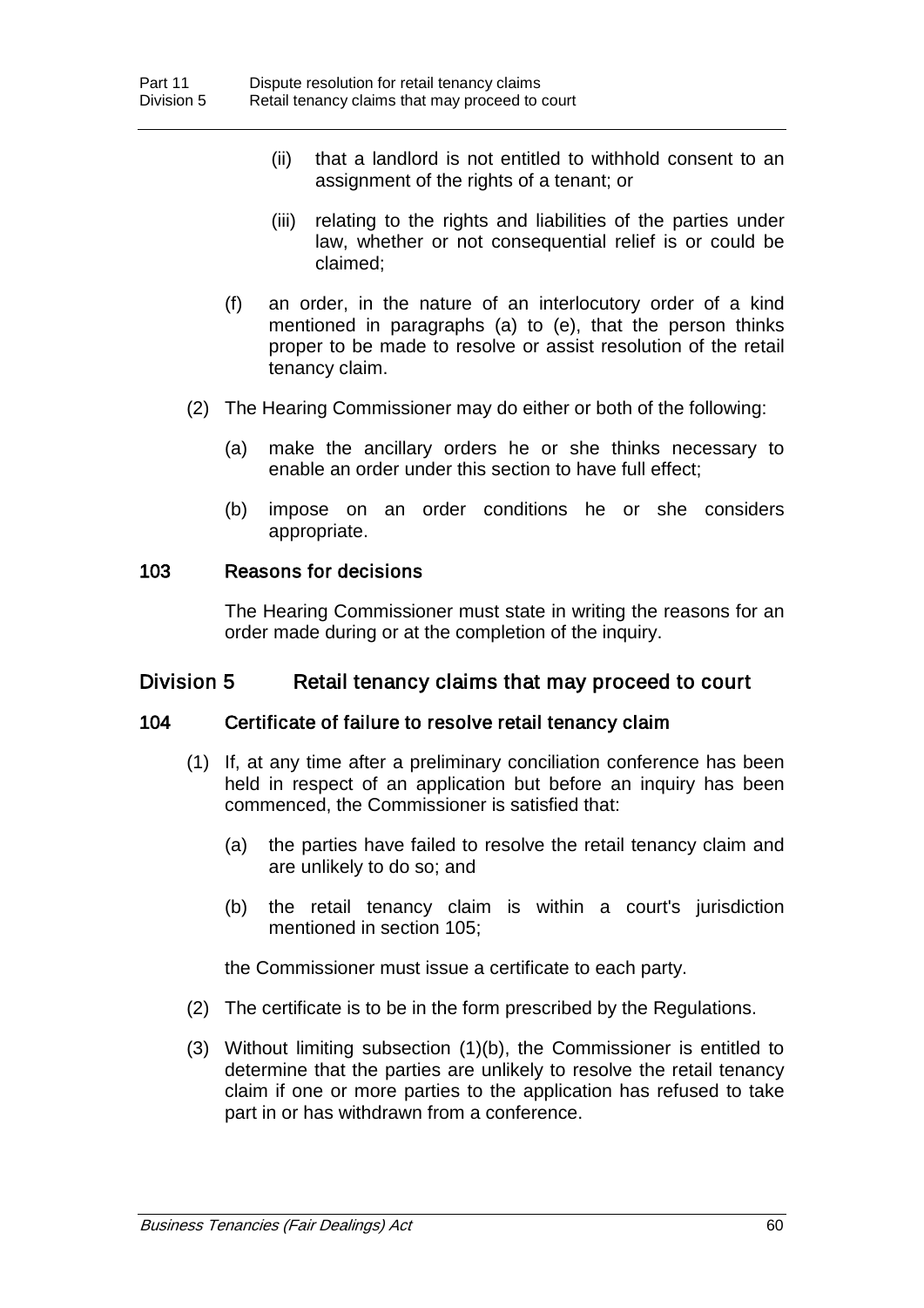(ii) that a landlord is not entitled to withhold consent to an assignment of the rights of a tenant; or

(iii) relating to the rights and liabilities of the parties under law, whether or not consequential relief is or could be claimed;

(f) an order, in the nature of an interlocutory order of a kind mentioned in paragraphs (a) to (e), that the person thinks proper to be made to resolve or assist resolution of the retail tenancy claim.

(2) The Hearing Commissioner may do either or both of the following:

(a) make the ancillary orders he or she thinks necessary to enable an order under this section to have full effect;

(b) impose on an order conditions he or she considers appropriate.

### 103 Reasons for decisions

The Hearing Commissioner must state in writing the reasons for an order made during or at the completion of the inquiry.

## Division 5 Retail tenancy claims that may proceed to court

### 104 Certificate of failure to resolve retail tenancy claim

(1) If, at any time after a preliminary conciliation conference has been held in respect of an application but before an inquiry has been commenced, the Commissioner is satisfied that:

(a) the parties have failed to resolve the retail tenancy claim and are unlikely to do so; and

(b) the retail tenancy claim is within a court's jurisdiction mentioned in section 105;

the Commissioner must issue a certificate to each party.

(2) The certificate is to be in the form prescribed by the Regulations.

(3) Without limiting subsection (1)(b), the Commissioner is entitled to determine that the parties are unlikely to resolve the retail tenancy claim if one or more parties to the application has refused to take part in or has withdrawn from a conference.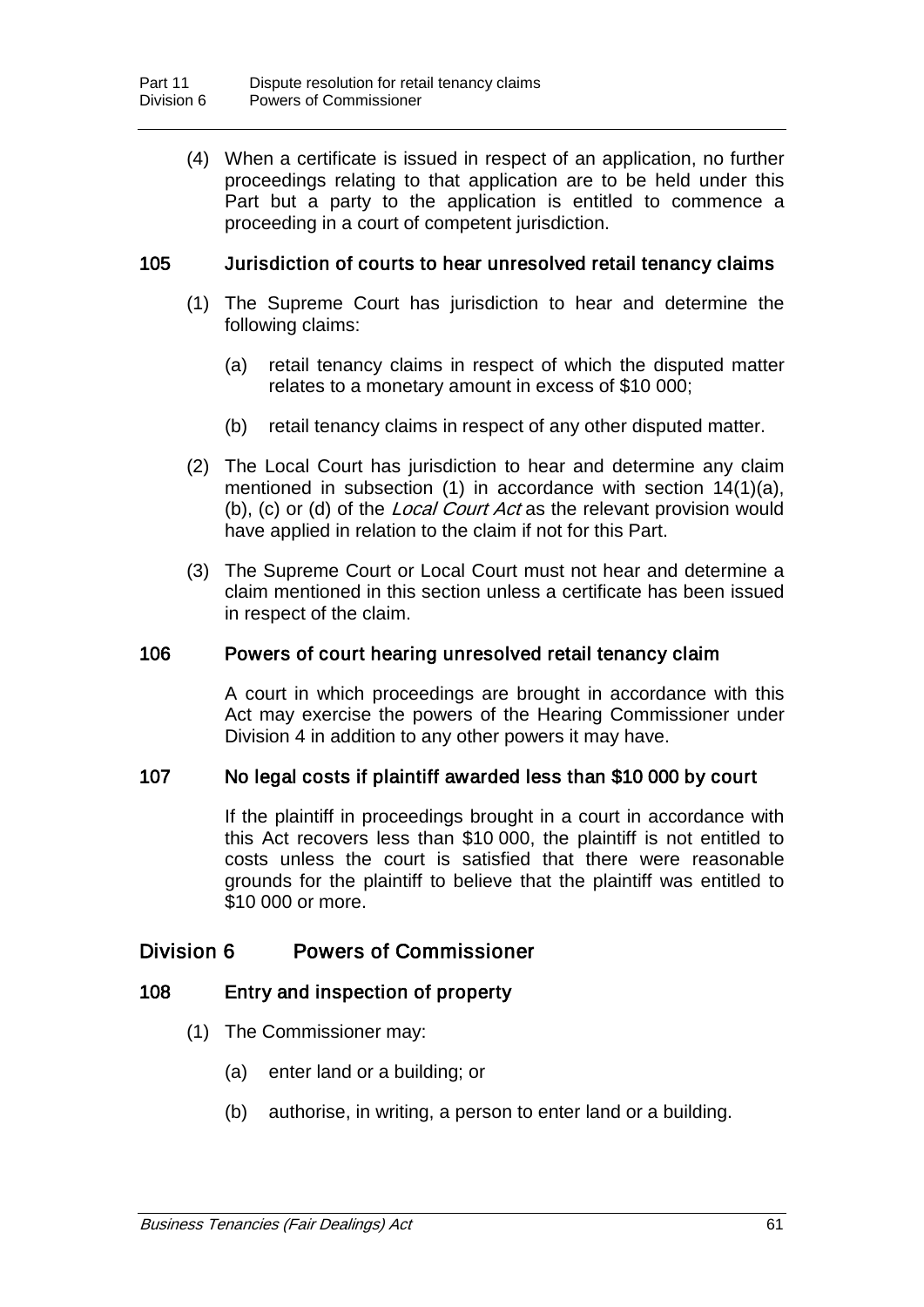(4) When a certificate is issued in respect of an application, no further proceedings relating to that application are to be held under this Part but a party to the application is entitled to commence a proceeding in a court of competent jurisdiction.

### 105 Jurisdiction of courts to hear unresolved retail tenancy claims

(1) The Supreme Court has jurisdiction to hear and determine the following claims:

(a) retail tenancy claims in respect of which the disputed matter relates to a monetary amount in excess of $10 000;

(b) retail tenancy claims in respect of any other disputed matter.

(2) The Local Court has jurisdiction to hear and determine any claim mentioned in subsection (1) in accordance with section 14(1)(a), (b), (c) or (d) of the *Local Court Act* as the relevant provision would have applied in relation to the claim if not for this Part.

(3) The Supreme Court or Local Court must not hear and determine a claim mentioned in this section unless a certificate has been issued in respect of the claim.

### 106 Powers of court hearing unresolved retail tenancy claim

A court in which proceedings are brought in accordance with this Act may exercise the powers of the Hearing Commissioner under Division 4 in addition to any other powers it may have.

### 107 No legal costs if plaintiff awarded less than $10 000 by court

If the plaintiff in proceedings brought in a court in accordance with this Act recovers less than $10 000, the plaintiff is not entitled to costs unless the court is satisfied that there were reasonable grounds for the plaintiff to believe that the plaintiff was entitled to $10 000 or more.

## Division 6 Powers of Commissioner

### 108 Entry and inspection of property

(1) The Commissioner may:

(a) enter land or a building; or

(b) authorise, in writing, a person to enter land or a building.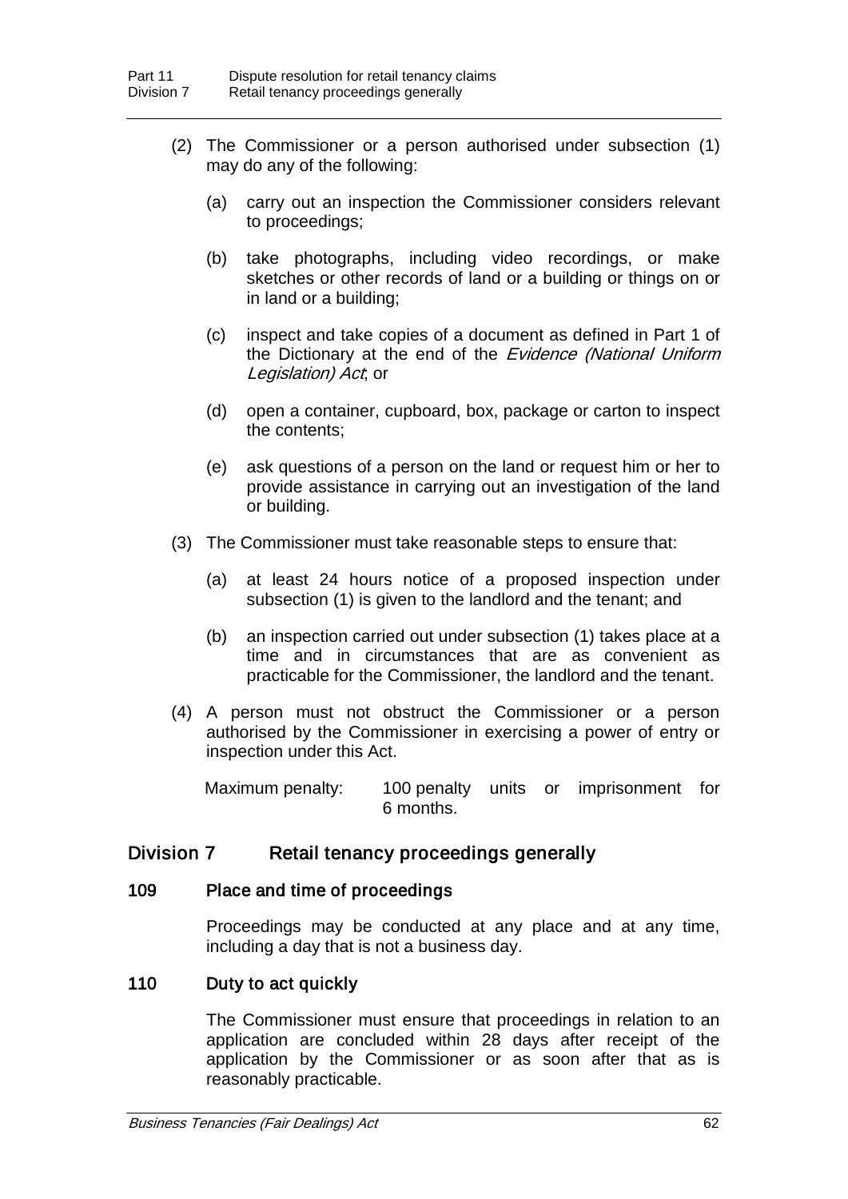(2) The Commissioner or a person authorised under subsection (1) may do any of the following:

(a) carry out an inspection the Commissioner considers relevant to proceedings;

(b) take photographs, including video recordings, or make sketches or other records of land or a building or things on or in land or a building;

(c) inspect and take copies of a document as defined in Part 1 of the Dictionary at the end of the *Evidence (National Uniform Legislation) Act*; or

(d) open a container, cupboard, box, package or carton to inspect the contents;

(e) ask questions of a person on the land or request him or her to provide assistance in carrying out an investigation of the land or building.

(3) The Commissioner must take reasonable steps to ensure that:

(a) at least 24 hours notice of a proposed inspection under subsection (1) is given to the landlord and the tenant; and

(b) an inspection carried out under subsection (1) takes place at a time and in circumstances that are as convenient as practicable for the Commissioner, the landlord and the tenant.

(4) A person must not obstruct the Commissioner or a person authorised by the Commissioner in exercising a power of entry or inspection under this Act.

Maximum penalty: 100 penalty units or imprisonment for 6 months.

## Division 7 Retail tenancy proceedings generally

### 109 Place and time of proceedings

Proceedings may be conducted at any place and at any time, including a day that is not a business day.

### 110 Duty to act quickly

The Commissioner must ensure that proceedings in relation to an application are concluded within 28 days after receipt of the application by the Commissioner or as soon after that as is reasonably practicable.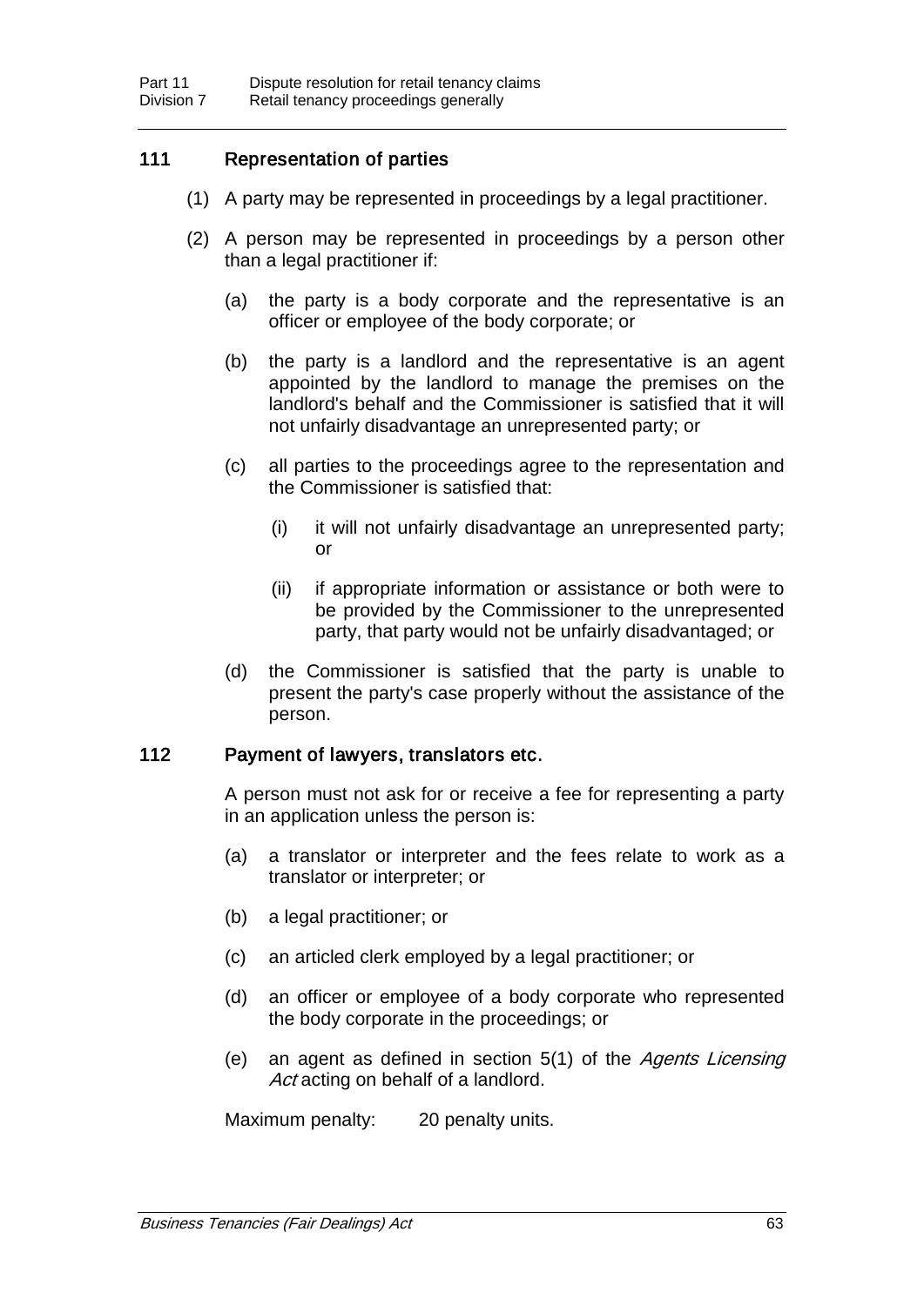### 111 Representation of parties

(1) A party may be represented in proceedings by a legal practitioner.

(2) A person may be represented in proceedings by a person other than a legal practitioner if:

(a) the party is a body corporate and the representative is an officer or employee of the body corporate; or

(b) the party is a landlord and the representative is an agent appointed by the landlord to manage the premises on the landlord's behalf and the Commissioner is satisfied that it will not unfairly disadvantage an unrepresented party; or

(c) all parties to the proceedings agree to the representation and the Commissioner is satisfied that:

(i) it will not unfairly disadvantage an unrepresented party; or

(ii) if appropriate information or assistance or both were to be provided by the Commissioner to the unrepresented party, that party would not be unfairly disadvantaged; or

(d) the Commissioner is satisfied that the party is unable to present the party's case properly without the assistance of the person.

### 112 Payment of lawyers, translators etc.

A person must not ask for or receive a fee for representing a party in an application unless the person is:

(a) a translator or interpreter and the fees relate to work as a translator or interpreter; or

(b) a legal practitioner; or

(c) an articled clerk employed by a legal practitioner; or

(d) an officer or employee of a body corporate who represented the body corporate in the proceedings; or

(e) an agent as defined in section 5(1) of the *Agents Licensing Act* acting on behalf of a landlord.

Maximum penalty: 20 penalty units.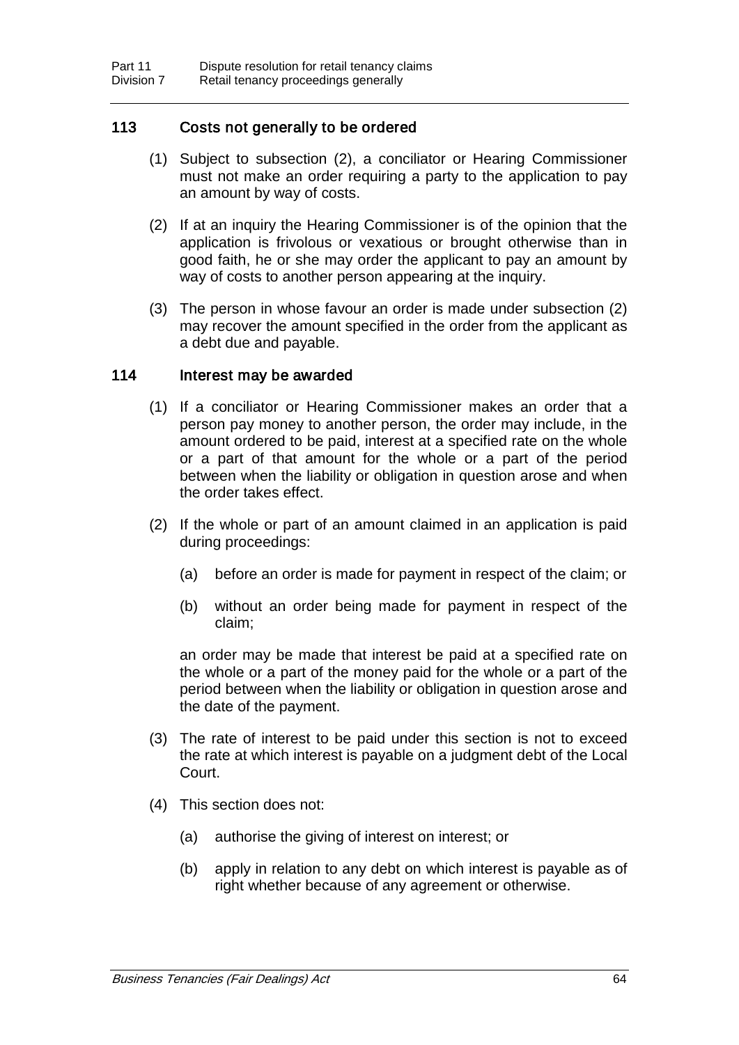## 113 Costs not generally to be ordered

(1) Subject to subsection (2), a conciliator or Hearing Commissioner must not make an order requiring a party to the application to pay an amount by way of costs.

(2) If at an inquiry the Hearing Commissioner is of the opinion that the application is frivolous or vexatious or brought otherwise than in good faith, he or she may order the applicant to pay an amount by way of costs to another person appearing at the inquiry.

(3) The person in whose favour an order is made under subsection (2) may recover the amount specified in the order from the applicant as a debt due and payable.

## 114 Interest may be awarded

(1) If a conciliator or Hearing Commissioner makes an order that a person pay money to another person, the order may include, in the amount ordered to be paid, interest at a specified rate on the whole or a part of that amount for the whole or a part of the period between when the liability or obligation in question arose and when the order takes effect.

(2) If the whole or part of an amount claimed in an application is paid during proceedings:

(a) before an order is made for payment in respect of the claim; or

(b) without an order being made for payment in respect of the claim;

an order may be made that interest be paid at a specified rate on the whole or a part of the money paid for the whole or a part of the period between when the liability or obligation in question arose and the date of the payment.

(3) The rate of interest to be paid under this section is not to exceed the rate at which interest is payable on a judgment debt of the Local Court.

(4) This section does not:

(a) authorise the giving of interest on interest; or

(b) apply in relation to any debt on which interest is payable as of right whether because of any agreement or otherwise.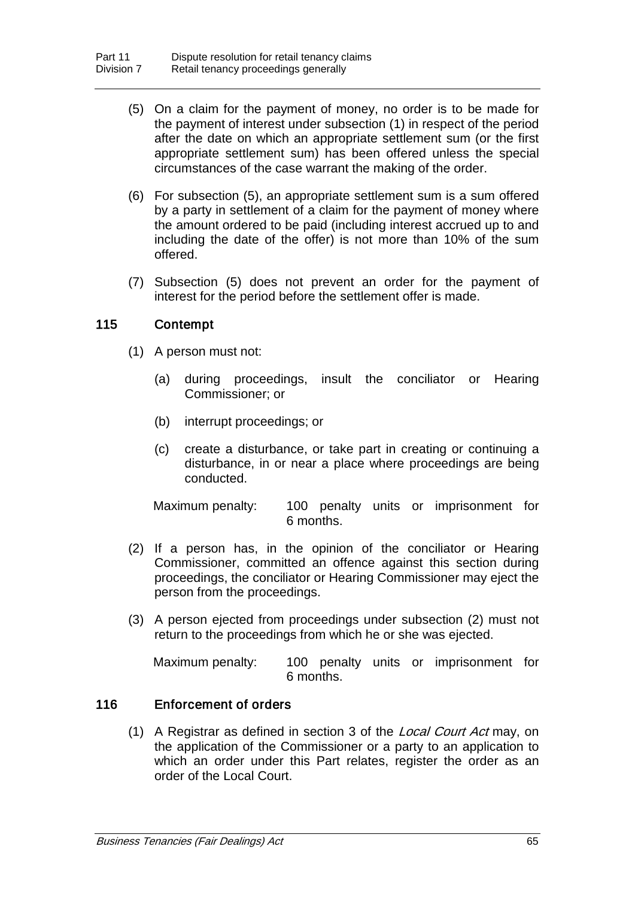(5) On a claim for the payment of money, no order is to be made for the payment of interest under subsection (1) in respect of the period after the date on which an appropriate settlement sum (or the first appropriate settlement sum) has been offered unless the special circumstances of the case warrant the making of the order.

(6) For subsection (5), an appropriate settlement sum is a sum offered by a party in settlement of a claim for the payment of money where the amount ordered to be paid (including interest accrued up to and including the date of the offer) is not more than 10% of the sum offered.

(7) Subsection (5) does not prevent an order for the payment of interest for the period before the settlement offer is made.

### 115 Contempt

(1) A person must not:

(a) during proceedings, insult the conciliator or Hearing Commissioner; or

(b) interrupt proceedings; or

(c) create a disturbance, or take part in creating or continuing a disturbance, in or near a place where proceedings are being conducted.

Maximum penalty: 100 penalty units or imprisonment for 6 months.

(2) If a person has, in the opinion of the conciliator or Hearing Commissioner, committed an offence against this section during proceedings, the conciliator or Hearing Commissioner may eject the person from the proceedings.

(3) A person ejected from proceedings under subsection (2) must not return to the proceedings from which he or she was ejected.

Maximum penalty: 100 penalty units or imprisonment for 6 months.

### 116 Enforcement of orders

(1) A Registrar as defined in section 3 of the *Local Court Act* may, on the application of the Commissioner or a party to an application to which an order under this Part relates, register the order as an order of the Local Court.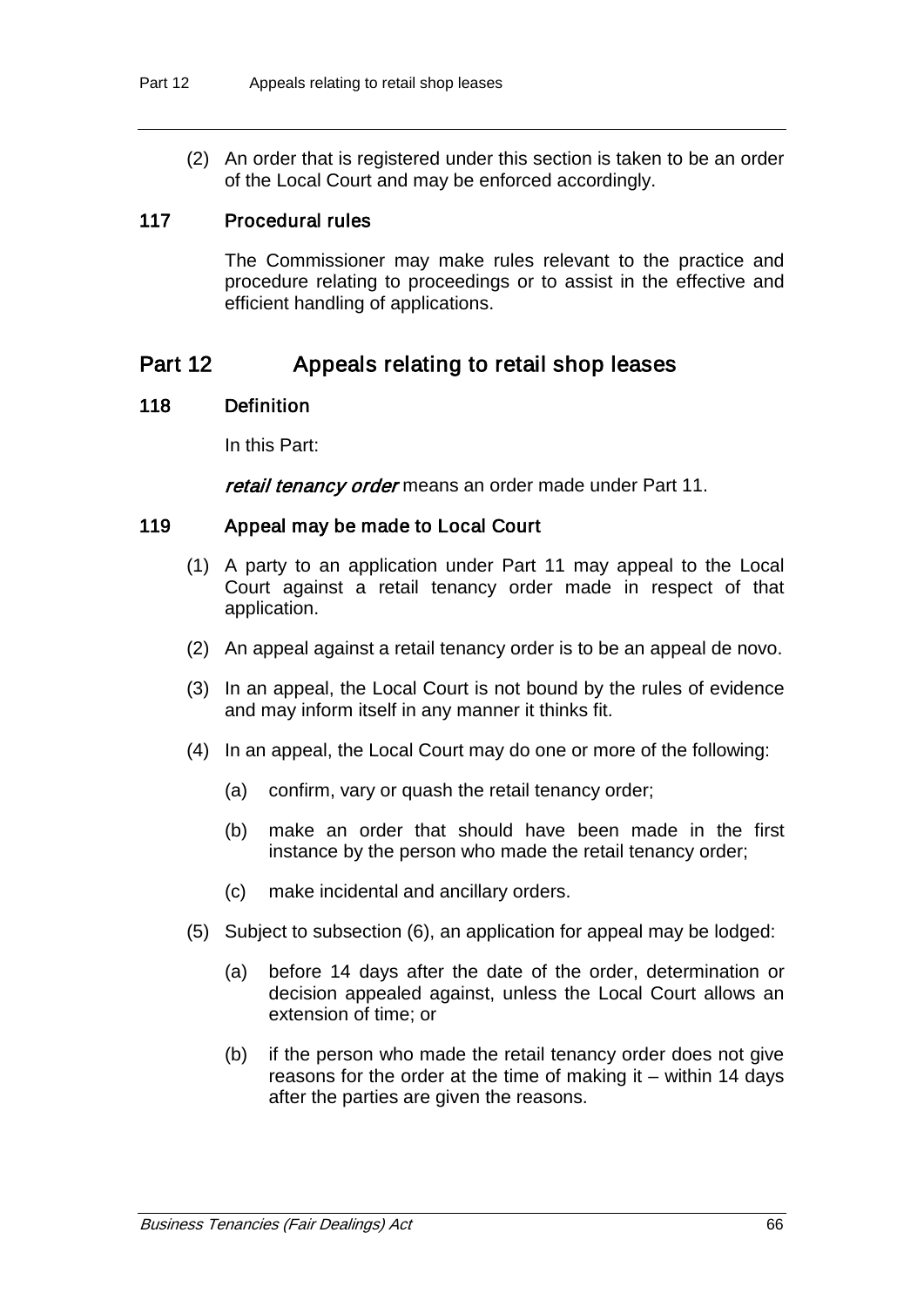(2) An order that is registered under this section is taken to be an order of the Local Court and may be enforced accordingly.

### 117 Procedural rules

The Commissioner may make rules relevant to the practice and procedure relating to proceedings or to assist in the effective and efficient handling of applications.

## Part 12 Appeals relating to retail shop leases

### 118 Definition

In this Part:

***retail tenancy order*** means an order made under Part 11.

### 119 Appeal may be made to Local Court

(1) A party to an application under Part 11 may appeal to the Local Court against a retail tenancy order made in respect of that application.

(2) An appeal against a retail tenancy order is to be an appeal de novo.

(3) In an appeal, the Local Court is not bound by the rules of evidence and may inform itself in any manner it thinks fit.

(4) In an appeal, the Local Court may do one or more of the following:

(a) confirm, vary or quash the retail tenancy order;

(b) make an order that should have been made in the first instance by the person who made the retail tenancy order;

(c) make incidental and ancillary orders.

(5) Subject to subsection (6), an application for appeal may be lodged:

(a) before 14 days after the date of the order, determination or decision appealed against, unless the Local Court allows an extension of time; or

(b) if the person who made the retail tenancy order does not give reasons for the order at the time of making it – within 14 days after the parties are given the reasons.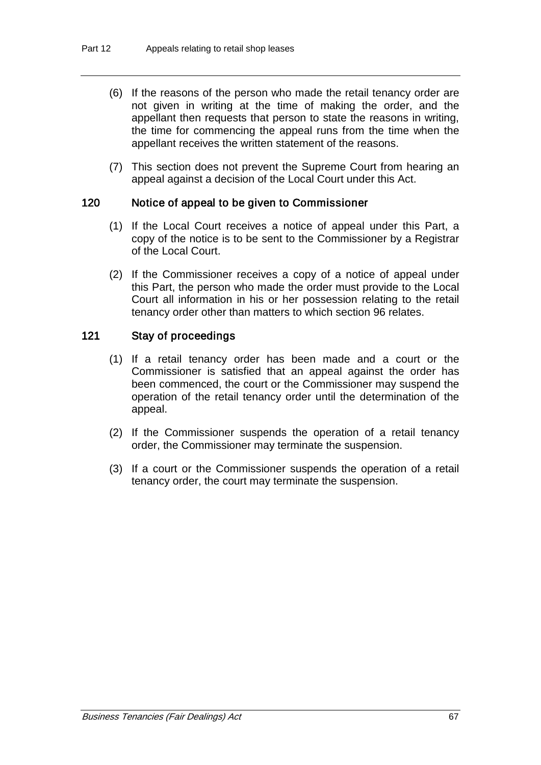(6) If the reasons of the person who made the retail tenancy order are not given in writing at the time of making the order, and the appellant then requests that person to state the reasons in writing, the time for commencing the appeal runs from the time when the appellant receives the written statement of the reasons.

(7) This section does not prevent the Supreme Court from hearing an appeal against a decision of the Local Court under this Act.

### 120 Notice of appeal to be given to Commissioner

(1) If the Local Court receives a notice of appeal under this Part, a copy of the notice is to be sent to the Commissioner by a Registrar of the Local Court.

(2) If the Commissioner receives a copy of a notice of appeal under this Part, the person who made the order must provide to the Local Court all information in his or her possession relating to the retail tenancy order other than matters to which section 96 relates.

### 121 Stay of proceedings

(1) If a retail tenancy order has been made and a court or the Commissioner is satisfied that an appeal against the order has been commenced, the court or the Commissioner may suspend the operation of the retail tenancy order until the determination of the appeal.

(2) If the Commissioner suspends the operation of a retail tenancy order, the Commissioner may terminate the suspension.

(3) If a court or the Commissioner suspends the operation of a retail tenancy order, the court may terminate the suspension.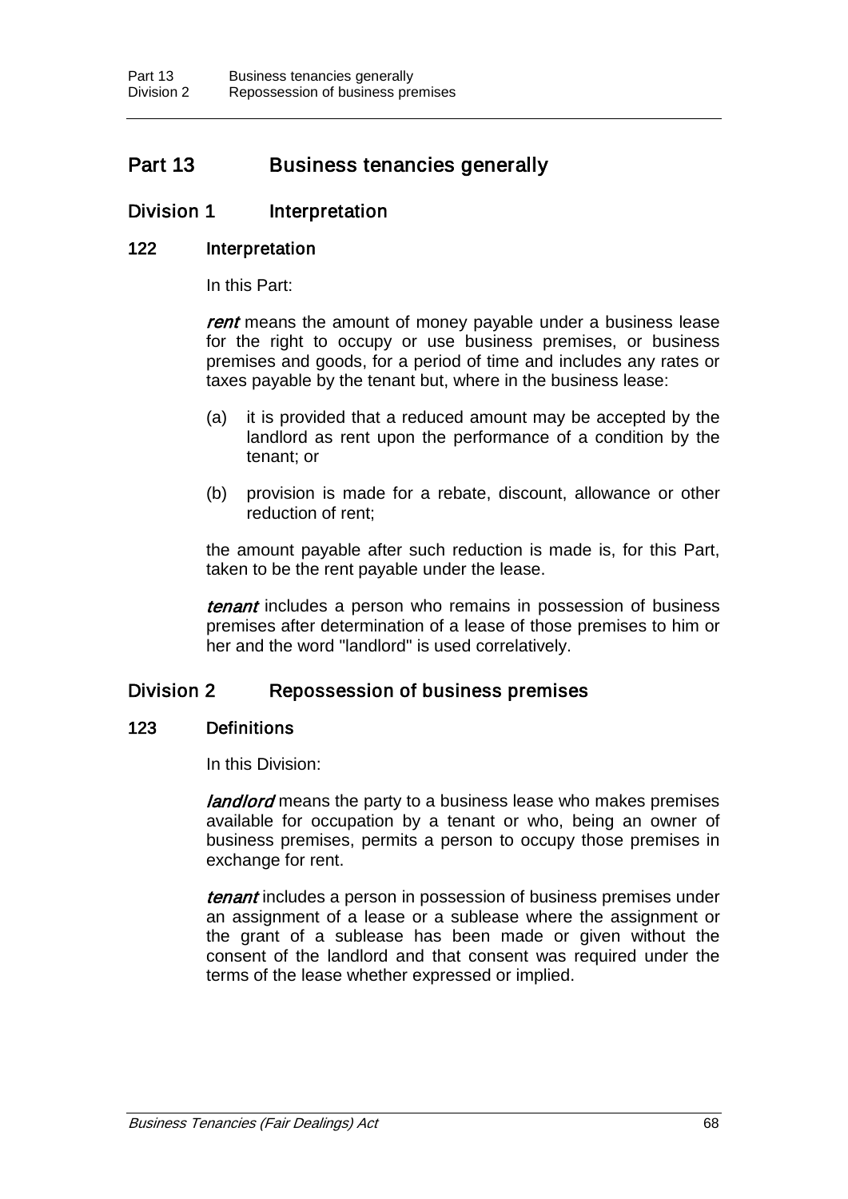# Part 13 Business tenancies generally

## Division 1 Interpretation

### 122 Interpretation

In this Part:

***rent*** means the amount of money payable under a business lease for the right to occupy or use business premises, or business premises and goods, for a period of time and includes any rates or taxes payable by the tenant but, where in the business lease:

(a) it is provided that a reduced amount may be accepted by the landlord as rent upon the performance of a condition by the tenant; or

(b) provision is made for a rebate, discount, allowance or other reduction of rent;

the amount payable after such reduction is made is, for this Part, taken to be the rent payable under the lease.

***tenant*** includes a person who remains in possession of business premises after determination of a lease of those premises to him or her and the word "landlord" is used correlatively.

## Division 2 Repossession of business premises

### 123 Definitions

In this Division:

***landlord*** means the party to a business lease who makes premises available for occupation by a tenant or who, being an owner of business premises, permits a person to occupy those premises in exchange for rent.

***tenant*** includes a person in possession of business premises under an assignment of a lease or a sublease where the assignment or the grant of a sublease has been made or given without the consent of the landlord and that consent was required under the terms of the lease whether expressed or implied.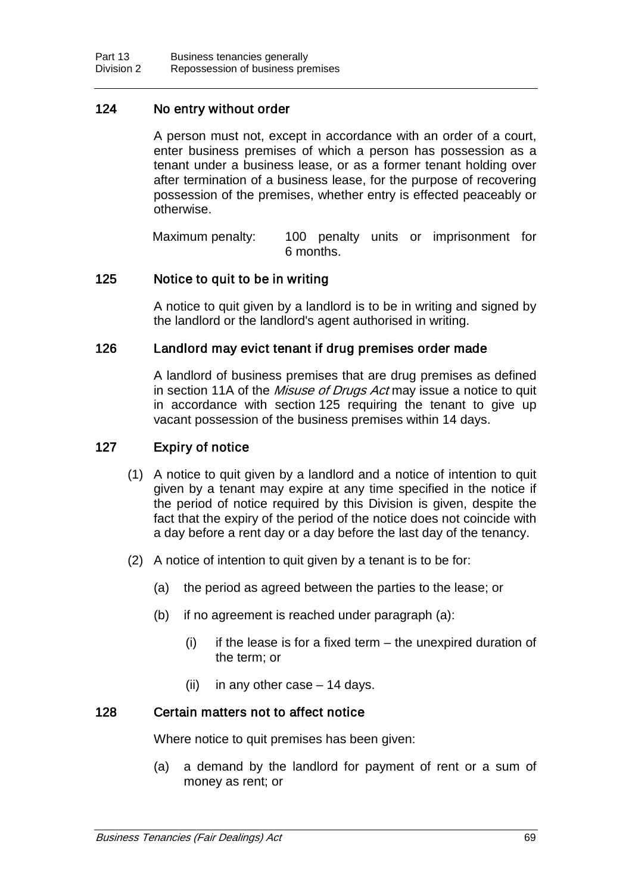### 124 No entry without order

A person must not, except in accordance with an order of a court, enter business premises of which a person has possession as a tenant under a business lease, or as a former tenant holding over after termination of a business lease, for the purpose of recovering possession of the premises, whether entry is effected peaceably or otherwise.

Maximum penalty: 100 penalty units or imprisonment for 6 months.

### 125 Notice to quit to be in writing

A notice to quit given by a landlord is to be in writing and signed by the landlord or the landlord's agent authorised in writing.

### 126 Landlord may evict tenant if drug premises order made

A landlord of business premises that are drug premises as defined in section 11A of the *Misuse of Drugs Act* may issue a notice to quit in accordance with section 125 requiring the tenant to give up vacant possession of the business premises within 14 days.

### 127 Expiry of notice

(1) A notice to quit given by a landlord and a notice of intention to quit given by a tenant may expire at any time specified in the notice if the period of notice required by this Division is given, despite the fact that the expiry of the period of the notice does not coincide with a day before a rent day or a day before the last day of the tenancy.

(2) A notice of intention to quit given by a tenant is to be for:

(a) the period as agreed between the parties to the lease; or

(b) if no agreement is reached under paragraph (a):

(i) if the lease is for a fixed term – the unexpired duration of the term; or

(ii) in any other case – 14 days.

### 128 Certain matters not to affect notice

Where notice to quit premises has been given:

(a) a demand by the landlord for payment of rent or a sum of money as rent; or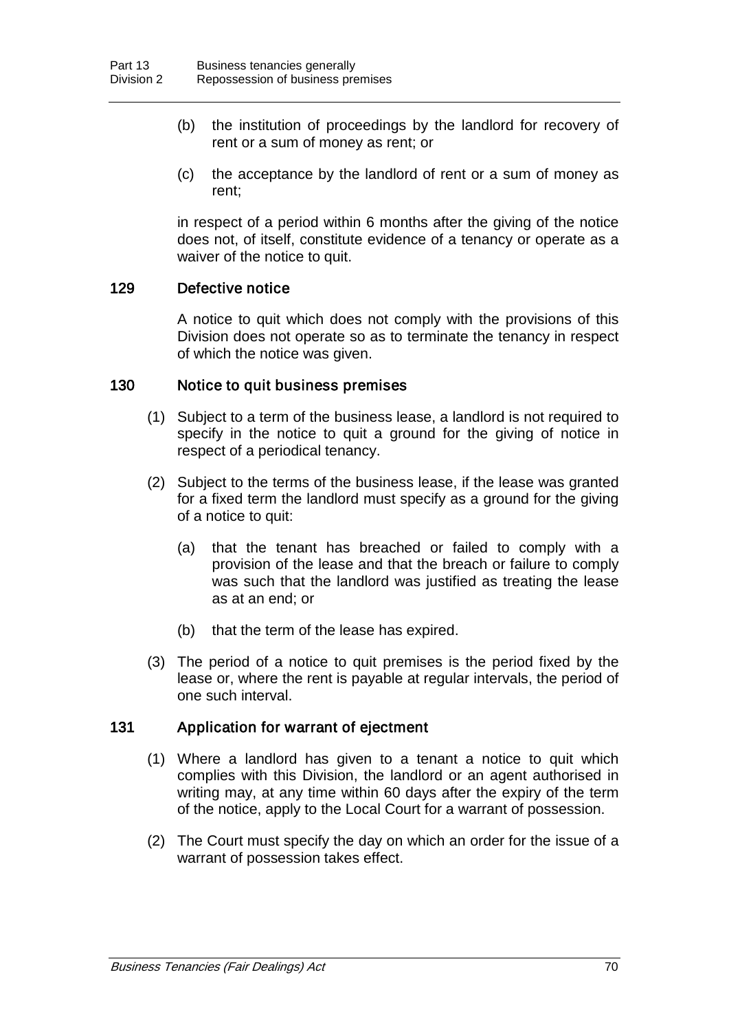(b) the institution of proceedings by the landlord for recovery of rent or a sum of money as rent; or

(c) the acceptance by the landlord of rent or a sum of money as rent;

in respect of a period within 6 months after the giving of the notice does not, of itself, constitute evidence of a tenancy or operate as a waiver of the notice to quit.

### 129 Defective notice

A notice to quit which does not comply with the provisions of this Division does not operate so as to terminate the tenancy in respect of which the notice was given.

### 130 Notice to quit business premises

(1) Subject to a term of the business lease, a landlord is not required to specify in the notice to quit a ground for the giving of notice in respect of a periodical tenancy.

(2) Subject to the terms of the business lease, if the lease was granted for a fixed term the landlord must specify as a ground for the giving of a notice to quit:

(a) that the tenant has breached or failed to comply with a provision of the lease and that the breach or failure to comply was such that the landlord was justified as treating the lease as at an end; or

(b) that the term of the lease has expired.

(3) The period of a notice to quit premises is the period fixed by the lease or, where the rent is payable at regular intervals, the period of one such interval.

### 131 Application for warrant of ejectment

(1) Where a landlord has given to a tenant a notice to quit which complies with this Division, the landlord or an agent authorised in writing may, at any time within 60 days after the expiry of the term of the notice, apply to the Local Court for a warrant of possession.

(2) The Court must specify the day on which an order for the issue of a warrant of possession takes effect.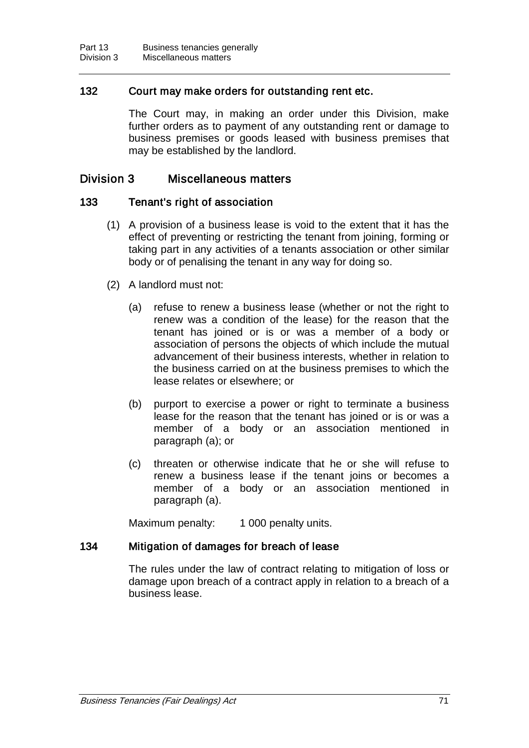### 132 Court may make orders for outstanding rent etc.

The Court may, in making an order under this Division, make further orders as to payment of any outstanding rent or damage to business premises or goods leased with business premises that may be established by the landlord.

## Division 3 Miscellaneous matters

### 133 Tenant's right of association

(1) A provision of a business lease is void to the extent that it has the effect of preventing or restricting the tenant from joining, forming or taking part in any activities of a tenants association or other similar body or of penalising the tenant in any way for doing so.

(2) A landlord must not:

(a) refuse to renew a business lease (whether or not the right to renew was a condition of the lease) for the reason that the tenant has joined or is or was a member of a body or association of persons the objects of which include the mutual advancement of their business interests, whether in relation to the business carried on at the business premises to which the lease relates or elsewhere; or

(b) purport to exercise a power or right to terminate a business lease for the reason that the tenant has joined or is or was a member of a body or an association mentioned in paragraph (a); or

(c) threaten or otherwise indicate that he or she will refuse to renew a business lease if the tenant joins or becomes a member of a body or an association mentioned in paragraph (a).

Maximum penalty: 1 000 penalty units.

### 134 Mitigation of damages for breach of lease

The rules under the law of contract relating to mitigation of loss or damage upon breach of a contract apply in relation to a breach of a business lease.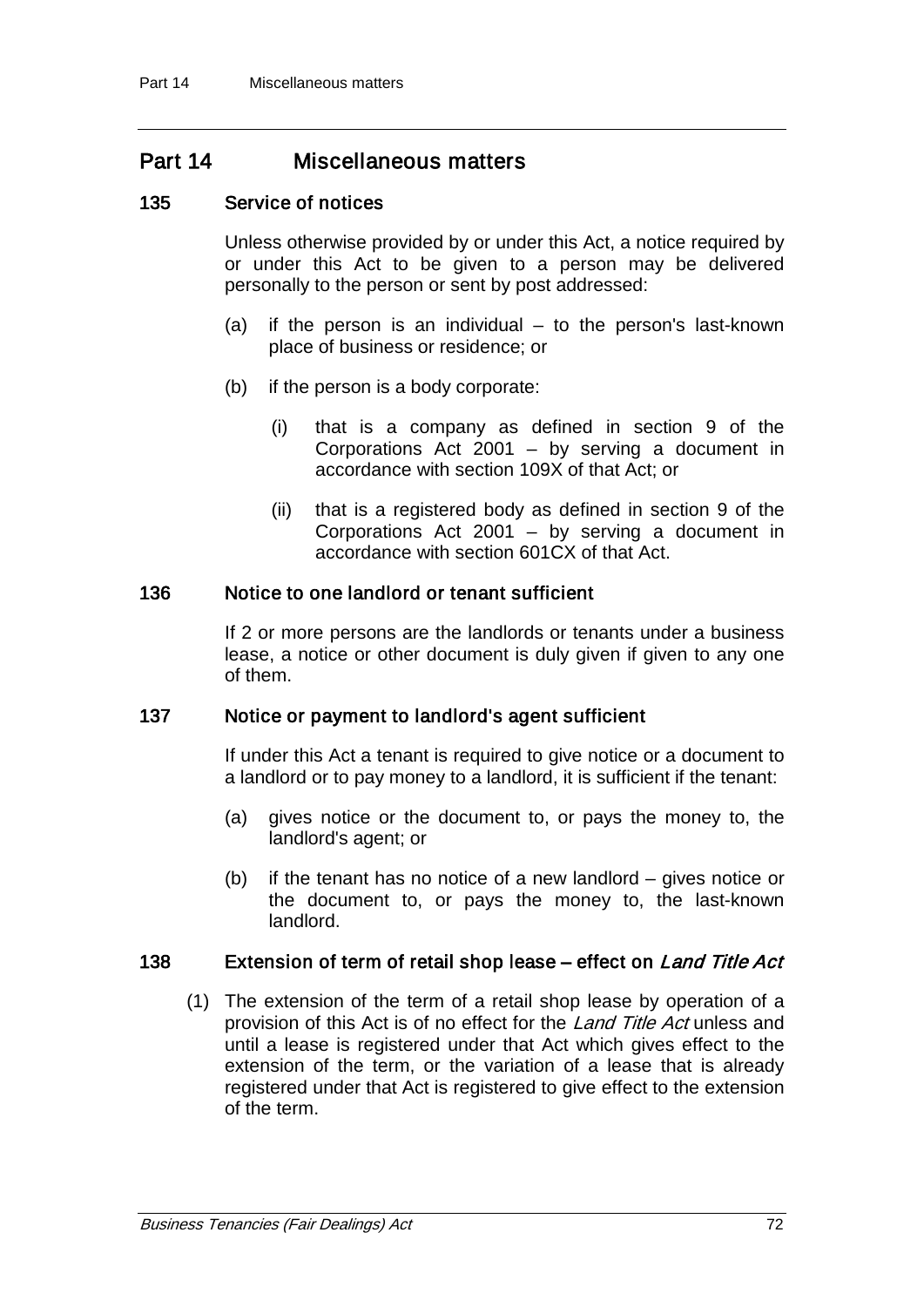# Part 14 Miscellaneous matters

### 135 Service of notices

Unless otherwise provided by or under this Act, a notice required by or under this Act to be given to a person may be delivered personally to the person or sent by post addressed:

(a) if the person is an individual – to the person's last-known place of business or residence; or

(b) if the person is a body corporate:

(i) that is a company as defined in section 9 of the Corporations Act 2001 – by serving a document in accordance with section 109X of that Act; or

(ii) that is a registered body as defined in section 9 of the Corporations Act 2001 – by serving a document in accordance with section 601CX of that Act.

### 136 Notice to one landlord or tenant sufficient

If 2 or more persons are the landlords or tenants under a business lease, a notice or other document is duly given if given to any one of them.

### 137 Notice or payment to landlord's agent sufficient

If under this Act a tenant is required to give notice or a document to a landlord or to pay money to a landlord, it is sufficient if the tenant:

(a) gives notice or the document to, or pays the money to, the landlord's agent; or

(b) if the tenant has no notice of a new landlord – gives notice or the document to, or pays the money to, the last-known landlord.

### 138 Extension of term of retail shop lease – effect on *Land Title Act*

(1) The extension of the term of a retail shop lease by operation of a provision of this Act is of no effect for the *Land Title Act* unless and until a lease is registered under that Act which gives effect to the extension of the term, or the variation of a lease that is already registered under that Act is registered to give effect to the extension of the term.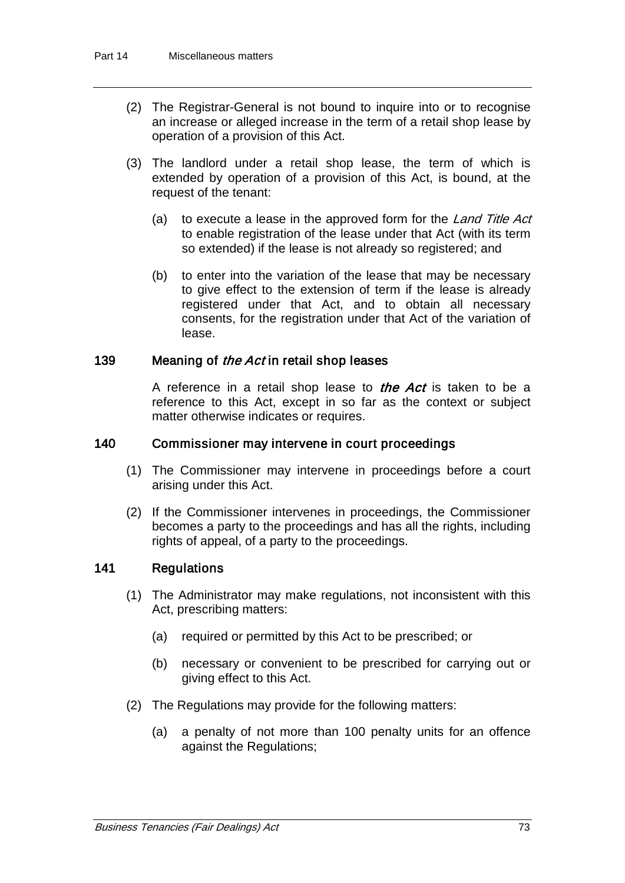(2) The Registrar-General is not bound to inquire into or to recognise an increase or alleged increase in the term of a retail shop lease by operation of a provision of this Act.

(3) The landlord under a retail shop lease, the term of which is extended by operation of a provision of this Act, is bound, at the request of the tenant:

(a) to execute a lease in the approved form for the *Land Title Act* to enable registration of the lease under that Act (with its term so extended) if the lease is not already so registered; and

(b) to enter into the variation of the lease that may be necessary to give effect to the extension of term if the lease is already registered under that Act, and to obtain all necessary consents, for the registration under that Act of the variation of lease.

### 139 Meaning of *the Act* in retail shop leases

A reference in a retail shop lease to ***the Act*** is taken to be a reference to this Act, except in so far as the context or subject matter otherwise indicates or requires.

### 140 Commissioner may intervene in court proceedings

(1) The Commissioner may intervene in proceedings before a court arising under this Act.

(2) If the Commissioner intervenes in proceedings, the Commissioner becomes a party to the proceedings and has all the rights, including rights of appeal, of a party to the proceedings.

### 141 Regulations

(1) The Administrator may make regulations, not inconsistent with this Act, prescribing matters:

(a) required or permitted by this Act to be prescribed; or

(b) necessary or convenient to be prescribed for carrying out or giving effect to this Act.

(2) The Regulations may provide for the following matters:

(a) a penalty of not more than 100 penalty units for an offence against the Regulations;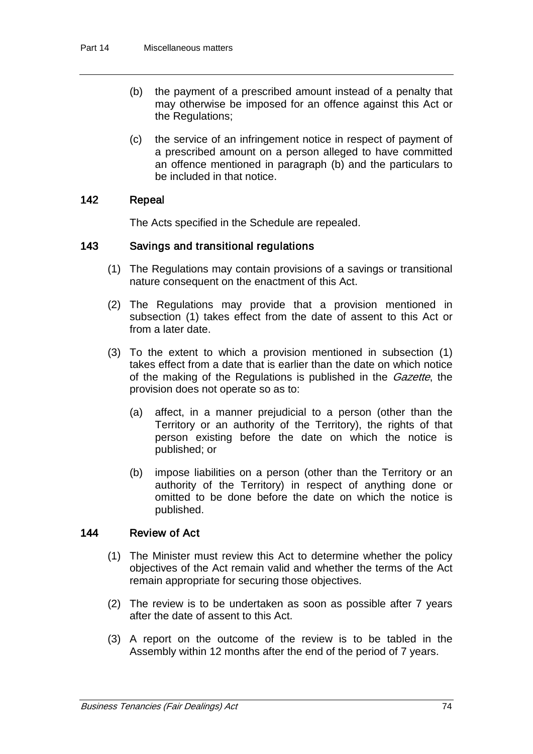(b) the payment of a prescribed amount instead of a penalty that may otherwise be imposed for an offence against this Act or the Regulations;

(c) the service of an infringement notice in respect of payment of a prescribed amount on a person alleged to have committed an offence mentioned in paragraph (b) and the particulars to be included in that notice.

### 142 Repeal

The Acts specified in the Schedule are repealed.

### 143 Savings and transitional regulations

(1) The Regulations may contain provisions of a savings or transitional nature consequent on the enactment of this Act.

(2) The Regulations may provide that a provision mentioned in subsection (1) takes effect from the date of assent to this Act or from a later date.

(3) To the extent to which a provision mentioned in subsection (1) takes effect from a date that is earlier than the date on which notice of the making of the Regulations is published in the *Gazette*, the provision does not operate so as to:

(a) affect, in a manner prejudicial to a person (other than the Territory or an authority of the Territory), the rights of that person existing before the date on which the notice is published; or

(b) impose liabilities on a person (other than the Territory or an authority of the Territory) in respect of anything done or omitted to be done before the date on which the notice is published.

### 144 Review of Act

(1) The Minister must review this Act to determine whether the policy objectives of the Act remain valid and whether the terms of the Act remain appropriate for securing those objectives.

(2) The review is to be undertaken as soon as possible after 7 years after the date of assent to this Act.

(3) A report on the outcome of the review is to be tabled in the Assembly within 12 months after the end of the period of 7 years.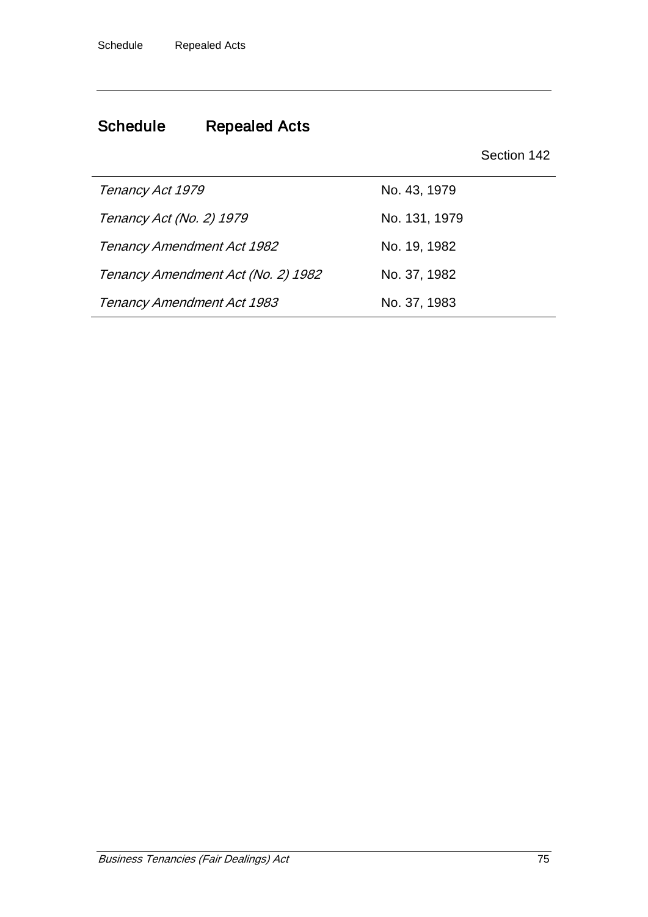# Schedule Repealed Acts

Section 142

| | |
|---|---|
| *Tenancy Act 1979* | No. 43, 1979 |
| *Tenancy Act (No. 2) 1979* | No. 131, 1979 |
| *Tenancy Amendment Act 1982* | No. 19, 1982 |
| *Tenancy Amendment Act (No. 2) 1982* | No. 37, 1982 |
| *Tenancy Amendment Act 1983* | No. 37, 1983 |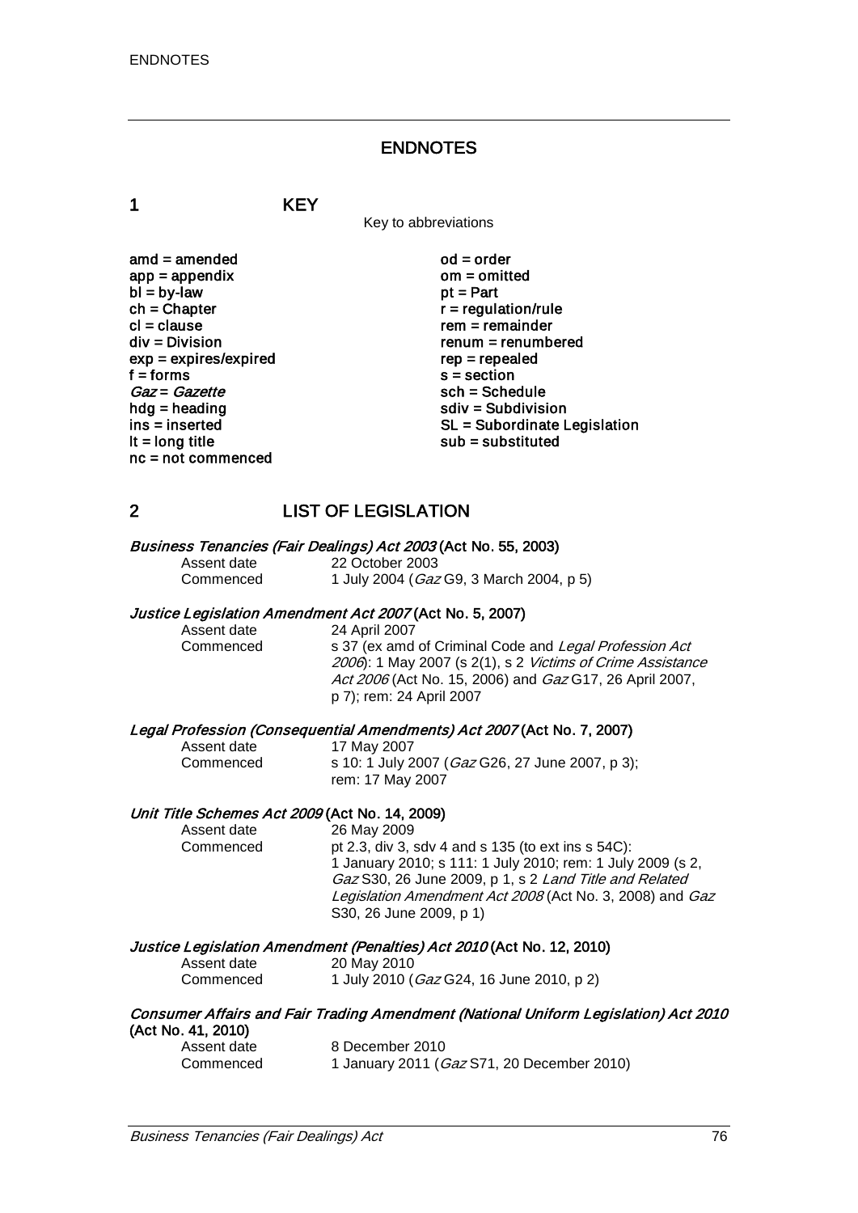# ENDNOTES

## 1 KEY

Key to abbreviations

**amd = amended**
**app = appendix**
**bl = by-law**
**ch = Chapter**
**cl = clause**
**div = Division**
**exp = expires/expired**
**f = forms**
***Gaz = Gazette***
**hdg = heading**
**ins = inserted**
**lt = long title**
**nc = not commenced**
**od = order**
**om = omitted**
**pt = Part**
**r = regulation/rule**
**rem = remainder**
**renum = renumbered**
**rep = repealed**
**s = section**
**sch = Schedule**
**sdiv = Subdivision**
**SL = Subordinate Legislation**
**sub = substituted**

## 2 LIST OF LEGISLATION

***Business Tenancies (Fair Dealings) Act 2003* (Act No. 55, 2003)**

| | |
|---|---|
| Assent date | 22 October 2003 |
| Commenced | 1 July 2004 (*Gaz* G9, 3 March 2004, p 5) |

***Justice Legislation Amendment Act 2007* (Act No. 5, 2007)**

| | |
|---|---|
| Assent date | 24 April 2007 |
| Commenced | s 37 (ex amd of Criminal Code and *Legal Profession Act 2006*): 1 May 2007 (s 2(1), s 2 *Victims of Crime Assistance Act 2006* (Act No. 15, 2006) and *Gaz* G17, 26 April 2007, p 7); rem: 24 April 2007 |

***Legal Profession (Consequential Amendments) Act 2007* (Act No. 7, 2007)**

| | |
|---|---|
| Assent date | 17 May 2007 |
| Commenced | s 10: 1 July 2007 (*Gaz* G26, 27 June 2007, p 3); rem: 17 May 2007 |

***Unit Title Schemes Act 2009* (Act No. 14, 2009)**

| | |
|---|---|
| Assent date | 26 May 2009 |
| Commenced | pt 2.3, div 3, sdv 4 and s 135 (to ext ins s 54C): 1 January 2010; s 111: 1 July 2010; rem: 1 July 2009 (s 2, *Gaz* S30, 26 June 2009, p 1, s 2 *Land Title and Related Legislation Amendment Act 2008* (Act No. 3, 2008) and *Gaz* S30, 26 June 2009, p 1) |

***Justice Legislation Amendment (Penalties) Act 2010* (Act No. 12, 2010)**

| | |
|---|---|
| Assent date | 20 May 2010 |
| Commenced | 1 July 2010 (*Gaz* G24, 16 June 2010, p 2) |

***Consumer Affairs and Fair Trading Amendment (National Uniform Legislation) Act 2010* (Act No. 41, 2010)**

| | |
|---|---|
| Assent date | 8 December 2010 |
| Commenced | 1 January 2011 (*Gaz* S71, 20 December 2010) |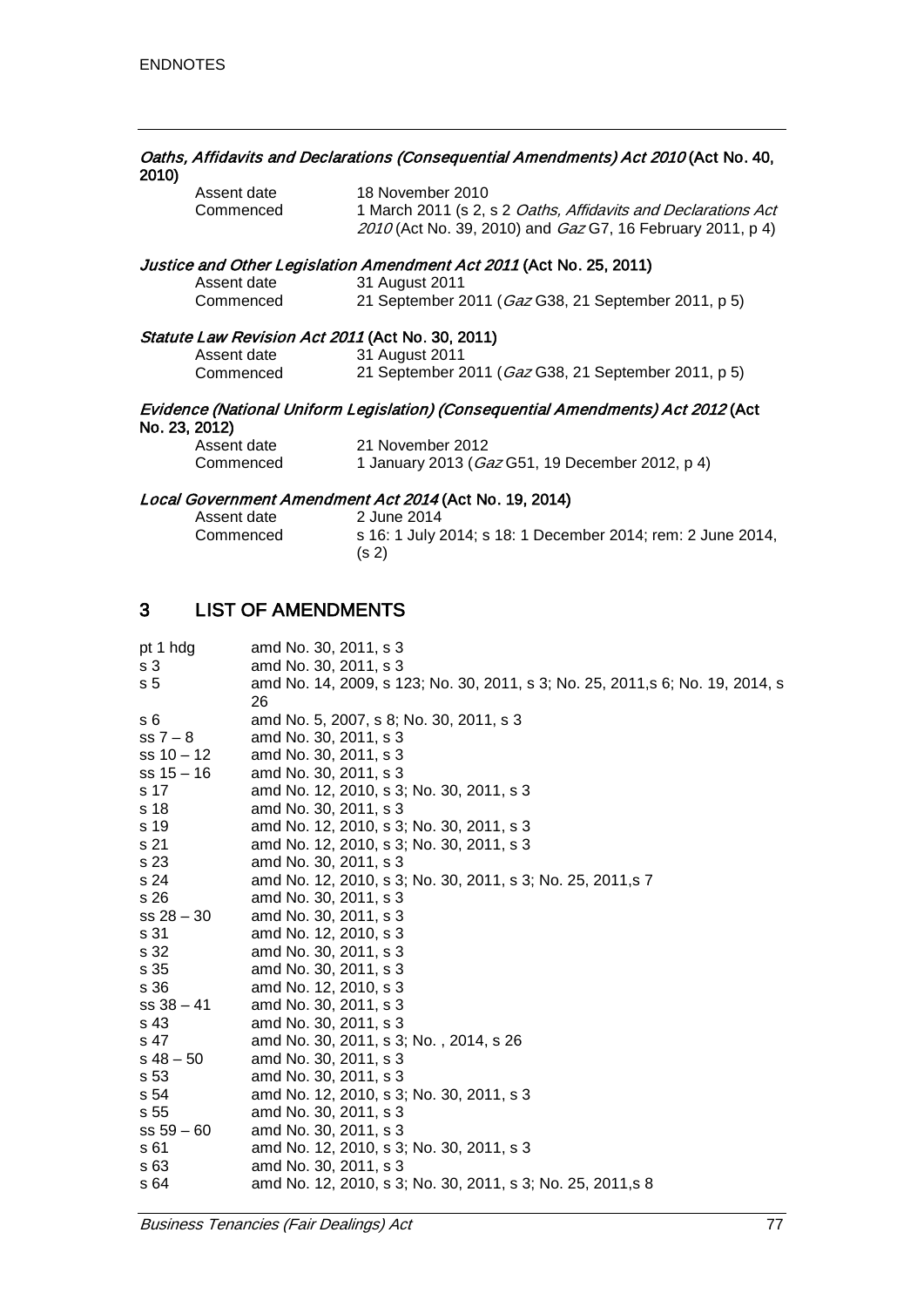*Oaths, Affidavits and Declarations (Consequential Amendments) Act 2010* **(Act No. 40, 2010)**

| | |
|---|---|
| Assent date | 18 November 2010 |
| Commenced | 1 March 2011 (s 2, s 2 *Oaths, Affidavits and Declarations Act 2010* (Act No. 39, 2010) and *Gaz* G7, 16 February 2011, p 4) |

*Justice and Other Legislation Amendment Act 2011* **(Act No. 25, 2011)**

| | |
|---|---|
| Assent date | 31 August 2011 |
| Commenced | 21 September 2011 (*Gaz* G38, 21 September 2011, p 5) |

*Statute Law Revision Act 2011* **(Act No. 30, 2011)**

| | |
|---|---|
| Assent date | 31 August 2011 |
| Commenced | 21 September 2011 (*Gaz* G38, 21 September 2011, p 5) |

*Evidence (National Uniform Legislation) (Consequential Amendments) Act 2012* **(Act No. 23, 2012)**

| | |
|---|---|
| Assent date | 21 November 2012 |
| Commenced | 1 January 2013 (*Gaz* G51, 19 December 2012, p 4) |

*Local Government Amendment Act 2014* **(Act No. 19, 2014)**

| | |
|---|---|
| Assent date | 2 June 2014 |
| Commenced | s 16: 1 July 2014; s 18: 1 December 2014; rem: 2 June 2014, (s 2) |

## 3 LIST OF AMENDMENTS

| | |
|---|---|
| pt 1 hdg | amd No. 30, 2011, s 3 |
| s 3 | amd No. 30, 2011, s 3 |
| s 5 | amd No. 14, 2009, s 123; No. 30, 2011, s 3; No. 25, 2011,s 6; No. 19, 2014, s 26 |
| s 6 | amd No. 5, 2007, s 8; No. 30, 2011, s 3 |
| ss 7 – 8 | amd No. 30, 2011, s 3 |
| ss 10 – 12 | amd No. 30, 2011, s 3 |
| ss 15 – 16 | amd No. 30, 2011, s 3 |
| s 17 | amd No. 12, 2010, s 3; No. 30, 2011, s 3 |
| s 18 | amd No. 30, 2011, s 3 |
| s 19 | amd No. 12, 2010, s 3; No. 30, 2011, s 3 |
| s 21 | amd No. 12, 2010, s 3; No. 30, 2011, s 3 |
| s 23 | amd No. 30, 2011, s 3 |
| s 24 | amd No. 12, 2010, s 3; No. 30, 2011, s 3; No. 25, 2011,s 7 |
| s 26 | amd No. 30, 2011, s 3 |
| ss 28 – 30 | amd No. 30, 2011, s 3 |
| s 31 | amd No. 12, 2010, s 3 |
| s 32 | amd No. 30, 2011, s 3 |
| s 35 | amd No. 30, 2011, s 3 |
| s 36 | amd No. 12, 2010, s 3 |
| ss 38 – 41 | amd No. 30, 2011, s 3 |
| s 43 | amd No. 30, 2011, s 3 |
| s 47 | amd No. 30, 2011, s 3; No. , 2014, s 26 |
| s 48 – 50 | amd No. 30, 2011, s 3 |
| s 53 | amd No. 30, 2011, s 3 |
| s 54 | amd No. 12, 2010, s 3; No. 30, 2011, s 3 |
| s 55 | amd No. 30, 2011, s 3 |
| ss 59 – 60 | amd No. 30, 2011, s 3 |
| s 61 | amd No. 12, 2010, s 3; No. 30, 2011, s 3 |
| s 63 | amd No. 30, 2011, s 3 |
| s 64 | amd No. 12, 2010, s 3; No. 30, 2011, s 3; No. 25, 2011,s 8 |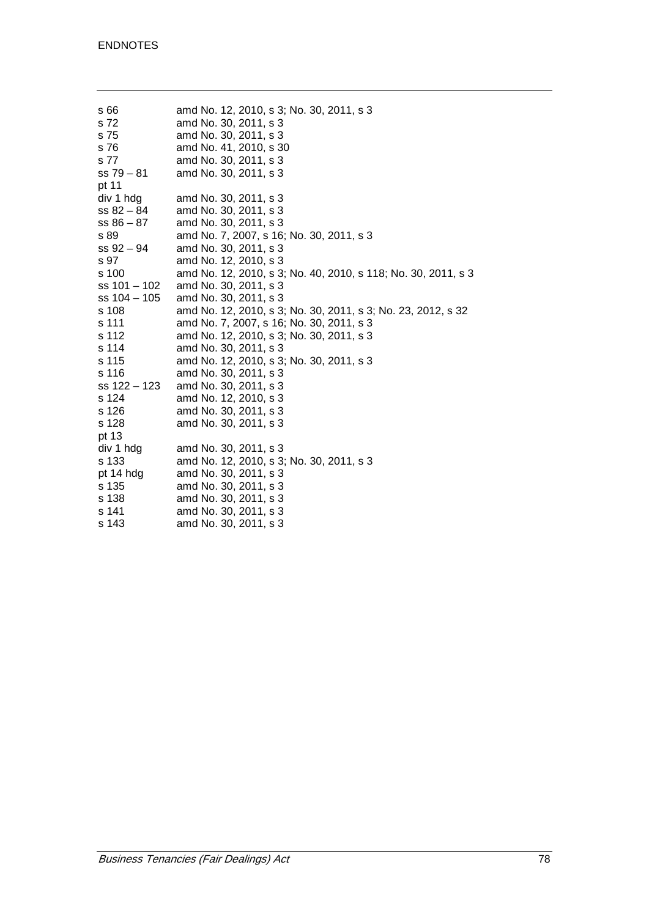| | |
|---|---|
| s 66 | amd No. 12, 2010, s 3; No. 30, 2011, s 3 |
| s 72 | amd No. 30, 2011, s 3 |
| s 75 | amd No. 30, 2011, s 3 |
| s 76 | amd No. 41, 2010, s 30 |
| s 77 | amd No. 30, 2011, s 3 |
| ss 79 – 81 | amd No. 30, 2011, s 3 |
| pt 11 | |
| div 1 hdg | amd No. 30, 2011, s 3 |
| ss 82 – 84 | amd No. 30, 2011, s 3 |
| ss 86 – 87 | amd No. 30, 2011, s 3 |
| s 89 | amd No. 7, 2007, s 16; No. 30, 2011, s 3 |
| ss 92 – 94 | amd No. 30, 2011, s 3 |
| s 97 | amd No. 12, 2010, s 3 |
| s 100 | amd No. 12, 2010, s 3; No. 40, 2010, s 118; No. 30, 2011, s 3 |
| ss 101 – 102 | amd No. 30, 2011, s 3 |
| ss 104 – 105 | amd No. 30, 2011, s 3 |
| s 108 | amd No. 12, 2010, s 3; No. 30, 2011, s 3; No. 23, 2012, s 32 |
| s 111 | amd No. 7, 2007, s 16; No. 30, 2011, s 3 |
| s 112 | amd No. 12, 2010, s 3; No. 30, 2011, s 3 |
| s 114 | amd No. 30, 2011, s 3 |
| s 115 | amd No. 12, 2010, s 3; No. 30, 2011, s 3 |
| s 116 | amd No. 30, 2011, s 3 |
| ss 122 – 123 | amd No. 30, 2011, s 3 |
| s 124 | amd No. 12, 2010, s 3 |
| s 126 | amd No. 30, 2011, s 3 |
| s 128 | amd No. 30, 2011, s 3 |
| pt 13 | |
| div 1 hdg | amd No. 30, 2011, s 3 |
| s 133 | amd No. 12, 2010, s 3; No. 30, 2011, s 3 |
| pt 14 hdg | amd No. 30, 2011, s 3 |
| s 135 | amd No. 30, 2011, s 3 |
| s 138 | amd No. 30, 2011, s 3 |
| s 141 | amd No. 30, 2011, s 3 |
| s 143 | amd No. 30, 2011, s 3 |